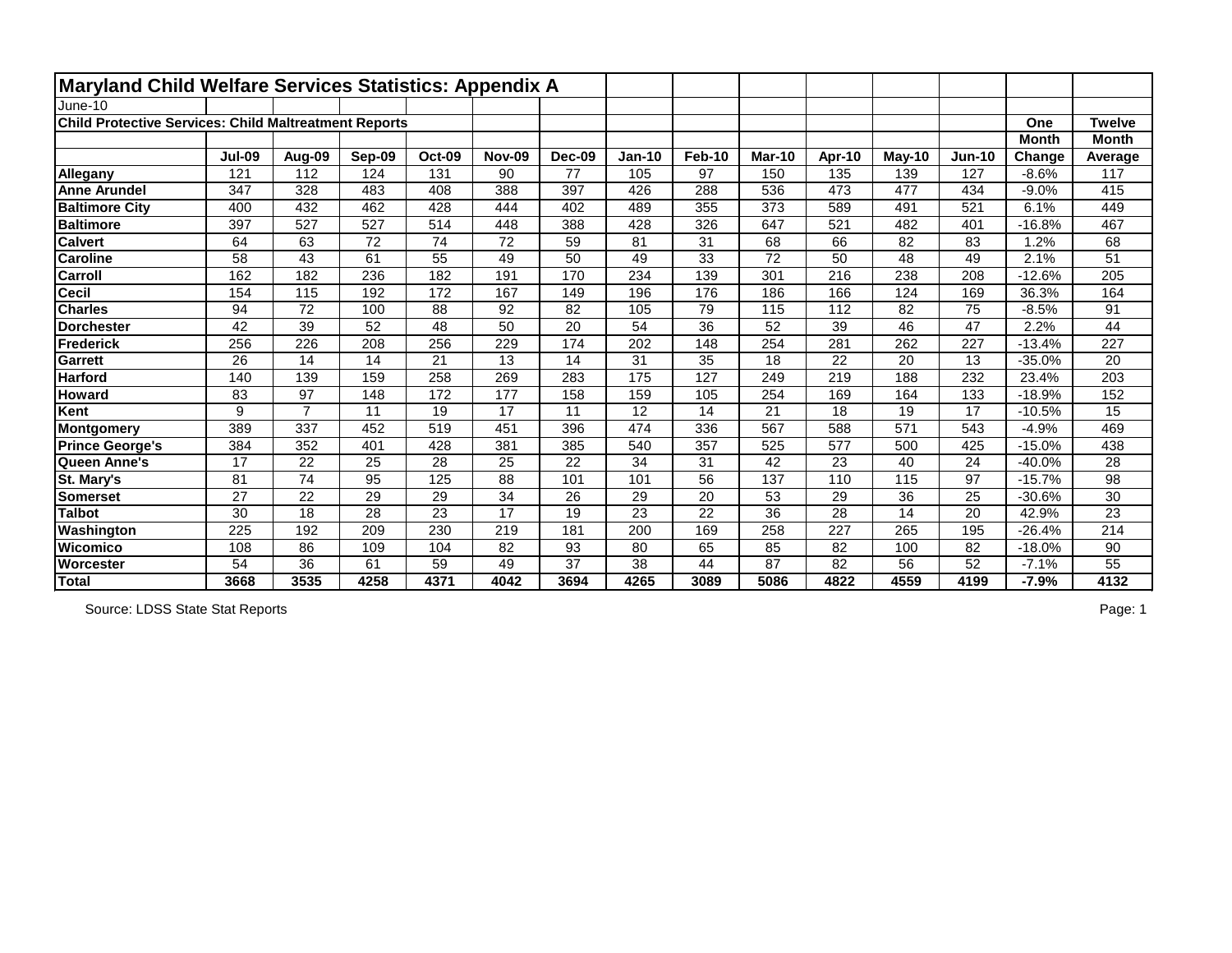# Maryland Child Welfare Services Statistics: Appendix A

June-10

**Child Protective Services: Child Maltreatment Reports**

| | Jul-09 | Aug-09 | Sep-09 | Oct-09 | Nov-09 | Dec-09 | Jan-10 | Feb-10 | Mar-10 | Apr-10 | May-10 | Jun-10 | One Month Change | Twelve Month Average |
|---|---|---|---|---|---|---|---|---|---|---|---|---|---|---|
| **Allegany** | 121 | 112 | 124 | 131 | 90 | 77 | 105 | 97 | 150 | 135 | 139 | 127 | -8.6% | 117 |
| **Anne Arundel** | 347 | 328 | 483 | 408 | 388 | 397 | 426 | 288 | 536 | 473 | 477 | 434 | -9.0% | 415 |
| **Baltimore City** | 400 | 432 | 462 | 428 | 444 | 402 | 489 | 355 | 373 | 589 | 491 | 521 | 6.1% | 449 |
| **Baltimore** | 397 | 527 | 527 | 514 | 448 | 388 | 428 | 326 | 647 | 521 | 482 | 401 | -16.8% | 467 |
| **Calvert** | 64 | 63 | 72 | 74 | 72 | 59 | 81 | 31 | 68 | 66 | 82 | 83 | 1.2% | 68 |
| **Caroline** | 58 | 43 | 61 | 55 | 49 | 50 | 49 | 33 | 72 | 50 | 48 | 49 | 2.1% | 51 |
| **Carroll** | 162 | 182 | 236 | 182 | 191 | 170 | 234 | 139 | 301 | 216 | 238 | 208 | -12.6% | 205 |
| **Cecil** | 154 | 115 | 192 | 172 | 167 | 149 | 196 | 176 | 186 | 166 | 124 | 169 | 36.3% | 164 |
| **Charles** | 94 | 72 | 100 | 88 | 92 | 82 | 105 | 79 | 115 | 112 | 82 | 75 | -8.5% | 91 |
| **Dorchester** | 42 | 39 | 52 | 48 | 50 | 20 | 54 | 36 | 52 | 39 | 46 | 47 | 2.2% | 44 |
| **Frederick** | 256 | 226 | 208 | 256 | 229 | 174 | 202 | 148 | 254 | 281 | 262 | 227 | -13.4% | 227 |
| **Garrett** | 26 | 14 | 14 | 21 | 13 | 14 | 31 | 35 | 18 | 22 | 20 | 13 | -35.0% | 20 |
| **Harford** | 140 | 139 | 159 | 258 | 269 | 283 | 175 | 127 | 249 | 219 | 188 | 232 | 23.4% | 203 |
| **Howard** | 83 | 97 | 148 | 172 | 177 | 158 | 159 | 105 | 254 | 169 | 164 | 133 | -18.9% | 152 |
| **Kent** | 9 | 7 | 11 | 19 | 17 | 11 | 12 | 14 | 21 | 18 | 19 | 17 | -10.5% | 15 |
| **Montgomery** | 389 | 337 | 452 | 519 | 451 | 396 | 474 | 336 | 567 | 588 | 571 | 543 | -4.9% | 469 |
| **Prince George's** | 384 | 352 | 401 | 428 | 381 | 385 | 540 | 357 | 525 | 577 | 500 | 425 | -15.0% | 438 |
| **Queen Anne's** | 17 | 22 | 25 | 28 | 25 | 22 | 34 | 31 | 42 | 23 | 40 | 24 | -40.0% | 28 |
| **St. Mary's** | 81 | 74 | 95 | 125 | 88 | 101 | 101 | 56 | 137 | 110 | 115 | 97 | -15.7% | 98 |
| **Somerset** | 27 | 22 | 29 | 29 | 34 | 26 | 29 | 20 | 53 | 29 | 36 | 25 | -30.6% | 30 |
| **Talbot** | 30 | 18 | 28 | 23 | 17 | 19 | 23 | 22 | 36 | 28 | 14 | 20 | 42.9% | 23 |
| **Washington** | 225 | 192 | 209 | 230 | 219 | 181 | 200 | 169 | 258 | 227 | 265 | 195 | -26.4% | 214 |
| **Wicomico** | 108 | 86 | 109 | 104 | 82 | 93 | 80 | 65 | 85 | 82 | 100 | 82 | -18.0% | 90 |
| **Worcester** | 54 | 36 | 61 | 59 | 49 | 37 | 38 | 44 | 87 | 82 | 56 | 52 | -7.1% | 55 |
| **Total** | **3668** | **3535** | **4258** | **4371** | **4042** | **3694** | **4265** | **3089** | **5086** | **4822** | **4559** | **4199** | **-7.9%** | **4132** |

Source: LDSS State Stat Reports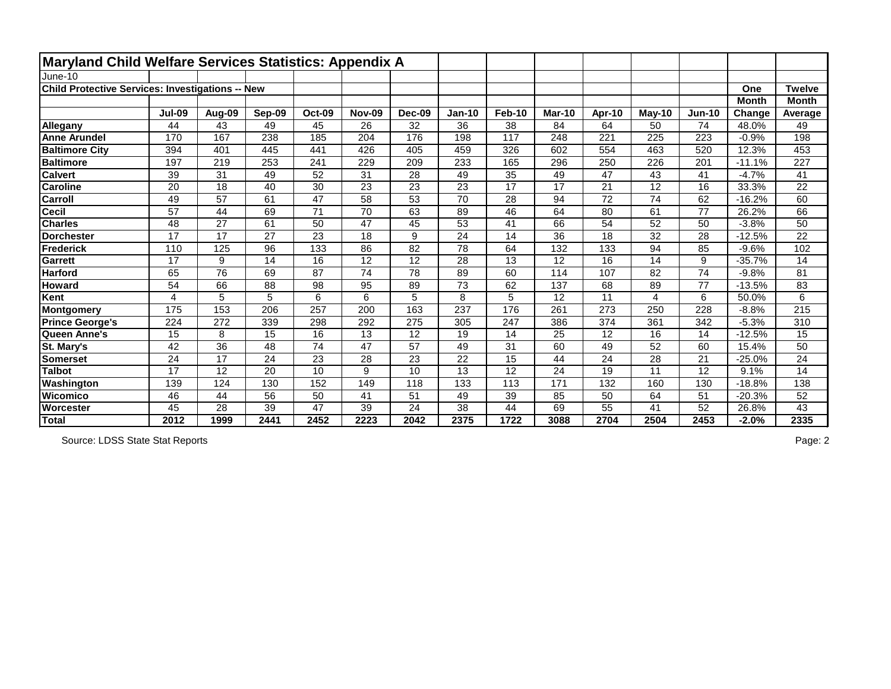# Maryland Child Welfare Services Statistics: Appendix A

June-10

**Child Protective Services: Investigations -- New**

| | Jul-09 | Aug-09 | Sep-09 | Oct-09 | Nov-09 | Dec-09 | Jan-10 | Feb-10 | Mar-10 | Apr-10 | May-10 | Jun-10 | One Month Change | Twelve Month Average |
|---|---|---|---|---|---|---|---|---|---|---|---|---|---|---|
| **Allegany** | 44 | 43 | 49 | 45 | 26 | 32 | 36 | 38 | 84 | 64 | 50 | 74 | 48.0% | 49 |
| **Anne Arundel** | 170 | 167 | 238 | 185 | 204 | 176 | 198 | 117 | 248 | 221 | 225 | 223 | -0.9% | 198 |
| **Baltimore City** | 394 | 401 | 445 | 441 | 426 | 405 | 459 | 326 | 602 | 554 | 463 | 520 | 12.3% | 453 |
| **Baltimore** | 197 | 219 | 253 | 241 | 229 | 209 | 233 | 165 | 296 | 250 | 226 | 201 | -11.1% | 227 |
| **Calvert** | 39 | 31 | 49 | 52 | 31 | 28 | 49 | 35 | 49 | 47 | 43 | 41 | -4.7% | 41 |
| **Caroline** | 20 | 18 | 40 | 30 | 23 | 23 | 23 | 17 | 17 | 21 | 12 | 16 | 33.3% | 22 |
| **Carroll** | 49 | 57 | 61 | 47 | 58 | 53 | 70 | 28 | 94 | 72 | 74 | 62 | -16.2% | 60 |
| **Cecil** | 57 | 44 | 69 | 71 | 70 | 63 | 89 | 46 | 64 | 80 | 61 | 77 | 26.2% | 66 |
| **Charles** | 48 | 27 | 61 | 50 | 47 | 45 | 53 | 41 | 66 | 54 | 52 | 50 | -3.8% | 50 |
| **Dorchester** | 17 | 17 | 27 | 23 | 18 | 9 | 24 | 14 | 36 | 18 | 32 | 28 | -12.5% | 22 |
| **Frederick** | 110 | 125 | 96 | 133 | 86 | 82 | 78 | 64 | 132 | 133 | 94 | 85 | -9.6% | 102 |
| **Garrett** | 17 | 9 | 14 | 16 | 12 | 12 | 28 | 13 | 12 | 16 | 14 | 9 | -35.7% | 14 |
| **Harford** | 65 | 76 | 69 | 87 | 74 | 78 | 89 | 60 | 114 | 107 | 82 | 74 | -9.8% | 81 |
| **Howard** | 54 | 66 | 88 | 98 | 95 | 89 | 73 | 62 | 137 | 68 | 89 | 77 | -13.5% | 83 |
| **Kent** | 4 | 5 | 5 | 6 | 6 | 5 | 8 | 5 | 12 | 11 | 4 | 6 | 50.0% | 6 |
| **Montgomery** | 175 | 153 | 206 | 257 | 200 | 163 | 237 | 176 | 261 | 273 | 250 | 228 | -8.8% | 215 |
| **Prince George's** | 224 | 272 | 339 | 298 | 292 | 275 | 305 | 247 | 386 | 374 | 361 | 342 | -5.3% | 310 |
| **Queen Anne's** | 15 | 8 | 15 | 16 | 13 | 12 | 19 | 14 | 25 | 12 | 16 | 14 | -12.5% | 15 |
| **St. Mary's** | 42 | 36 | 48 | 74 | 47 | 57 | 49 | 31 | 60 | 49 | 52 | 60 | 15.4% | 50 |
| **Somerset** | 24 | 17 | 24 | 23 | 28 | 23 | 22 | 15 | 44 | 24 | 28 | 21 | -25.0% | 24 |
| **Talbot** | 17 | 12 | 20 | 10 | 9 | 10 | 13 | 12 | 24 | 19 | 11 | 12 | 9.1% | 14 |
| **Washington** | 139 | 124 | 130 | 152 | 149 | 118 | 133 | 113 | 171 | 132 | 160 | 130 | -18.8% | 138 |
| **Wicomico** | 46 | 44 | 56 | 50 | 41 | 51 | 49 | 39 | 85 | 50 | 64 | 51 | -20.3% | 52 |
| **Worcester** | 45 | 28 | 39 | 47 | 39 | 24 | 38 | 44 | 69 | 55 | 41 | 52 | 26.8% | 43 |
| **Total** | **2012** | **1999** | **2441** | **2452** | **2223** | **2042** | **2375** | **1722** | **3088** | **2704** | **2504** | **2453** | **-2.0%** | **2335** |

Source: LDSS State Stat Reports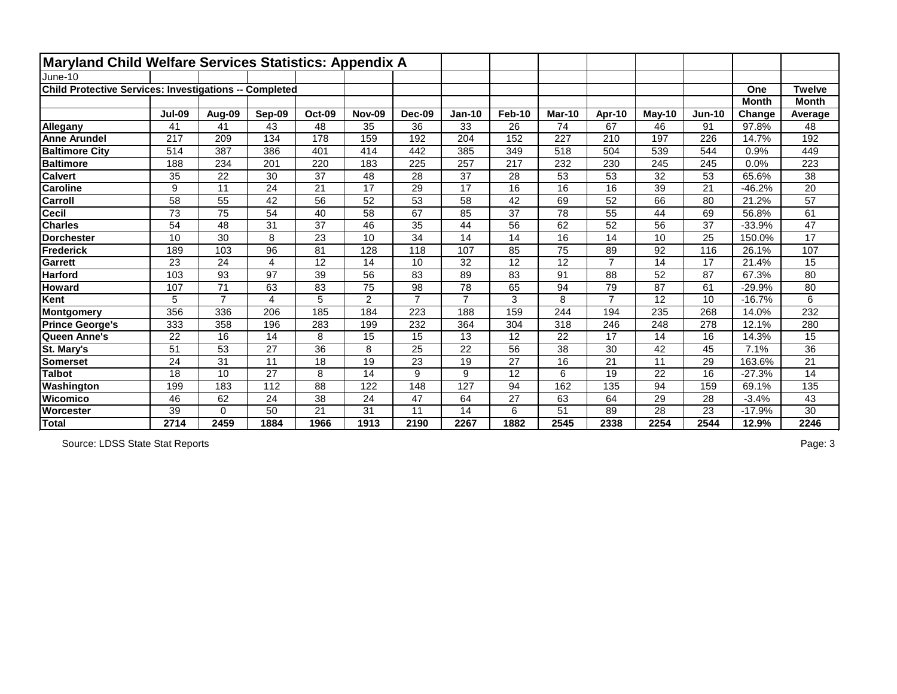# Maryland Child Welfare Services Statistics: Appendix A

June-10

**Child Protective Services: Investigations -- Completed**

| | Jul-09 | Aug-09 | Sep-09 | Oct-09 | Nov-09 | Dec-09 | Jan-10 | Feb-10 | Mar-10 | Apr-10 | May-10 | Jun-10 | One Month Change | Twelve Month Average |
|---|---|---|---|---|---|---|---|---|---|---|---|---|---|---|
| **Allegany** | 41 | 41 | 43 | 48 | 35 | 36 | 33 | 26 | 74 | 67 | 46 | 91 | 97.8% | 48 |
| **Anne Arundel** | 217 | 209 | 134 | 178 | 159 | 192 | 204 | 152 | 227 | 210 | 197 | 226 | 14.7% | 192 |
| **Baltimore City** | 514 | 387 | 386 | 401 | 414 | 442 | 385 | 349 | 518 | 504 | 539 | 544 | 0.9% | 449 |
| **Baltimore** | 188 | 234 | 201 | 220 | 183 | 225 | 257 | 217 | 232 | 230 | 245 | 245 | 0.0% | 223 |
| **Calvert** | 35 | 22 | 30 | 37 | 48 | 28 | 37 | 28 | 53 | 53 | 32 | 53 | 65.6% | 38 |
| **Caroline** | 9 | 11 | 24 | 21 | 17 | 29 | 17 | 16 | 16 | 16 | 39 | 21 | -46.2% | 20 |
| **Carroll** | 58 | 55 | 42 | 56 | 52 | 53 | 58 | 42 | 69 | 52 | 66 | 80 | 21.2% | 57 |
| **Cecil** | 73 | 75 | 54 | 40 | 58 | 67 | 85 | 37 | 78 | 55 | 44 | 69 | 56.8% | 61 |
| **Charles** | 54 | 48 | 31 | 37 | 46 | 35 | 44 | 56 | 62 | 52 | 56 | 37 | -33.9% | 47 |
| **Dorchester** | 10 | 30 | 8 | 23 | 10 | 34 | 14 | 14 | 16 | 14 | 10 | 25 | 150.0% | 17 |
| **Frederick** | 189 | 103 | 96 | 81 | 128 | 118 | 107 | 85 | 75 | 89 | 92 | 116 | 26.1% | 107 |
| **Garrett** | 23 | 24 | 4 | 12 | 14 | 10 | 32 | 12 | 12 | 7 | 14 | 17 | 21.4% | 15 |
| **Harford** | 103 | 93 | 97 | 39 | 56 | 83 | 89 | 83 | 91 | 88 | 52 | 87 | 67.3% | 80 |
| **Howard** | 107 | 71 | 63 | 83 | 75 | 98 | 78 | 65 | 94 | 79 | 87 | 61 | -29.9% | 80 |
| **Kent** | 5 | 7 | 4 | 5 | 2 | 7 | 7 | 3 | 8 | 7 | 12 | 10 | -16.7% | 6 |
| **Montgomery** | 356 | 336 | 206 | 185 | 184 | 223 | 188 | 159 | 244 | 194 | 235 | 268 | 14.0% | 232 |
| **Prince George's** | 333 | 358 | 196 | 283 | 199 | 232 | 364 | 304 | 318 | 246 | 248 | 278 | 12.1% | 280 |
| **Queen Anne's** | 22 | 16 | 14 | 8 | 15 | 15 | 13 | 12 | 22 | 17 | 14 | 16 | 14.3% | 15 |
| **St. Mary's** | 51 | 53 | 27 | 36 | 8 | 25 | 22 | 56 | 38 | 30 | 42 | 45 | 7.1% | 36 |
| **Somerset** | 24 | 31 | 11 | 18 | 19 | 23 | 19 | 27 | 16 | 21 | 11 | 29 | 163.6% | 21 |
| **Talbot** | 18 | 10 | 27 | 8 | 14 | 9 | 9 | 12 | 6 | 19 | 22 | 16 | -27.3% | 14 |
| **Washington** | 199 | 183 | 112 | 88 | 122 | 148 | 127 | 94 | 162 | 135 | 94 | 159 | 69.1% | 135 |
| **Wicomico** | 46 | 62 | 24 | 38 | 24 | 47 | 64 | 27 | 63 | 64 | 29 | 28 | -3.4% | 43 |
| **Worcester** | 39 | 0 | 50 | 21 | 31 | 11 | 14 | 6 | 51 | 89 | 28 | 23 | -17.9% | 30 |
| **Total** | **2714** | **2459** | **1884** | **1966** | **1913** | **2190** | **2267** | **1882** | **2545** | **2338** | **2254** | **2544** | **12.9%** | **2246** |

Source: LDSS State Stat Reports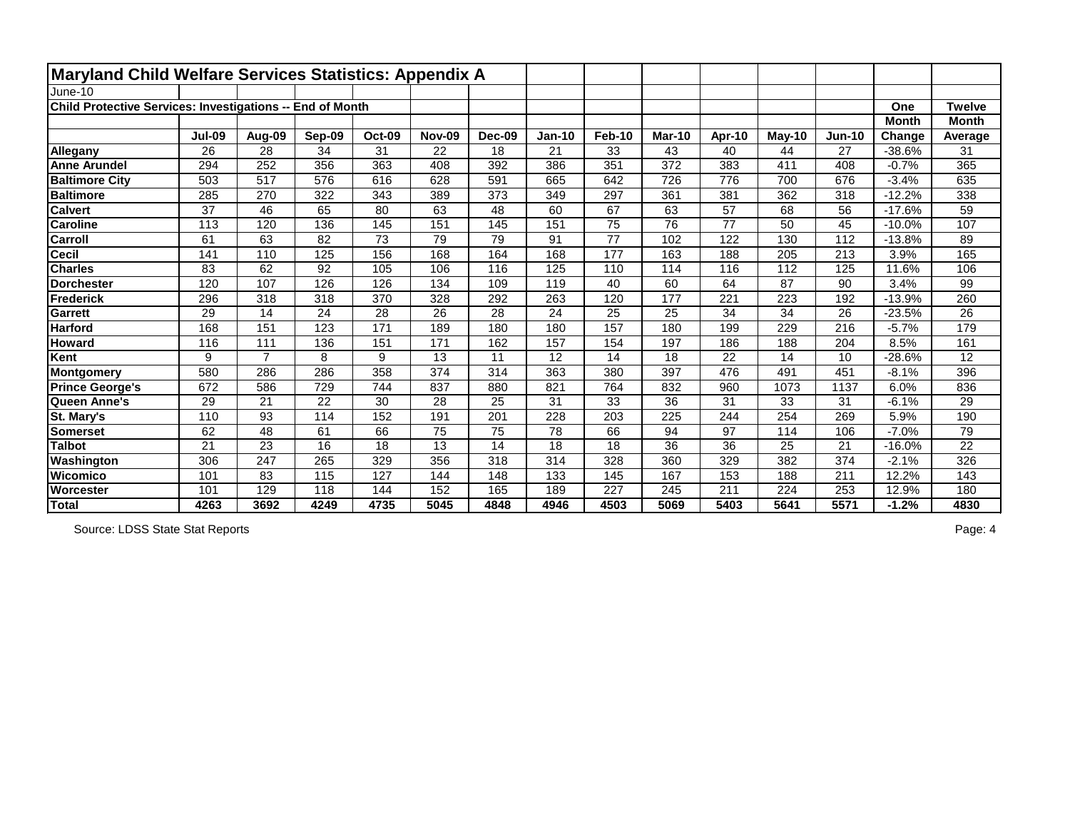# Maryland Child Welfare Services Statistics: Appendix A

June-10

**Child Protective Services: Investigations -- End of Month**

| | Jul-09 | Aug-09 | Sep-09 | Oct-09 | Nov-09 | Dec-09 | Jan-10 | Feb-10 | Mar-10 | Apr-10 | May-10 | Jun-10 | One Month Change | Twelve Month Average |
|---|---|---|---|---|---|---|---|---|---|---|---|---|---|---|
| **Allegany** | 26 | 28 | 34 | 31 | 22 | 18 | 21 | 33 | 43 | 40 | 44 | 27 | -38.6% | 31 |
| **Anne Arundel** | 294 | 252 | 356 | 363 | 408 | 392 | 386 | 351 | 372 | 383 | 411 | 408 | -0.7% | 365 |
| **Baltimore City** | 503 | 517 | 576 | 616 | 628 | 591 | 665 | 642 | 726 | 776 | 700 | 676 | -3.4% | 635 |
| **Baltimore** | 285 | 270 | 322 | 343 | 389 | 373 | 349 | 297 | 361 | 381 | 362 | 318 | -12.2% | 338 |
| **Calvert** | 37 | 46 | 65 | 80 | 63 | 48 | 60 | 67 | 63 | 57 | 68 | 56 | -17.6% | 59 |
| **Caroline** | 113 | 120 | 136 | 145 | 151 | 145 | 151 | 75 | 76 | 77 | 50 | 45 | -10.0% | 107 |
| **Carroll** | 61 | 63 | 82 | 73 | 79 | 79 | 91 | 77 | 102 | 122 | 130 | 112 | -13.8% | 89 |
| **Cecil** | 141 | 110 | 125 | 156 | 168 | 164 | 168 | 177 | 163 | 188 | 205 | 213 | 3.9% | 165 |
| **Charles** | 83 | 62 | 92 | 105 | 106 | 116 | 125 | 110 | 114 | 116 | 112 | 125 | 11.6% | 106 |
| **Dorchester** | 120 | 107 | 126 | 126 | 134 | 109 | 119 | 40 | 60 | 64 | 87 | 90 | 3.4% | 99 |
| **Frederick** | 296 | 318 | 318 | 370 | 328 | 292 | 263 | 120 | 177 | 221 | 223 | 192 | -13.9% | 260 |
| **Garrett** | 29 | 14 | 24 | 28 | 26 | 28 | 24 | 25 | 25 | 34 | 34 | 26 | -23.5% | 26 |
| **Harford** | 168 | 151 | 123 | 171 | 189 | 180 | 180 | 157 | 180 | 199 | 229 | 216 | -5.7% | 179 |
| **Howard** | 116 | 111 | 136 | 151 | 171 | 162 | 157 | 154 | 197 | 186 | 188 | 204 | 8.5% | 161 |
| **Kent** | 9 | 7 | 8 | 9 | 13 | 11 | 12 | 14 | 18 | 22 | 14 | 10 | -28.6% | 12 |
| **Montgomery** | 580 | 286 | 286 | 358 | 374 | 314 | 363 | 380 | 397 | 476 | 491 | 451 | -8.1% | 396 |
| **Prince George's** | 672 | 586 | 729 | 744 | 837 | 880 | 821 | 764 | 832 | 960 | 1073 | 1137 | 6.0% | 836 |
| **Queen Anne's** | 29 | 21 | 22 | 30 | 28 | 25 | 31 | 33 | 36 | 31 | 33 | 31 | -6.1% | 29 |
| **St. Mary's** | 110 | 93 | 114 | 152 | 191 | 201 | 228 | 203 | 225 | 244 | 254 | 269 | 5.9% | 190 |
| **Somerset** | 62 | 48 | 61 | 66 | 75 | 75 | 78 | 66 | 94 | 97 | 114 | 106 | -7.0% | 79 |
| **Talbot** | 21 | 23 | 16 | 18 | 13 | 14 | 18 | 18 | 36 | 36 | 25 | 21 | -16.0% | 22 |
| **Washington** | 306 | 247 | 265 | 329 | 356 | 318 | 314 | 328 | 360 | 329 | 382 | 374 | -2.1% | 326 |
| **Wicomico** | 101 | 83 | 115 | 127 | 144 | 148 | 133 | 145 | 167 | 153 | 188 | 211 | 12.2% | 143 |
| **Worcester** | 101 | 129 | 118 | 144 | 152 | 165 | 189 | 227 | 245 | 211 | 224 | 253 | 12.9% | 180 |
| **Total** | **4263** | **3692** | **4249** | **4735** | **5045** | **4848** | **4946** | **4503** | **5069** | **5403** | **5641** | **5571** | **-1.2%** | **4830** |

Source: LDSS State Stat Reports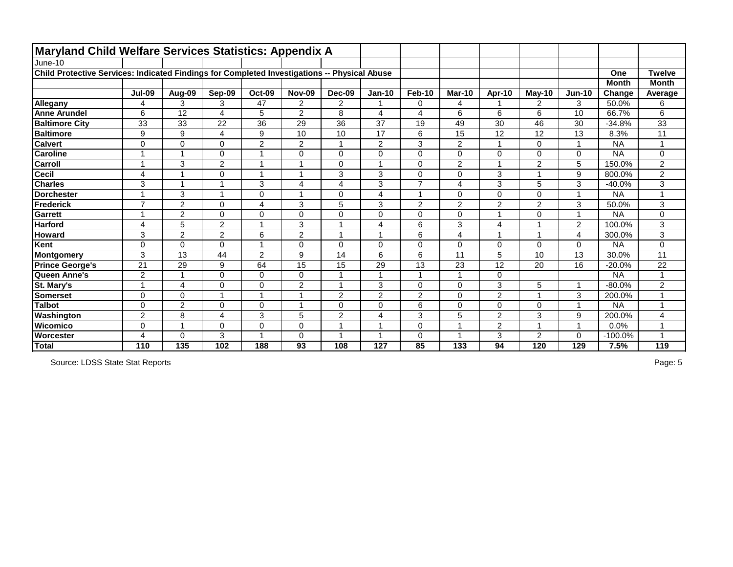# Maryland Child Welfare Services Statistics: Appendix A

June-10

**Child Protective Services: Indicated Findings for Completed Investigations -- Physical Abuse**

| | Jul-09 | Aug-09 | Sep-09 | Oct-09 | Nov-09 | Dec-09 | Jan-10 | Feb-10 | Mar-10 | Apr-10 | May-10 | Jun-10 | One Month Change | Twelve Month Average |
|---|---|---|---|---|---|---|---|---|---|---|---|---|---|---|
| **Allegany** | 4 | 3 | 3 | 47 | 2 | 2 | 1 | 0 | 4 | 1 | 2 | 3 | 50.0% | 6 |
| **Anne Arundel** | 6 | 12 | 4 | 5 | 2 | 8 | 4 | 4 | 6 | 6 | 6 | 10 | 66.7% | 6 |
| **Baltimore City** | 33 | 33 | 22 | 36 | 29 | 36 | 37 | 19 | 49 | 30 | 46 | 30 | -34.8% | 33 |
| **Baltimore** | 9 | 9 | 4 | 9 | 10 | 10 | 17 | 6 | 15 | 12 | 12 | 13 | 8.3% | 11 |
| **Calvert** | 0 | 0 | 0 | 2 | 2 | 1 | 2 | 3 | 2 | 1 | 0 | 1 | NA | 1 |
| **Caroline** | 1 | 1 | 0 | 1 | 0 | 0 | 0 | 0 | 0 | 0 | 0 | 0 | NA | 0 |
| **Carroll** | 1 | 3 | 2 | 1 | 1 | 0 | 1 | 0 | 2 | 1 | 2 | 5 | 150.0% | 2 |
| **Cecil** | 4 | 1 | 0 | 1 | 1 | 3 | 3 | 0 | 0 | 3 | 1 | 9 | 800.0% | 2 |
| **Charles** | 3 | 1 | 1 | 3 | 4 | 4 | 3 | 7 | 4 | 3 | 5 | 3 | -40.0% | 3 |
| **Dorchester** | 1 | 3 | 1 | 0 | 1 | 0 | 4 | 1 | 0 | 0 | 0 | 1 | NA | 1 |
| **Frederick** | 7 | 2 | 0 | 4 | 3 | 5 | 3 | 2 | 2 | 2 | 2 | 3 | 50.0% | 3 |
| **Garrett** | 1 | 2 | 0 | 0 | 0 | 0 | 0 | 0 | 0 | 1 | 0 | 1 | NA | 0 |
| **Harford** | 4 | 5 | 2 | 1 | 3 | 1 | 4 | 6 | 3 | 4 | 1 | 2 | 100.0% | 3 |
| **Howard** | 3 | 2 | 2 | 6 | 2 | 1 | 1 | 6 | 4 | 1 | 1 | 4 | 300.0% | 3 |
| **Kent** | 0 | 0 | 0 | 1 | 0 | 0 | 0 | 0 | 0 | 0 | 0 | 0 | NA | 0 |
| **Montgomery** | 3 | 13 | 44 | 2 | 9 | 14 | 6 | 6 | 11 | 5 | 10 | 13 | 30.0% | 11 |
| **Prince George's** | 21 | 29 | 9 | 64 | 15 | 15 | 29 | 13 | 23 | 12 | 20 | 16 | -20.0% | 22 |
| **Queen Anne's** | 2 | 1 | 0 | 0 | 0 | 1 | 1 | 1 | 1 | 0 | | | NA | 1 |
| **St. Mary's** | 1 | 4 | 0 | 0 | 2 | 1 | 3 | 0 | 0 | 3 | 5 | 1 | -80.0% | 2 |
| **Somerset** | 0 | 0 | 1 | 1 | 1 | 2 | 2 | 2 | 0 | 2 | 1 | 3 | 200.0% | 1 |
| **Talbot** | 0 | 2 | 0 | 0 | 1 | 0 | 0 | 6 | 0 | 0 | 0 | 1 | NA | 1 |
| **Washington** | 2 | 8 | 4 | 3 | 5 | 2 | 4 | 3 | 5 | 2 | 3 | 9 | 200.0% | 4 |
| **Wicomico** | 0 | 1 | 0 | 0 | 0 | 1 | 1 | 0 | 1 | 2 | 1 | 1 | 0.0% | 1 |
| **Worcester** | 4 | 0 | 3 | 1 | 0 | 1 | 1 | 0 | 1 | 3 | 2 | 0 | -100.0% | 1 |
| **Total** | **110** | **135** | **102** | **188** | **93** | **108** | **127** | **85** | **133** | **94** | **120** | **129** | **7.5%** | **119** |

Source: LDSS State Stat Reports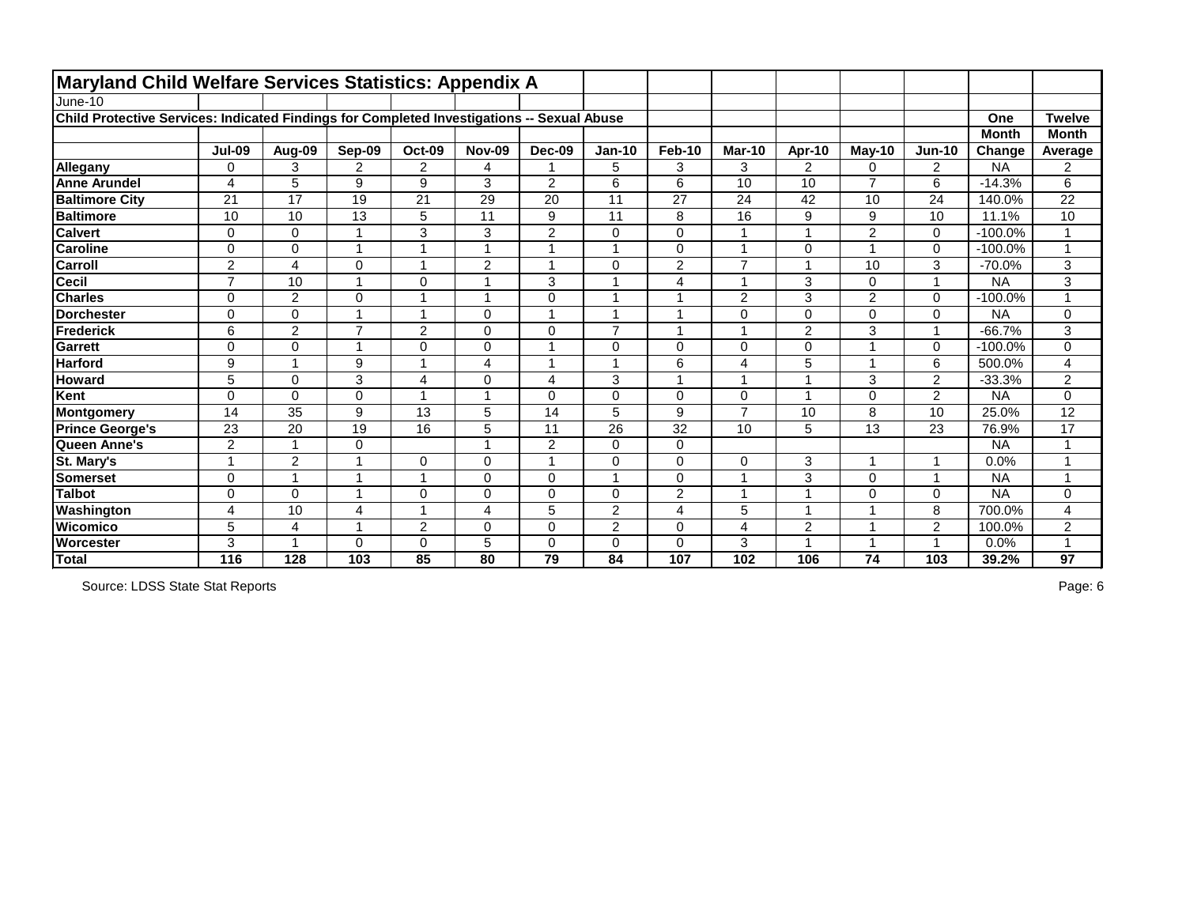# Maryland Child Welfare Services Statistics: Appendix A

June-10

## Child Protective Services: Indicated Findings for Completed Investigations -- Sexual Abuse

| | Jul-09 | Aug-09 | Sep-09 | Oct-09 | Nov-09 | Dec-09 | Jan-10 | Feb-10 | Mar-10 | Apr-10 | May-10 | Jun-10 | One Month Change | Twelve Month Average |
|---|---|---|---|---|---|---|---|---|---|---|---|---|---|---|
| **Allegany** | 0 | 3 | 2 | 2 | 4 | 1 | 5 | 3 | 3 | 2 | 0 | 2 | NA | 2 |
| **Anne Arundel** | 4 | 5 | 9 | 9 | 3 | 2 | 6 | 6 | 10 | 10 | 7 | 6 | -14.3% | 6 |
| **Baltimore City** | 21 | 17 | 19 | 21 | 29 | 20 | 11 | 27 | 24 | 42 | 10 | 24 | 140.0% | 22 |
| **Baltimore** | 10 | 10 | 13 | 5 | 11 | 9 | 11 | 8 | 16 | 9 | 9 | 10 | 11.1% | 10 |
| **Calvert** | 0 | 0 | 1 | 3 | 3 | 2 | 0 | 0 | 1 | 1 | 2 | 0 | -100.0% | 1 |
| **Caroline** | 0 | 0 | 1 | 1 | 1 | 1 | 1 | 0 | 1 | 0 | 1 | 0 | -100.0% | 1 |
| **Carroll** | 2 | 4 | 0 | 1 | 2 | 1 | 0 | 2 | 7 | 1 | 10 | 3 | -70.0% | 3 |
| **Cecil** | 7 | 10 | 1 | 0 | 1 | 3 | 1 | 4 | 1 | 3 | 0 | 1 | NA | 3 |
| **Charles** | 0 | 2 | 0 | 1 | 1 | 0 | 1 | 1 | 2 | 3 | 2 | 0 | -100.0% | 1 |
| **Dorchester** | 0 | 0 | 1 | 1 | 0 | 1 | 1 | 1 | 0 | 0 | 0 | 0 | NA | 0 |
| **Frederick** | 6 | 2 | 7 | 2 | 0 | 0 | 7 | 1 | 1 | 2 | 3 | 1 | -66.7% | 3 |
| **Garrett** | 0 | 0 | 1 | 0 | 0 | 1 | 0 | 0 | 0 | 0 | 1 | 0 | -100.0% | 0 |
| **Harford** | 9 | 1 | 9 | 1 | 4 | 1 | 1 | 6 | 4 | 5 | 1 | 6 | 500.0% | 4 |
| **Howard** | 5 | 0 | 3 | 4 | 0 | 4 | 3 | 1 | 1 | 1 | 3 | 2 | -33.3% | 2 |
| **Kent** | 0 | 0 | 0 | 1 | 1 | 0 | 0 | 0 | 0 | 1 | 0 | 2 | NA | 0 |
| **Montgomery** | 14 | 35 | 9 | 13 | 5 | 14 | 5 | 9 | 7 | 10 | 8 | 10 | 25.0% | 12 |
| **Prince George's** | 23 | 20 | 19 | 16 | 5 | 11 | 26 | 32 | 10 | 5 | 13 | 23 | 76.9% | 17 |
| **Queen Anne's** | 2 | 1 | 0 | | 1 | 2 | 0 | 0 | | | | | NA | 1 |
| **St. Mary's** | 1 | 2 | 1 | 0 | 0 | 1 | 0 | 0 | 0 | 3 | 1 | 1 | 0.0% | 1 |
| **Somerset** | 0 | 1 | 1 | 1 | 0 | 0 | 1 | 0 | 1 | 3 | 0 | 1 | NA | 1 |
| **Talbot** | 0 | 0 | 1 | 0 | 0 | 0 | 0 | 2 | 1 | 1 | 0 | 0 | NA | 0 |
| **Washington** | 4 | 10 | 4 | 1 | 4 | 5 | 2 | 4 | 5 | 1 | 1 | 8 | 700.0% | 4 |
| **Wicomico** | 5 | 4 | 1 | 2 | 0 | 0 | 2 | 0 | 4 | 2 | 1 | 2 | 100.0% | 2 |
| **Worcester** | 3 | 1 | 0 | 0 | 5 | 0 | 0 | 0 | 3 | 1 | 1 | 1 | 0.0% | 1 |
| **Total** | **116** | **128** | **103** | **85** | **80** | **79** | **84** | **107** | **102** | **106** | **74** | **103** | **39.2%** | **97** |

Source: LDSS State Stat Reports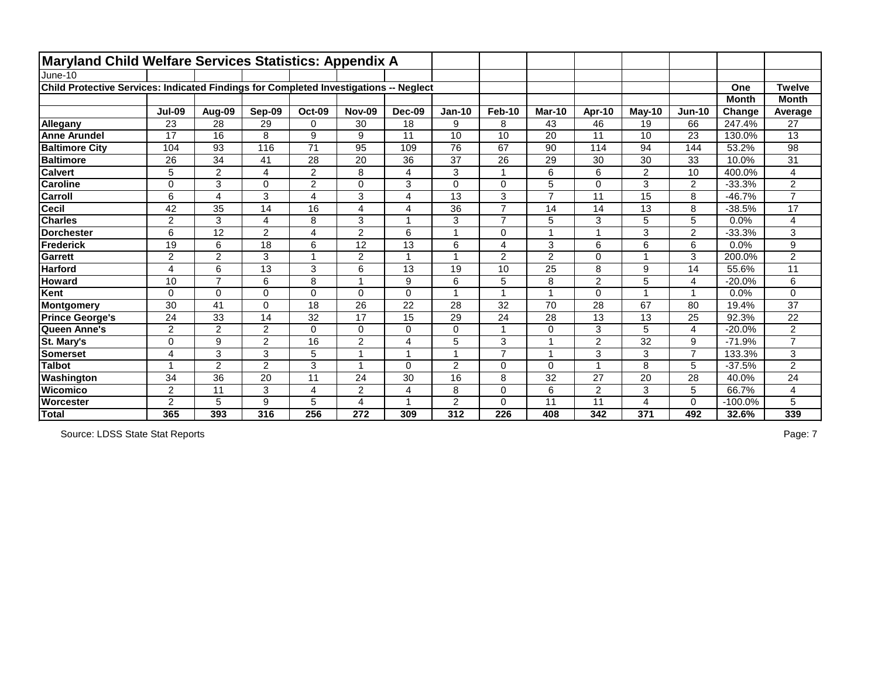# Maryland Child Welfare Services Statistics: Appendix A

June-10

**Child Protective Services: Indicated Findings for Completed Investigations -- Neglect**

| | Jul-09 | Aug-09 | Sep-09 | Oct-09 | Nov-09 | Dec-09 | Jan-10 | Feb-10 | Mar-10 | Apr-10 | May-10 | Jun-10 | One Month Change | Twelve Month Average |
|---|---|---|---|---|---|---|---|---|---|---|---|---|---|---|
| **Allegany** | 23 | 28 | 29 | 0 | 30 | 18 | 9 | 8 | 43 | 46 | 19 | 66 | 247.4% | 27 |
| **Anne Arundel** | 17 | 16 | 8 | 9 | 9 | 11 | 10 | 10 | 20 | 11 | 10 | 23 | 130.0% | 13 |
| **Baltimore City** | 104 | 93 | 116 | 71 | 95 | 109 | 76 | 67 | 90 | 114 | 94 | 144 | 53.2% | 98 |
| **Baltimore** | 26 | 34 | 41 | 28 | 20 | 36 | 37 | 26 | 29 | 30 | 30 | 33 | 10.0% | 31 |
| **Calvert** | 5 | 2 | 4 | 2 | 8 | 4 | 3 | 1 | 6 | 6 | 2 | 10 | 400.0% | 4 |
| **Caroline** | 0 | 3 | 0 | 2 | 0 | 3 | 0 | 0 | 5 | 0 | 3 | 2 | -33.3% | 2 |
| **Carroll** | 6 | 4 | 3 | 4 | 3 | 4 | 13 | 3 | 7 | 11 | 15 | 8 | -46.7% | 7 |
| **Cecil** | 42 | 35 | 14 | 16 | 4 | 4 | 36 | 7 | 14 | 14 | 13 | 8 | -38.5% | 17 |
| **Charles** | 2 | 3 | 4 | 8 | 3 | 1 | 3 | 7 | 5 | 3 | 5 | 5 | 0.0% | 4 |
| **Dorchester** | 6 | 12 | 2 | 4 | 2 | 6 | 1 | 0 | 1 | 1 | 3 | 2 | -33.3% | 3 |
| **Frederick** | 19 | 6 | 18 | 6 | 12 | 13 | 6 | 4 | 3 | 6 | 6 | 6 | 0.0% | 9 |
| **Garrett** | 2 | 2 | 3 | 1 | 2 | 1 | 1 | 2 | 2 | 0 | 1 | 3 | 200.0% | 2 |
| **Harford** | 4 | 6 | 13 | 3 | 6 | 13 | 19 | 10 | 25 | 8 | 9 | 14 | 55.6% | 11 |
| **Howard** | 10 | 7 | 6 | 8 | 1 | 9 | 6 | 5 | 8 | 2 | 5 | 4 | -20.0% | 6 |
| **Kent** | 0 | 0 | 0 | 0 | 0 | 0 | 1 | 1 | 1 | 0 | 1 | 1 | 0.0% | 0 |
| **Montgomery** | 30 | 41 | 0 | 18 | 26 | 22 | 28 | 32 | 70 | 28 | 67 | 80 | 19.4% | 37 |
| **Prince George's** | 24 | 33 | 14 | 32 | 17 | 15 | 29 | 24 | 28 | 13 | 13 | 25 | 92.3% | 22 |
| **Queen Anne's** | 2 | 2 | 2 | 0 | 0 | 0 | 0 | 1 | 0 | 3 | 5 | 4 | -20.0% | 2 |
| **St. Mary's** | 0 | 9 | 2 | 16 | 2 | 4 | 5 | 3 | 1 | 2 | 32 | 9 | -71.9% | 7 |
| **Somerset** | 4 | 3 | 3 | 5 | 1 | 1 | 1 | 7 | 1 | 3 | 3 | 7 | 133.3% | 3 |
| **Talbot** | 1 | 2 | 2 | 3 | 1 | 0 | 2 | 0 | 0 | 1 | 8 | 5 | -37.5% | 2 |
| **Washington** | 34 | 36 | 20 | 11 | 24 | 30 | 16 | 8 | 32 | 27 | 20 | 28 | 40.0% | 24 |
| **Wicomico** | 2 | 11 | 3 | 4 | 2 | 4 | 8 | 0 | 6 | 2 | 3 | 5 | 66.7% | 4 |
| **Worcester** | 2 | 5 | 9 | 5 | 4 | 1 | 2 | 0 | 11 | 11 | 4 | 0 | -100.0% | 5 |
| **Total** | **365** | **393** | **316** | **256** | **272** | **309** | **312** | **226** | **408** | **342** | **371** | **492** | **32.6%** | **339** |

Source: LDSS State Stat Reports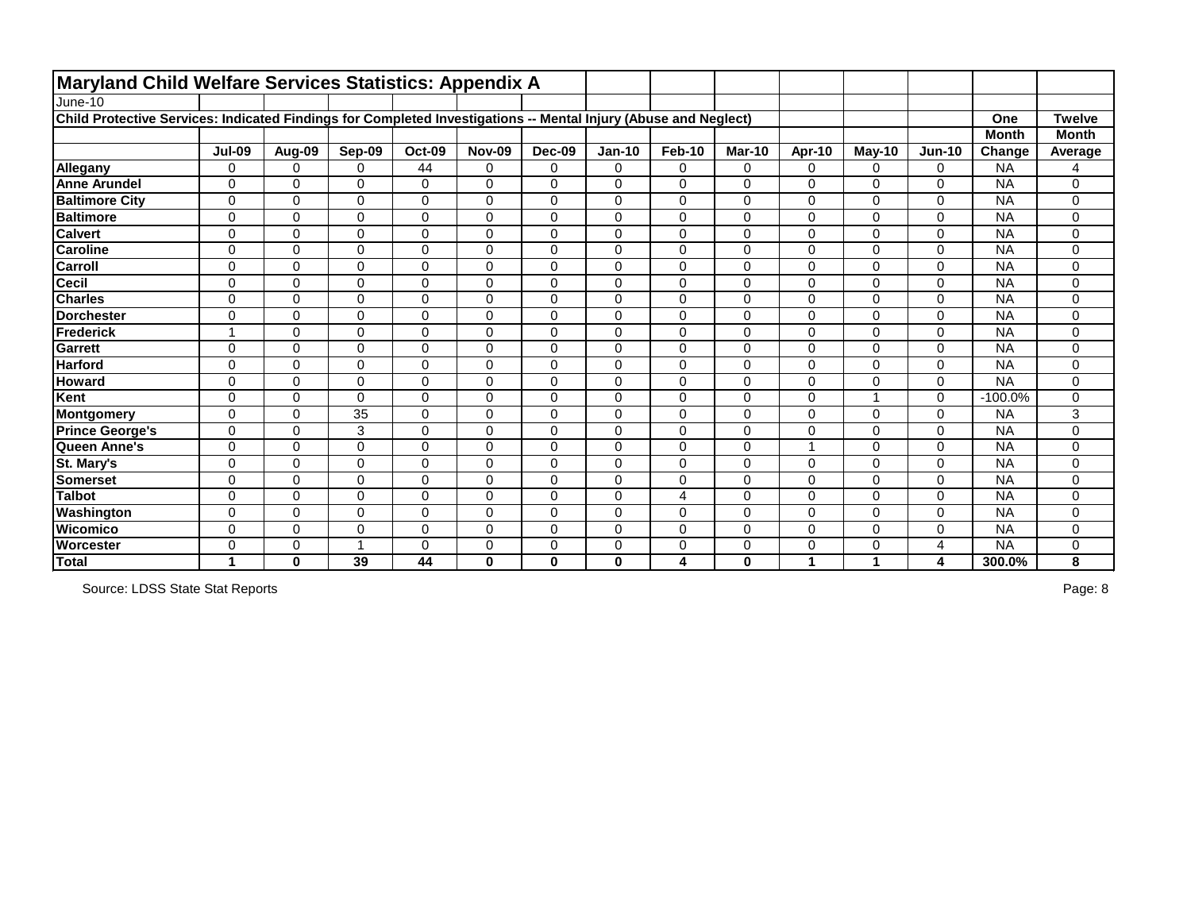# Maryland Child Welfare Services Statistics: Appendix A

June-10

**Child Protective Services: Indicated Findings for Completed Investigations -- Mental Injury (Abuse and Neglect)**

| | Jul-09 | Aug-09 | Sep-09 | Oct-09 | Nov-09 | Dec-09 | Jan-10 | Feb-10 | Mar-10 | Apr-10 | May-10 | Jun-10 | One Month Change | Twelve Month Average |
|---|---|---|---|---|---|---|---|---|---|---|---|---|---|---|
| **Allegany** | 0 | 0 | 0 | 44 | 0 | 0 | 0 | 0 | 0 | 0 | 0 | 0 | NA | 4 |
| **Anne Arundel** | 0 | 0 | 0 | 0 | 0 | 0 | 0 | 0 | 0 | 0 | 0 | 0 | NA | 0 |
| **Baltimore City** | 0 | 0 | 0 | 0 | 0 | 0 | 0 | 0 | 0 | 0 | 0 | 0 | NA | 0 |
| **Baltimore** | 0 | 0 | 0 | 0 | 0 | 0 | 0 | 0 | 0 | 0 | 0 | 0 | NA | 0 |
| **Calvert** | 0 | 0 | 0 | 0 | 0 | 0 | 0 | 0 | 0 | 0 | 0 | 0 | NA | 0 |
| **Caroline** | 0 | 0 | 0 | 0 | 0 | 0 | 0 | 0 | 0 | 0 | 0 | 0 | NA | 0 |
| **Carroll** | 0 | 0 | 0 | 0 | 0 | 0 | 0 | 0 | 0 | 0 | 0 | 0 | NA | 0 |
| **Cecil** | 0 | 0 | 0 | 0 | 0 | 0 | 0 | 0 | 0 | 0 | 0 | 0 | NA | 0 |
| **Charles** | 0 | 0 | 0 | 0 | 0 | 0 | 0 | 0 | 0 | 0 | 0 | 0 | NA | 0 |
| **Dorchester** | 0 | 0 | 0 | 0 | 0 | 0 | 0 | 0 | 0 | 0 | 0 | 0 | NA | 0 |
| **Frederick** | 1 | 0 | 0 | 0 | 0 | 0 | 0 | 0 | 0 | 0 | 0 | 0 | NA | 0 |
| **Garrett** | 0 | 0 | 0 | 0 | 0 | 0 | 0 | 0 | 0 | 0 | 0 | 0 | NA | 0 |
| **Harford** | 0 | 0 | 0 | 0 | 0 | 0 | 0 | 0 | 0 | 0 | 0 | 0 | NA | 0 |
| **Howard** | 0 | 0 | 0 | 0 | 0 | 0 | 0 | 0 | 0 | 0 | 0 | 0 | NA | 0 |
| **Kent** | 0 | 0 | 0 | 0 | 0 | 0 | 0 | 0 | 0 | 0 | 1 | 0 | -100.0% | 0 |
| **Montgomery** | 0 | 0 | 35 | 0 | 0 | 0 | 0 | 0 | 0 | 0 | 0 | 0 | NA | 3 |
| **Prince George's** | 0 | 0 | 3 | 0 | 0 | 0 | 0 | 0 | 0 | 0 | 0 | 0 | NA | 0 |
| **Queen Anne's** | 0 | 0 | 0 | 0 | 0 | 0 | 0 | 0 | 0 | 1 | 0 | 0 | NA | 0 |
| **St. Mary's** | 0 | 0 | 0 | 0 | 0 | 0 | 0 | 0 | 0 | 0 | 0 | 0 | NA | 0 |
| **Somerset** | 0 | 0 | 0 | 0 | 0 | 0 | 0 | 0 | 0 | 0 | 0 | 0 | NA | 0 |
| **Talbot** | 0 | 0 | 0 | 0 | 0 | 0 | 0 | 4 | 0 | 0 | 0 | 0 | NA | 0 |
| **Washington** | 0 | 0 | 0 | 0 | 0 | 0 | 0 | 0 | 0 | 0 | 0 | 0 | NA | 0 |
| **Wicomico** | 0 | 0 | 0 | 0 | 0 | 0 | 0 | 0 | 0 | 0 | 0 | 0 | NA | 0 |
| **Worcester** | 0 | 0 | 1 | 0 | 0 | 0 | 0 | 0 | 0 | 0 | 0 | 4 | NA | 0 |
| **Total** | **1** | **0** | **39** | **44** | **0** | **0** | **0** | **4** | **0** | **1** | **1** | **4** | **300.0%** | **8** |

Source: LDSS State Stat Reports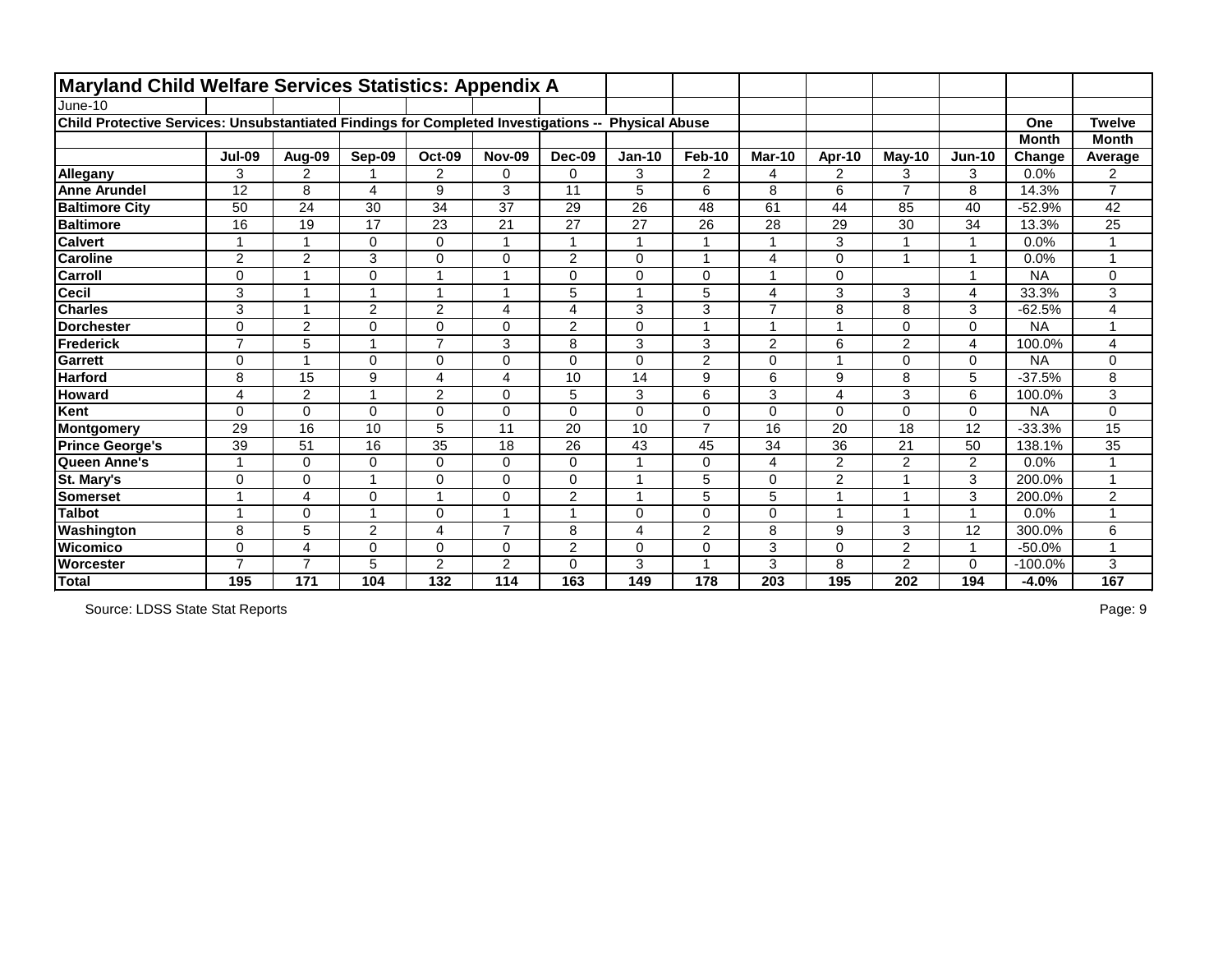# Maryland Child Welfare Services Statistics: Appendix A

June-10

**Child Protective Services: Unsubstantiated Findings for Completed Investigations -- Physical Abuse**

| | Jul-09 | Aug-09 | Sep-09 | Oct-09 | Nov-09 | Dec-09 | Jan-10 | Feb-10 | Mar-10 | Apr-10 | May-10 | Jun-10 | One Month Change | Twelve Month Average |
|---|---|---|---|---|---|---|---|---|---|---|---|---|---|---|
| **Allegany** | 3 | 2 | 1 | 2 | 0 | 0 | 3 | 2 | 4 | 2 | 3 | 3 | 0.0% | 2 |
| **Anne Arundel** | 12 | 8 | 4 | 9 | 3 | 11 | 5 | 6 | 8 | 6 | 7 | 8 | 14.3% | 7 |
| **Baltimore City** | 50 | 24 | 30 | 34 | 37 | 29 | 26 | 48 | 61 | 44 | 85 | 40 | -52.9% | 42 |
| **Baltimore** | 16 | 19 | 17 | 23 | 21 | 27 | 27 | 26 | 28 | 29 | 30 | 34 | 13.3% | 25 |
| **Calvert** | 1 | 1 | 0 | 0 | 1 | 1 | 1 | 1 | 1 | 3 | 1 | 1 | 0.0% | 1 |
| **Caroline** | 2 | 2 | 3 | 0 | 0 | 2 | 0 | 1 | 4 | 0 | 1 | 1 | 0.0% | 1 |
| **Carroll** | 0 | 1 | 0 | 1 | 1 | 0 | 0 | 0 | 1 | 0 | | 1 | NA | 0 |
| **Cecil** | 3 | 1 | 1 | 1 | 1 | 5 | 1 | 5 | 4 | 3 | 3 | 4 | 33.3% | 3 |
| **Charles** | 3 | 1 | 2 | 2 | 4 | 4 | 3 | 3 | 7 | 8 | 8 | 3 | -62.5% | 4 |
| **Dorchester** | 0 | 2 | 0 | 0 | 0 | 2 | 0 | 1 | 1 | 1 | 0 | 0 | NA | 1 |
| **Frederick** | 7 | 5 | 1 | 7 | 3 | 8 | 3 | 3 | 2 | 6 | 2 | 4 | 100.0% | 4 |
| **Garrett** | 0 | 1 | 0 | 0 | 0 | 0 | 0 | 2 | 0 | 1 | 0 | 0 | NA | 0 |
| **Harford** | 8 | 15 | 9 | 4 | 4 | 10 | 14 | 9 | 6 | 9 | 8 | 5 | -37.5% | 8 |
| **Howard** | 4 | 2 | 1 | 2 | 0 | 5 | 3 | 6 | 3 | 4 | 3 | 6 | 100.0% | 3 |
| **Kent** | 0 | 0 | 0 | 0 | 0 | 0 | 0 | 0 | 0 | 0 | 0 | 0 | NA | 0 |
| **Montgomery** | 29 | 16 | 10 | 5 | 11 | 20 | 10 | 7 | 16 | 20 | 18 | 12 | -33.3% | 15 |
| **Prince George's** | 39 | 51 | 16 | 35 | 18 | 26 | 43 | 45 | 34 | 36 | 21 | 50 | 138.1% | 35 |
| **Queen Anne's** | 1 | 0 | 0 | 0 | 0 | 0 | 1 | 0 | 4 | 2 | 2 | 2 | 0.0% | 1 |
| **St. Mary's** | 0 | 0 | 1 | 0 | 0 | 0 | 1 | 5 | 0 | 2 | 1 | 3 | 200.0% | 1 |
| **Somerset** | 1 | 4 | 0 | 1 | 0 | 2 | 1 | 5 | 5 | 1 | 1 | 3 | 200.0% | 2 |
| **Talbot** | 1 | 0 | 1 | 0 | 1 | 1 | 0 | 0 | 0 | 1 | 1 | 1 | 0.0% | 1 |
| **Washington** | 8 | 5 | 2 | 4 | 7 | 8 | 4 | 2 | 8 | 9 | 3 | 12 | 300.0% | 6 |
| **Wicomico** | 0 | 4 | 0 | 0 | 0 | 2 | 0 | 0 | 3 | 0 | 2 | 1 | -50.0% | 1 |
| **Worcester** | 7 | 7 | 5 | 2 | 2 | 0 | 3 | 1 | 3 | 8 | 2 | 0 | -100.0% | 3 |
| **Total** | **195** | **171** | **104** | **132** | **114** | **163** | **149** | **178** | **203** | **195** | **202** | **194** | **-4.0%** | **167** |

Source: LDSS State Stat Reports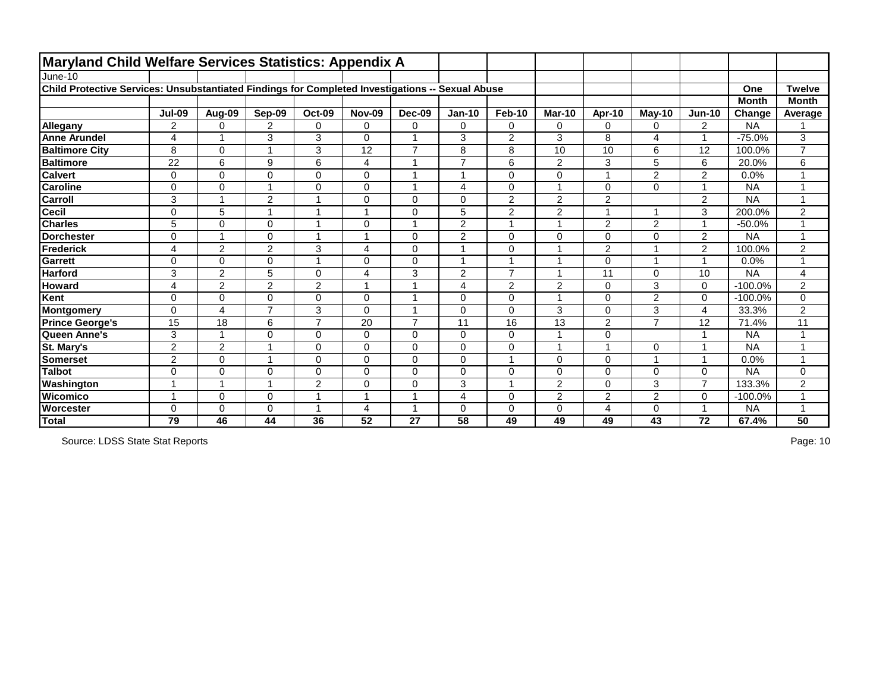# Maryland Child Welfare Services Statistics: Appendix A

June-10

**Child Protective Services: Unsubstantiated Findings for Completed Investigations -- Sexual Abuse**

| | Jul-09 | Aug-09 | Sep-09 | Oct-09 | Nov-09 | Dec-09 | Jan-10 | Feb-10 | Mar-10 | Apr-10 | May-10 | Jun-10 | One Month Change | Twelve Month Average |
|---|---|---|---|---|---|---|---|---|---|---|---|---|---|---|
| **Allegany** | 2 | 0 | 2 | 0 | 0 | 0 | 0 | 0 | 0 | 0 | 0 | 2 | NA | 1 |
| **Anne Arundel** | 4 | 1 | 3 | 3 | 0 | 1 | 3 | 2 | 3 | 8 | 4 | 1 | -75.0% | 3 |
| **Baltimore City** | 8 | 0 | 1 | 3 | 12 | 7 | 8 | 8 | 10 | 10 | 6 | 12 | 100.0% | 7 |
| **Baltimore** | 22 | 6 | 9 | 6 | 4 | 1 | 7 | 6 | 2 | 3 | 5 | 6 | 20.0% | 6 |
| **Calvert** | 0 | 0 | 0 | 0 | 0 | 1 | 1 | 0 | 0 | 1 | 2 | 2 | 0.0% | 1 |
| **Caroline** | 0 | 0 | 1 | 0 | 0 | 1 | 4 | 0 | 1 | 0 | 0 | 1 | NA | 1 |
| **Carroll** | 3 | 1 | 2 | 1 | 0 | 0 | 0 | 2 | 2 | 2 | | 2 | NA | 1 |
| **Cecil** | 0 | 5 | 1 | 1 | 1 | 0 | 5 | 2 | 2 | 1 | 1 | 3 | 200.0% | 2 |
| **Charles** | 5 | 0 | 0 | 1 | 0 | 1 | 2 | 1 | 1 | 2 | 2 | 1 | -50.0% | 1 |
| **Dorchester** | 0 | 1 | 0 | 1 | 1 | 0 | 2 | 0 | 0 | 0 | 0 | 2 | NA | 1 |
| **Frederick** | 4 | 2 | 2 | 3 | 4 | 0 | 1 | 0 | 1 | 2 | 1 | 2 | 100.0% | 2 |
| **Garrett** | 0 | 0 | 0 | 1 | 0 | 0 | 1 | 1 | 1 | 0 | 1 | 1 | 0.0% | 1 |
| **Harford** | 3 | 2 | 5 | 0 | 4 | 3 | 2 | 7 | 1 | 11 | 0 | 10 | NA | 4 |
| **Howard** | 4 | 2 | 2 | 2 | 1 | 1 | 4 | 2 | 2 | 0 | 3 | 0 | -100.0% | 2 |
| **Kent** | 0 | 0 | 0 | 0 | 0 | 1 | 0 | 0 | 1 | 0 | 2 | 0 | -100.0% | 0 |
| **Montgomery** | 0 | 4 | 7 | 3 | 0 | 1 | 0 | 0 | 3 | 0 | 3 | 4 | 33.3% | 2 |
| **Prince George's** | 15 | 18 | 6 | 7 | 20 | 7 | 11 | 16 | 13 | 2 | 7 | 12 | 71.4% | 11 |
| **Queen Anne's** | 3 | 1 | 0 | 0 | 0 | 0 | 0 | 0 | 1 | 0 | | 1 | NA | 1 |
| **St. Mary's** | 2 | 2 | 1 | 0 | 0 | 0 | 0 | 0 | 1 | 1 | 0 | 1 | NA | 1 |
| **Somerset** | 2 | 0 | 1 | 0 | 0 | 0 | 0 | 1 | 0 | 0 | 1 | 1 | 0.0% | 1 |
| **Talbot** | 0 | 0 | 0 | 0 | 0 | 0 | 0 | 0 | 0 | 0 | 0 | 0 | NA | 0 |
| **Washington** | 1 | 1 | 1 | 2 | 0 | 0 | 3 | 1 | 2 | 0 | 3 | 7 | 133.3% | 2 |
| **Wicomico** | 1 | 0 | 0 | 1 | 1 | 1 | 4 | 0 | 2 | 2 | 2 | 0 | -100.0% | 1 |
| **Worcester** | 0 | 0 | 0 | 1 | 4 | 1 | 0 | 0 | 0 | 4 | 0 | 1 | NA | 1 |
| **Total** | **79** | **46** | **44** | **36** | **52** | **27** | **58** | **49** | **49** | **49** | **43** | **72** | **67.4%** | **50** |

Source: LDSS State Stat Reports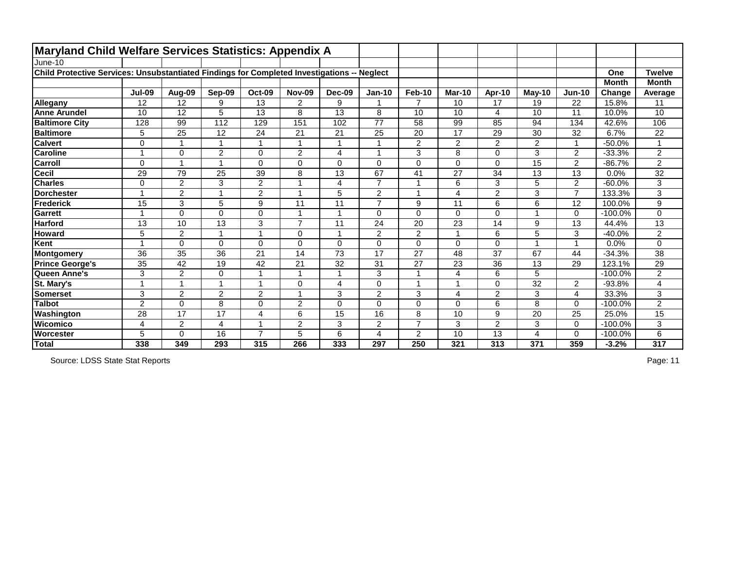# Maryland Child Welfare Services Statistics: Appendix A

June-10

**Child Protective Services: Unsubstantiated Findings for Completed Investigations -- Neglect**

| | Jul-09 | Aug-09 | Sep-09 | Oct-09 | Nov-09 | Dec-09 | Jan-10 | Feb-10 | Mar-10 | Apr-10 | May-10 | Jun-10 | One Month Change | Twelve Month Average |
|---|---|---|---|---|---|---|---|---|---|---|---|---|---|---|
| **Allegany** | 12 | 12 | 9 | 13 | 2 | 9 | 1 | 7 | 10 | 17 | 19 | 22 | 15.8% | 11 |
| **Anne Arundel** | 10 | 12 | 5 | 13 | 8 | 13 | 8 | 10 | 10 | 4 | 10 | 11 | 10.0% | 10 |
| **Baltimore City** | 128 | 99 | 112 | 129 | 151 | 102 | 77 | 58 | 99 | 85 | 94 | 134 | 42.6% | 106 |
| **Baltimore** | 5 | 25 | 12 | 24 | 21 | 21 | 25 | 20 | 17 | 29 | 30 | 32 | 6.7% | 22 |
| **Calvert** | 0 | 1 | 1 | 1 | 1 | 1 | 1 | 2 | 2 | 2 | 2 | 1 | -50.0% | 1 |
| **Caroline** | 1 | 0 | 2 | 0 | 2 | 4 | 1 | 3 | 8 | 0 | 3 | 2 | -33.3% | 2 |
| **Carroll** | 0 | 1 | 1 | 0 | 0 | 0 | 0 | 0 | 0 | 0 | 15 | 2 | -86.7% | 2 |
| **Cecil** | 29 | 79 | 25 | 39 | 8 | 13 | 67 | 41 | 27 | 34 | 13 | 13 | 0.0% | 32 |
| **Charles** | 0 | 2 | 3 | 2 | 1 | 4 | 7 | 1 | 6 | 3 | 5 | 2 | -60.0% | 3 |
| **Dorchester** | 1 | 2 | 1 | 2 | 1 | 5 | 2 | 1 | 4 | 2 | 3 | 7 | 133.3% | 3 |
| **Frederick** | 15 | 3 | 5 | 9 | 11 | 11 | 7 | 9 | 11 | 6 | 6 | 12 | 100.0% | 9 |
| **Garrett** | 1 | 0 | 0 | 0 | 1 | 1 | 0 | 0 | 0 | 0 | 1 | 0 | -100.0% | 0 |
| **Harford** | 13 | 10 | 13 | 3 | 7 | 11 | 24 | 20 | 23 | 14 | 9 | 13 | 44.4% | 13 |
| **Howard** | 5 | 2 | 1 | 1 | 0 | 1 | 2 | 2 | 1 | 6 | 5 | 3 | -40.0% | 2 |
| **Kent** | 1 | 0 | 0 | 0 | 0 | 0 | 0 | 0 | 0 | 0 | 1 | 1 | 0.0% | 0 |
| **Montgomery** | 36 | 35 | 36 | 21 | 14 | 73 | 17 | 27 | 48 | 37 | 67 | 44 | -34.3% | 38 |
| **Prince George's** | 35 | 42 | 19 | 42 | 21 | 32 | 31 | 27 | 23 | 36 | 13 | 29 | 123.1% | 29 |
| **Queen Anne's** | 3 | 2 | 0 | 1 | 1 | 1 | 3 | 1 | 4 | 6 | 5 | | -100.0% | 2 |
| **St. Mary's** | 1 | 1 | 1 | 1 | 0 | 4 | 0 | 1 | 1 | 0 | 32 | 2 | -93.8% | 4 |
| **Somerset** | 3 | 2 | 2 | 2 | 1 | 3 | 2 | 3 | 4 | 2 | 3 | 4 | 33.3% | 3 |
| **Talbot** | 2 | 0 | 8 | 0 | 2 | 0 | 0 | 0 | 0 | 6 | 8 | 0 | -100.0% | 2 |
| **Washington** | 28 | 17 | 17 | 4 | 6 | 15 | 16 | 8 | 10 | 9 | 20 | 25 | 25.0% | 15 |
| **Wicomico** | 4 | 2 | 4 | 1 | 2 | 3 | 2 | 7 | 3 | 2 | 3 | 0 | -100.0% | 3 |
| **Worcester** | 5 | 0 | 16 | 7 | 5 | 6 | 4 | 2 | 10 | 13 | 4 | 0 | -100.0% | 6 |
| **Total** | **338** | **349** | **293** | **315** | **266** | **333** | **297** | **250** | **321** | **313** | **371** | **359** | **-3.2%** | **317** |

Source: LDSS State Stat Reports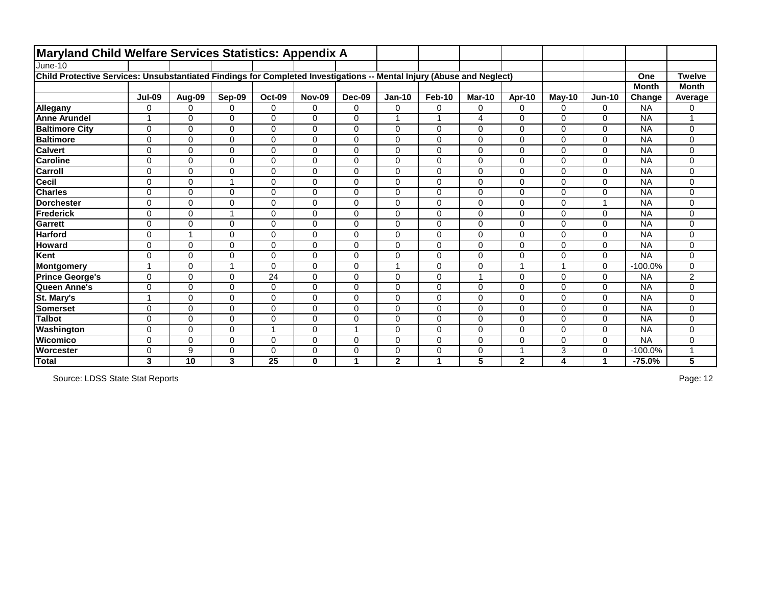# Maryland Child Welfare Services Statistics: Appendix A

June-10

**Child Protective Services: Unsubstantiated Findings for Completed Investigations -- Mental Injury (Abuse and Neglect)**

| | Jul-09 | Aug-09 | Sep-09 | Oct-09 | Nov-09 | Dec-09 | Jan-10 | Feb-10 | Mar-10 | Apr-10 | May-10 | Jun-10 | One Month Change | Twelve Month Average |
|---|---|---|---|---|---|---|---|---|---|---|---|---|---|---|
| **Allegany** | 0 | 0 | 0 | 0 | 0 | 0 | 0 | 0 | 0 | 0 | 0 | 0 | NA | 0 |
| **Anne Arundel** | 1 | 0 | 0 | 0 | 0 | 0 | 1 | 1 | 4 | 0 | 0 | 0 | NA | 1 |
| **Baltimore City** | 0 | 0 | 0 | 0 | 0 | 0 | 0 | 0 | 0 | 0 | 0 | 0 | NA | 0 |
| **Baltimore** | 0 | 0 | 0 | 0 | 0 | 0 | 0 | 0 | 0 | 0 | 0 | 0 | NA | 0 |
| **Calvert** | 0 | 0 | 0 | 0 | 0 | 0 | 0 | 0 | 0 | 0 | 0 | 0 | NA | 0 |
| **Caroline** | 0 | 0 | 0 | 0 | 0 | 0 | 0 | 0 | 0 | 0 | 0 | 0 | NA | 0 |
| **Carroll** | 0 | 0 | 0 | 0 | 0 | 0 | 0 | 0 | 0 | 0 | 0 | 0 | NA | 0 |
| **Cecil** | 0 | 0 | 1 | 0 | 0 | 0 | 0 | 0 | 0 | 0 | 0 | 0 | NA | 0 |
| **Charles** | 0 | 0 | 0 | 0 | 0 | 0 | 0 | 0 | 0 | 0 | 0 | 0 | NA | 0 |
| **Dorchester** | 0 | 0 | 0 | 0 | 0 | 0 | 0 | 0 | 0 | 0 | 0 | 1 | NA | 0 |
| **Frederick** | 0 | 0 | 1 | 0 | 0 | 0 | 0 | 0 | 0 | 0 | 0 | 0 | NA | 0 |
| **Garrett** | 0 | 0 | 0 | 0 | 0 | 0 | 0 | 0 | 0 | 0 | 0 | 0 | NA | 0 |
| **Harford** | 0 | 1 | 0 | 0 | 0 | 0 | 0 | 0 | 0 | 0 | 0 | 0 | NA | 0 |
| **Howard** | 0 | 0 | 0 | 0 | 0 | 0 | 0 | 0 | 0 | 0 | 0 | 0 | NA | 0 |
| **Kent** | 0 | 0 | 0 | 0 | 0 | 0 | 0 | 0 | 0 | 0 | 0 | 0 | NA | 0 |
| **Montgomery** | 1 | 0 | 1 | 0 | 0 | 0 | 1 | 0 | 0 | 1 | 1 | 0 | -100.0% | 0 |
| **Prince George's** | 0 | 0 | 0 | 24 | 0 | 0 | 0 | 0 | 1 | 0 | 0 | 0 | NA | 2 |
| **Queen Anne's** | 0 | 0 | 0 | 0 | 0 | 0 | 0 | 0 | 0 | 0 | 0 | 0 | NA | 0 |
| **St. Mary's** | 1 | 0 | 0 | 0 | 0 | 0 | 0 | 0 | 0 | 0 | 0 | 0 | NA | 0 |
| **Somerset** | 0 | 0 | 0 | 0 | 0 | 0 | 0 | 0 | 0 | 0 | 0 | 0 | NA | 0 |
| **Talbot** | 0 | 0 | 0 | 0 | 0 | 0 | 0 | 0 | 0 | 0 | 0 | 0 | NA | 0 |
| **Washington** | 0 | 0 | 0 | 1 | 0 | 1 | 0 | 0 | 0 | 0 | 0 | 0 | NA | 0 |
| **Wicomico** | 0 | 0 | 0 | 0 | 0 | 0 | 0 | 0 | 0 | 0 | 0 | 0 | NA | 0 |
| **Worcester** | 0 | 9 | 0 | 0 | 0 | 0 | 0 | 0 | 0 | 1 | 3 | 0 | -100.0% | 1 |
| **Total** | **3** | **10** | **3** | **25** | **0** | **1** | **2** | **1** | **5** | **2** | **4** | **1** | **-75.0%** | **5** |

Source: LDSS State Stat Reports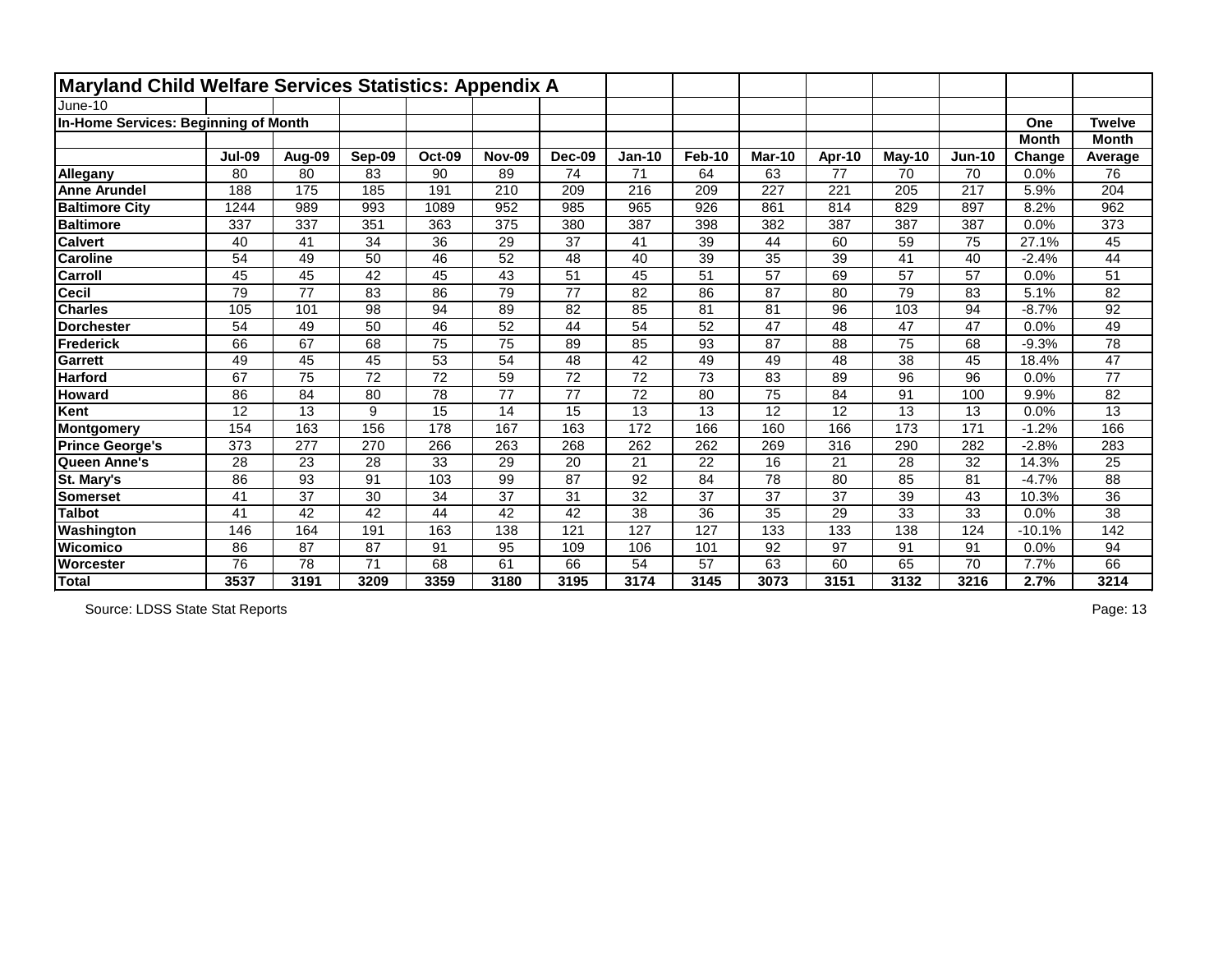## Maryland Child Welfare Services Statistics: Appendix A

June-10

**In-Home Services: Beginning of Month**

| | Jul-09 | Aug-09 | Sep-09 | Oct-09 | Nov-09 | Dec-09 | Jan-10 | Feb-10 | Mar-10 | Apr-10 | May-10 | Jun-10 | One Month Change | Twelve Month Average |
|---|---|---|---|---|---|---|---|---|---|---|---|---|---|---|
| **Allegany** | 80 | 80 | 83 | 90 | 89 | 74 | 71 | 64 | 63 | 77 | 70 | 70 | 0.0% | 76 |
| **Anne Arundel** | 188 | 175 | 185 | 191 | 210 | 209 | 216 | 209 | 227 | 221 | 205 | 217 | 5.9% | 204 |
| **Baltimore City** | 1244 | 989 | 993 | 1089 | 952 | 985 | 965 | 926 | 861 | 814 | 829 | 897 | 8.2% | 962 |
| **Baltimore** | 337 | 337 | 351 | 363 | 375 | 380 | 387 | 398 | 382 | 387 | 387 | 387 | 0.0% | 373 |
| **Calvert** | 40 | 41 | 34 | 36 | 29 | 37 | 41 | 39 | 44 | 60 | 59 | 75 | 27.1% | 45 |
| **Caroline** | 54 | 49 | 50 | 46 | 52 | 48 | 40 | 39 | 35 | 39 | 41 | 40 | -2.4% | 44 |
| **Carroll** | 45 | 45 | 42 | 45 | 43 | 51 | 45 | 51 | 57 | 69 | 57 | 57 | 0.0% | 51 |
| **Cecil** | 79 | 77 | 83 | 86 | 79 | 77 | 82 | 86 | 87 | 80 | 79 | 83 | 5.1% | 82 |
| **Charles** | 105 | 101 | 98 | 94 | 89 | 82 | 85 | 81 | 81 | 96 | 103 | 94 | -8.7% | 92 |
| **Dorchester** | 54 | 49 | 50 | 46 | 52 | 44 | 54 | 52 | 47 | 48 | 47 | 47 | 0.0% | 49 |
| **Frederick** | 66 | 67 | 68 | 75 | 75 | 89 | 85 | 93 | 87 | 88 | 75 | 68 | -9.3% | 78 |
| **Garrett** | 49 | 45 | 45 | 53 | 54 | 48 | 42 | 49 | 49 | 48 | 38 | 45 | 18.4% | 47 |
| **Harford** | 67 | 75 | 72 | 72 | 59 | 72 | 72 | 73 | 83 | 89 | 96 | 96 | 0.0% | 77 |
| **Howard** | 86 | 84 | 80 | 78 | 77 | 77 | 72 | 80 | 75 | 84 | 91 | 100 | 9.9% | 82 |
| **Kent** | 12 | 13 | 9 | 15 | 14 | 15 | 13 | 13 | 12 | 12 | 13 | 13 | 0.0% | 13 |
| **Montgomery** | 154 | 163 | 156 | 178 | 167 | 163 | 172 | 166 | 160 | 166 | 173 | 171 | -1.2% | 166 |
| **Prince George's** | 373 | 277 | 270 | 266 | 263 | 268 | 262 | 262 | 269 | 316 | 290 | 282 | -2.8% | 283 |
| **Queen Anne's** | 28 | 23 | 28 | 33 | 29 | 20 | 21 | 22 | 16 | 21 | 28 | 32 | 14.3% | 25 |
| **St. Mary's** | 86 | 93 | 91 | 103 | 99 | 87 | 92 | 84 | 78 | 80 | 85 | 81 | -4.7% | 88 |
| **Somerset** | 41 | 37 | 30 | 34 | 37 | 31 | 32 | 37 | 37 | 37 | 39 | 43 | 10.3% | 36 |
| **Talbot** | 41 | 42 | 42 | 44 | 42 | 42 | 38 | 36 | 35 | 29 | 33 | 33 | 0.0% | 38 |
| **Washington** | 146 | 164 | 191 | 163 | 138 | 121 | 127 | 127 | 133 | 133 | 138 | 124 | -10.1% | 142 |
| **Wicomico** | 86 | 87 | 87 | 91 | 95 | 109 | 106 | 101 | 92 | 97 | 91 | 91 | 0.0% | 94 |
| **Worcester** | 76 | 78 | 71 | 68 | 61 | 66 | 54 | 57 | 63 | 60 | 65 | 70 | 7.7% | 66 |
| **Total** | **3537** | **3191** | **3209** | **3359** | **3180** | **3195** | **3174** | **3145** | **3073** | **3151** | **3132** | **3216** | **2.7%** | **3214** |

Source: LDSS State Stat Reports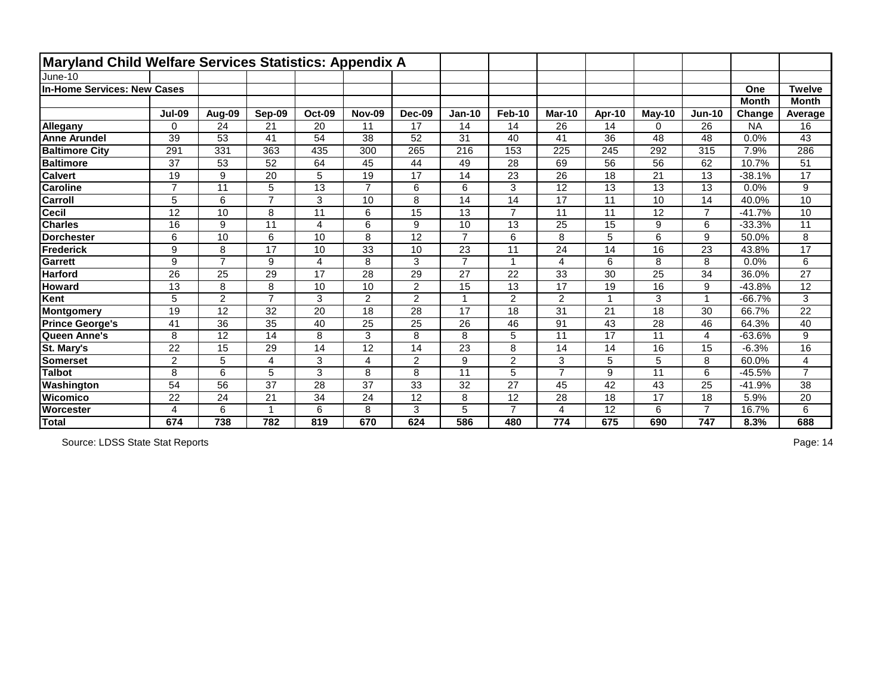# Maryland Child Welfare Services Statistics: Appendix A

June-10

**In-Home Services: New Cases**

| | Jul-09 | Aug-09 | Sep-09 | Oct-09 | Nov-09 | Dec-09 | Jan-10 | Feb-10 | Mar-10 | Apr-10 | May-10 | Jun-10 | One Month Change | Twelve Month Average |
|---|---|---|---|---|---|---|---|---|---|---|---|---|---|---|
| **Allegany** | 0 | 24 | 21 | 20 | 11 | 17 | 14 | 14 | 26 | 14 | 0 | 26 | NA | 16 |
| **Anne Arundel** | 39 | 53 | 41 | 54 | 38 | 52 | 31 | 40 | 41 | 36 | 48 | 48 | 0.0% | 43 |
| **Baltimore City** | 291 | 331 | 363 | 435 | 300 | 265 | 216 | 153 | 225 | 245 | 292 | 315 | 7.9% | 286 |
| **Baltimore** | 37 | 53 | 52 | 64 | 45 | 44 | 49 | 28 | 69 | 56 | 56 | 62 | 10.7% | 51 |
| **Calvert** | 19 | 9 | 20 | 5 | 19 | 17 | 14 | 23 | 26 | 18 | 21 | 13 | -38.1% | 17 |
| **Caroline** | 7 | 11 | 5 | 13 | 7 | 6 | 6 | 3 | 12 | 13 | 13 | 13 | 0.0% | 9 |
| **Carroll** | 5 | 6 | 7 | 3 | 10 | 8 | 14 | 14 | 17 | 11 | 10 | 14 | 40.0% | 10 |
| **Cecil** | 12 | 10 | 8 | 11 | 6 | 15 | 13 | 7 | 11 | 11 | 12 | 7 | -41.7% | 10 |
| **Charles** | 16 | 9 | 11 | 4 | 6 | 9 | 10 | 13 | 25 | 15 | 9 | 6 | -33.3% | 11 |
| **Dorchester** | 6 | 10 | 6 | 10 | 8 | 12 | 7 | 6 | 8 | 5 | 6 | 9 | 50.0% | 8 |
| **Frederick** | 9 | 8 | 17 | 10 | 33 | 10 | 23 | 11 | 24 | 14 | 16 | 23 | 43.8% | 17 |
| **Garrett** | 9 | 7 | 9 | 4 | 8 | 3 | 7 | 1 | 4 | 6 | 8 | 8 | 0.0% | 6 |
| **Harford** | 26 | 25 | 29 | 17 | 28 | 29 | 27 | 22 | 33 | 30 | 25 | 34 | 36.0% | 27 |
| **Howard** | 13 | 8 | 8 | 10 | 10 | 2 | 15 | 13 | 17 | 19 | 16 | 9 | -43.8% | 12 |
| **Kent** | 5 | 2 | 7 | 3 | 2 | 2 | 1 | 2 | 2 | 1 | 3 | 1 | -66.7% | 3 |
| **Montgomery** | 19 | 12 | 32 | 20 | 18 | 28 | 17 | 18 | 31 | 21 | 18 | 30 | 66.7% | 22 |
| **Prince George's** | 41 | 36 | 35 | 40 | 25 | 25 | 26 | 46 | 91 | 43 | 28 | 46 | 64.3% | 40 |
| **Queen Anne's** | 8 | 12 | 14 | 8 | 3 | 8 | 8 | 5 | 11 | 17 | 11 | 4 | -63.6% | 9 |
| **St. Mary's** | 22 | 15 | 29 | 14 | 12 | 14 | 23 | 8 | 14 | 14 | 16 | 15 | -6.3% | 16 |
| **Somerset** | 2 | 5 | 4 | 3 | 4 | 2 | 9 | 2 | 3 | 5 | 5 | 8 | 60.0% | 4 |
| **Talbot** | 8 | 6 | 5 | 3 | 8 | 8 | 11 | 5 | 7 | 9 | 11 | 6 | -45.5% | 7 |
| **Washington** | 54 | 56 | 37 | 28 | 37 | 33 | 32 | 27 | 45 | 42 | 43 | 25 | -41.9% | 38 |
| **Wicomico** | 22 | 24 | 21 | 34 | 24 | 12 | 8 | 12 | 28 | 18 | 17 | 18 | 5.9% | 20 |
| **Worcester** | 4 | 6 | 1 | 6 | 8 | 3 | 5 | 7 | 4 | 12 | 6 | 7 | 16.7% | 6 |
| **Total** | **674** | **738** | **782** | **819** | **670** | **624** | **586** | **480** | **774** | **675** | **690** | **747** | **8.3%** | **688** |

Source: LDSS State Stat Reports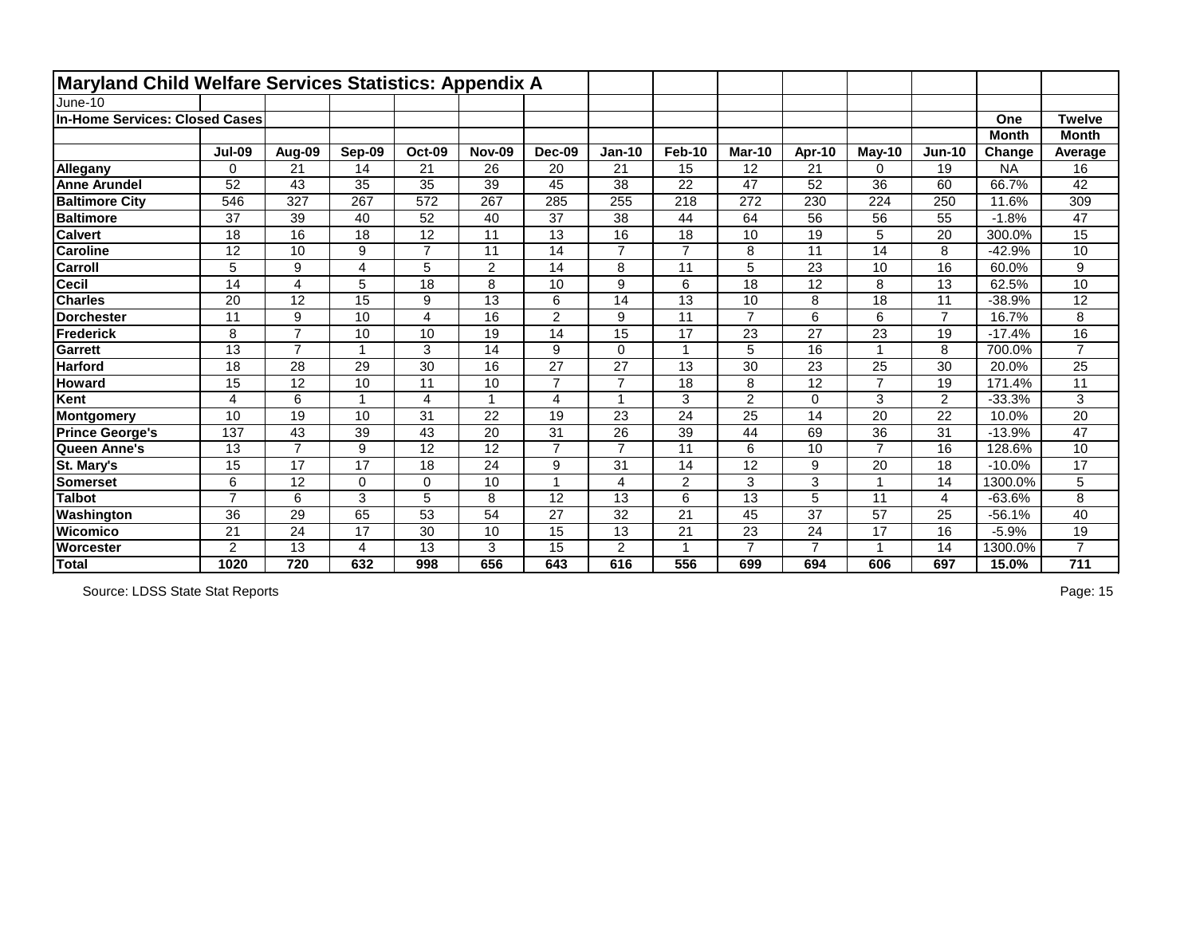# Maryland Child Welfare Services Statistics: Appendix A

June-10

**In-Home Services: Closed Cases**

| | Jul-09 | Aug-09 | Sep-09 | Oct-09 | Nov-09 | Dec-09 | Jan-10 | Feb-10 | Mar-10 | Apr-10 | May-10 | Jun-10 | One Month Change | Twelve Month Average |
|---|---|---|---|---|---|---|---|---|---|---|---|---|---|---|
| **Allegany** | 0 | 21 | 14 | 21 | 26 | 20 | 21 | 15 | 12 | 21 | 0 | 19 | NA | 16 |
| **Anne Arundel** | 52 | 43 | 35 | 35 | 39 | 45 | 38 | 22 | 47 | 52 | 36 | 60 | 66.7% | 42 |
| **Baltimore City** | 546 | 327 | 267 | 572 | 267 | 285 | 255 | 218 | 272 | 230 | 224 | 250 | 11.6% | 309 |
| **Baltimore** | 37 | 39 | 40 | 52 | 40 | 37 | 38 | 44 | 64 | 56 | 56 | 55 | -1.8% | 47 |
| **Calvert** | 18 | 16 | 18 | 12 | 11 | 13 | 16 | 18 | 10 | 19 | 5 | 20 | 300.0% | 15 |
| **Caroline** | 12 | 10 | 9 | 7 | 11 | 14 | 7 | 7 | 8 | 11 | 14 | 8 | -42.9% | 10 |
| **Carroll** | 5 | 9 | 4 | 5 | 2 | 14 | 8 | 11 | 5 | 23 | 10 | 16 | 60.0% | 9 |
| **Cecil** | 14 | 4 | 5 | 18 | 8 | 10 | 9 | 6 | 18 | 12 | 8 | 13 | 62.5% | 10 |
| **Charles** | 20 | 12 | 15 | 9 | 13 | 6 | 14 | 13 | 10 | 8 | 18 | 11 | -38.9% | 12 |
| **Dorchester** | 11 | 9 | 10 | 4 | 16 | 2 | 9 | 11 | 7 | 6 | 6 | 7 | 16.7% | 8 |
| **Frederick** | 8 | 7 | 10 | 10 | 19 | 14 | 15 | 17 | 23 | 27 | 23 | 19 | -17.4% | 16 |
| **Garrett** | 13 | 7 | 1 | 3 | 14 | 9 | 0 | 1 | 5 | 16 | 1 | 8 | 700.0% | 7 |
| **Harford** | 18 | 28 | 29 | 30 | 16 | 27 | 27 | 13 | 30 | 23 | 25 | 30 | 20.0% | 25 |
| **Howard** | 15 | 12 | 10 | 11 | 10 | 7 | 7 | 18 | 8 | 12 | 7 | 19 | 171.4% | 11 |
| **Kent** | 4 | 6 | 1 | 4 | 1 | 4 | 1 | 3 | 2 | 0 | 3 | 2 | -33.3% | 3 |
| **Montgomery** | 10 | 19 | 10 | 31 | 22 | 19 | 23 | 24 | 25 | 14 | 20 | 22 | 10.0% | 20 |
| **Prince George's** | 137 | 43 | 39 | 43 | 20 | 31 | 26 | 39 | 44 | 69 | 36 | 31 | -13.9% | 47 |
| **Queen Anne's** | 13 | 7 | 9 | 12 | 12 | 7 | 7 | 11 | 6 | 10 | 7 | 16 | 128.6% | 10 |
| **St. Mary's** | 15 | 17 | 17 | 18 | 24 | 9 | 31 | 14 | 12 | 9 | 20 | 18 | -10.0% | 17 |
| **Somerset** | 6 | 12 | 0 | 0 | 10 | 1 | 4 | 2 | 3 | 3 | 1 | 14 | 1300.0% | 5 |
| **Talbot** | 7 | 6 | 3 | 5 | 8 | 12 | 13 | 6 | 13 | 5 | 11 | 4 | -63.6% | 8 |
| **Washington** | 36 | 29 | 65 | 53 | 54 | 27 | 32 | 21 | 45 | 37 | 57 | 25 | -56.1% | 40 |
| **Wicomico** | 21 | 24 | 17 | 30 | 10 | 15 | 13 | 21 | 23 | 24 | 17 | 16 | -5.9% | 19 |
| **Worcester** | 2 | 13 | 4 | 13 | 3 | 15 | 2 | 1 | 7 | 7 | 1 | 14 | 1300.0% | 7 |
| **Total** | **1020** | **720** | **632** | **998** | **656** | **643** | **616** | **556** | **699** | **694** | **606** | **697** | **15.0%** | **711** |

Source: LDSS State Stat Reports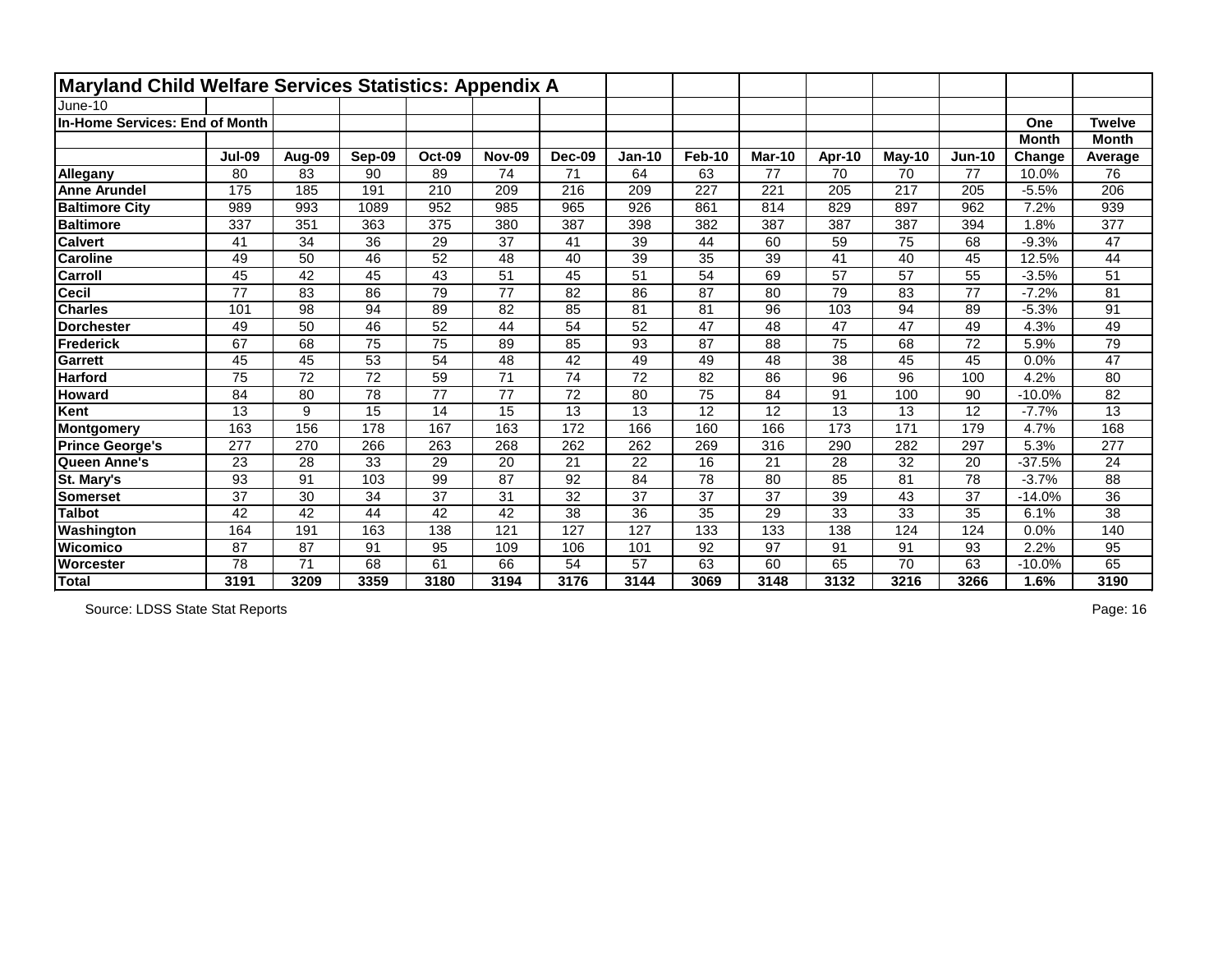## Maryland Child Welfare Services Statistics: Appendix A

June-10

**In-Home Services: End of Month**

| | Jul-09 | Aug-09 | Sep-09 | Oct-09 | Nov-09 | Dec-09 | Jan-10 | Feb-10 | Mar-10 | Apr-10 | May-10 | Jun-10 | One Month Change | Twelve Month Average |
|---|---|---|---|---|---|---|---|---|---|---|---|---|---|---|
| **Allegany** | 80 | 83 | 90 | 89 | 74 | 71 | 64 | 63 | 77 | 70 | 70 | 77 | 10.0% | 76 |
| **Anne Arundel** | 175 | 185 | 191 | 210 | 209 | 216 | 209 | 227 | 221 | 205 | 217 | 205 | -5.5% | 206 |
| **Baltimore City** | 989 | 993 | 1089 | 952 | 985 | 965 | 926 | 861 | 814 | 829 | 897 | 962 | 7.2% | 939 |
| **Baltimore** | 337 | 351 | 363 | 375 | 380 | 387 | 398 | 382 | 387 | 387 | 387 | 394 | 1.8% | 377 |
| **Calvert** | 41 | 34 | 36 | 29 | 37 | 41 | 39 | 44 | 60 | 59 | 75 | 68 | -9.3% | 47 |
| **Caroline** | 49 | 50 | 46 | 52 | 48 | 40 | 39 | 35 | 39 | 41 | 40 | 45 | 12.5% | 44 |
| **Carroll** | 45 | 42 | 45 | 43 | 51 | 45 | 51 | 54 | 69 | 57 | 57 | 55 | -3.5% | 51 |
| **Cecil** | 77 | 83 | 86 | 79 | 77 | 82 | 86 | 87 | 80 | 79 | 83 | 77 | -7.2% | 81 |
| **Charles** | 101 | 98 | 94 | 89 | 82 | 85 | 81 | 81 | 96 | 103 | 94 | 89 | -5.3% | 91 |
| **Dorchester** | 49 | 50 | 46 | 52 | 44 | 54 | 52 | 47 | 48 | 47 | 47 | 49 | 4.3% | 49 |
| **Frederick** | 67 | 68 | 75 | 75 | 89 | 85 | 93 | 87 | 88 | 75 | 68 | 72 | 5.9% | 79 |
| **Garrett** | 45 | 45 | 53 | 54 | 48 | 42 | 49 | 49 | 48 | 38 | 45 | 45 | 0.0% | 47 |
| **Harford** | 75 | 72 | 72 | 59 | 71 | 74 | 72 | 82 | 86 | 96 | 96 | 100 | 4.2% | 80 |
| **Howard** | 84 | 80 | 78 | 77 | 77 | 72 | 80 | 75 | 84 | 91 | 100 | 90 | -10.0% | 82 |
| **Kent** | 13 | 9 | 15 | 14 | 15 | 13 | 13 | 12 | 12 | 13 | 13 | 12 | -7.7% | 13 |
| **Montgomery** | 163 | 156 | 178 | 167 | 163 | 172 | 166 | 160 | 166 | 173 | 171 | 179 | 4.7% | 168 |
| **Prince George's** | 277 | 270 | 266 | 263 | 268 | 262 | 262 | 269 | 316 | 290 | 282 | 297 | 5.3% | 277 |
| **Queen Anne's** | 23 | 28 | 33 | 29 | 20 | 21 | 22 | 16 | 21 | 28 | 32 | 20 | -37.5% | 24 |
| **St. Mary's** | 93 | 91 | 103 | 99 | 87 | 92 | 84 | 78 | 80 | 85 | 81 | 78 | -3.7% | 88 |
| **Somerset** | 37 | 30 | 34 | 37 | 31 | 32 | 37 | 37 | 37 | 39 | 43 | 37 | -14.0% | 36 |
| **Talbot** | 42 | 42 | 44 | 42 | 42 | 38 | 36 | 35 | 29 | 33 | 33 | 35 | 6.1% | 38 |
| **Washington** | 164 | 191 | 163 | 138 | 121 | 127 | 127 | 133 | 133 | 138 | 124 | 124 | 0.0% | 140 |
| **Wicomico** | 87 | 87 | 91 | 95 | 109 | 106 | 101 | 92 | 97 | 91 | 91 | 93 | 2.2% | 95 |
| **Worcester** | 78 | 71 | 68 | 61 | 66 | 54 | 57 | 63 | 60 | 65 | 70 | 63 | -10.0% | 65 |
| **Total** | **3191** | **3209** | **3359** | **3180** | **3194** | **3176** | **3144** | **3069** | **3148** | **3132** | **3216** | **3266** | **1.6%** | **3190** |

Source: LDSS State Stat Reports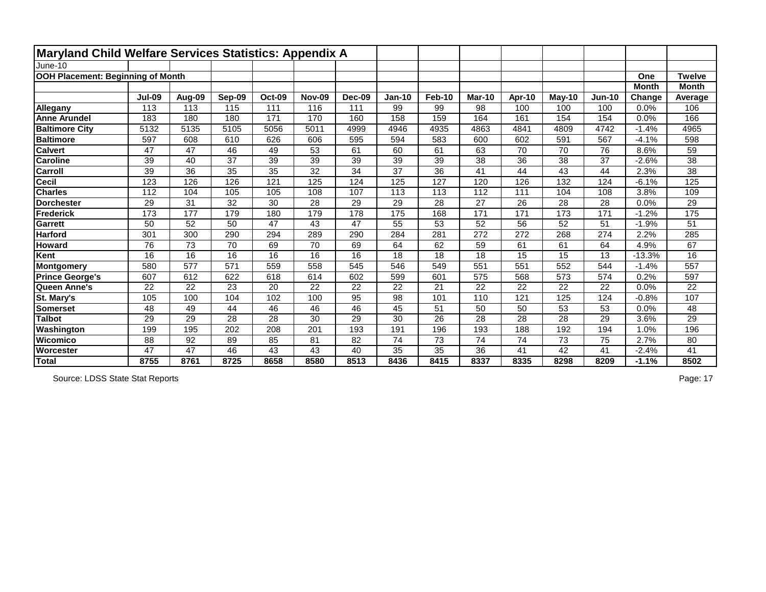# Maryland Child Welfare Services Statistics: Appendix A

June-10

**OOH Placement: Beginning of Month**

| | Jul-09 | Aug-09 | Sep-09 | Oct-09 | Nov-09 | Dec-09 | Jan-10 | Feb-10 | Mar-10 | Apr-10 | May-10 | Jun-10 | One Month Change | Twelve Month Average |
|---|---|---|---|---|---|---|---|---|---|---|---|---|---|---|
| **Allegany** | 113 | 113 | 115 | 111 | 116 | 111 | 99 | 99 | 98 | 100 | 100 | 100 | 0.0% | 106 |
| **Anne Arundel** | 183 | 180 | 180 | 171 | 170 | 160 | 158 | 159 | 164 | 161 | 154 | 154 | 0.0% | 166 |
| **Baltimore City** | 5132 | 5135 | 5105 | 5056 | 5011 | 4999 | 4946 | 4935 | 4863 | 4841 | 4809 | 4742 | -1.4% | 4965 |
| **Baltimore** | 597 | 608 | 610 | 626 | 606 | 595 | 594 | 583 | 600 | 602 | 591 | 567 | -4.1% | 598 |
| **Calvert** | 47 | 47 | 46 | 49 | 53 | 61 | 60 | 61 | 63 | 70 | 70 | 76 | 8.6% | 59 |
| **Caroline** | 39 | 40 | 37 | 39 | 39 | 39 | 39 | 39 | 38 | 36 | 38 | 37 | -2.6% | 38 |
| **Carroll** | 39 | 36 | 35 | 35 | 32 | 34 | 37 | 36 | 41 | 44 | 43 | 44 | 2.3% | 38 |
| **Cecil** | 123 | 126 | 126 | 121 | 125 | 124 | 125 | 127 | 120 | 126 | 132 | 124 | -6.1% | 125 |
| **Charles** | 112 | 104 | 105 | 105 | 108 | 107 | 113 | 113 | 112 | 111 | 104 | 108 | 3.8% | 109 |
| **Dorchester** | 29 | 31 | 32 | 30 | 28 | 29 | 29 | 28 | 27 | 26 | 28 | 28 | 0.0% | 29 |
| **Frederick** | 173 | 177 | 179 | 180 | 179 | 178 | 175 | 168 | 171 | 171 | 173 | 171 | -1.2% | 175 |
| **Garrett** | 50 | 52 | 50 | 47 | 43 | 47 | 55 | 53 | 52 | 56 | 52 | 51 | -1.9% | 51 |
| **Harford** | 301 | 300 | 290 | 294 | 289 | 290 | 284 | 281 | 272 | 272 | 268 | 274 | 2.2% | 285 |
| **Howard** | 76 | 73 | 70 | 69 | 70 | 69 | 64 | 62 | 59 | 61 | 61 | 64 | 4.9% | 67 |
| **Kent** | 16 | 16 | 16 | 16 | 16 | 16 | 18 | 18 | 18 | 15 | 15 | 13 | -13.3% | 16 |
| **Montgomery** | 580 | 577 | 571 | 559 | 558 | 545 | 546 | 549 | 551 | 551 | 552 | 544 | -1.4% | 557 |
| **Prince George's** | 607 | 612 | 622 | 618 | 614 | 602 | 599 | 601 | 575 | 568 | 573 | 574 | 0.2% | 597 |
| **Queen Anne's** | 22 | 22 | 23 | 20 | 22 | 22 | 22 | 21 | 22 | 22 | 22 | 22 | 0.0% | 22 |
| **St. Mary's** | 105 | 100 | 104 | 102 | 100 | 95 | 98 | 101 | 110 | 121 | 125 | 124 | -0.8% | 107 |
| **Somerset** | 48 | 49 | 44 | 46 | 46 | 46 | 45 | 51 | 50 | 50 | 53 | 53 | 0.0% | 48 |
| **Talbot** | 29 | 29 | 28 | 28 | 30 | 29 | 30 | 26 | 28 | 28 | 28 | 29 | 3.6% | 29 |
| **Washington** | 199 | 195 | 202 | 208 | 201 | 193 | 191 | 196 | 193 | 188 | 192 | 194 | 1.0% | 196 |
| **Wicomico** | 88 | 92 | 89 | 85 | 81 | 82 | 74 | 73 | 74 | 74 | 73 | 75 | 2.7% | 80 |
| **Worcester** | 47 | 47 | 46 | 43 | 43 | 40 | 35 | 35 | 36 | 41 | 42 | 41 | -2.4% | 41 |
| **Total** | **8755** | **8761** | **8725** | **8658** | **8580** | **8513** | **8436** | **8415** | **8337** | **8335** | **8298** | **8209** | **-1.1%** | **8502** |

Source: LDSS State Stat Reports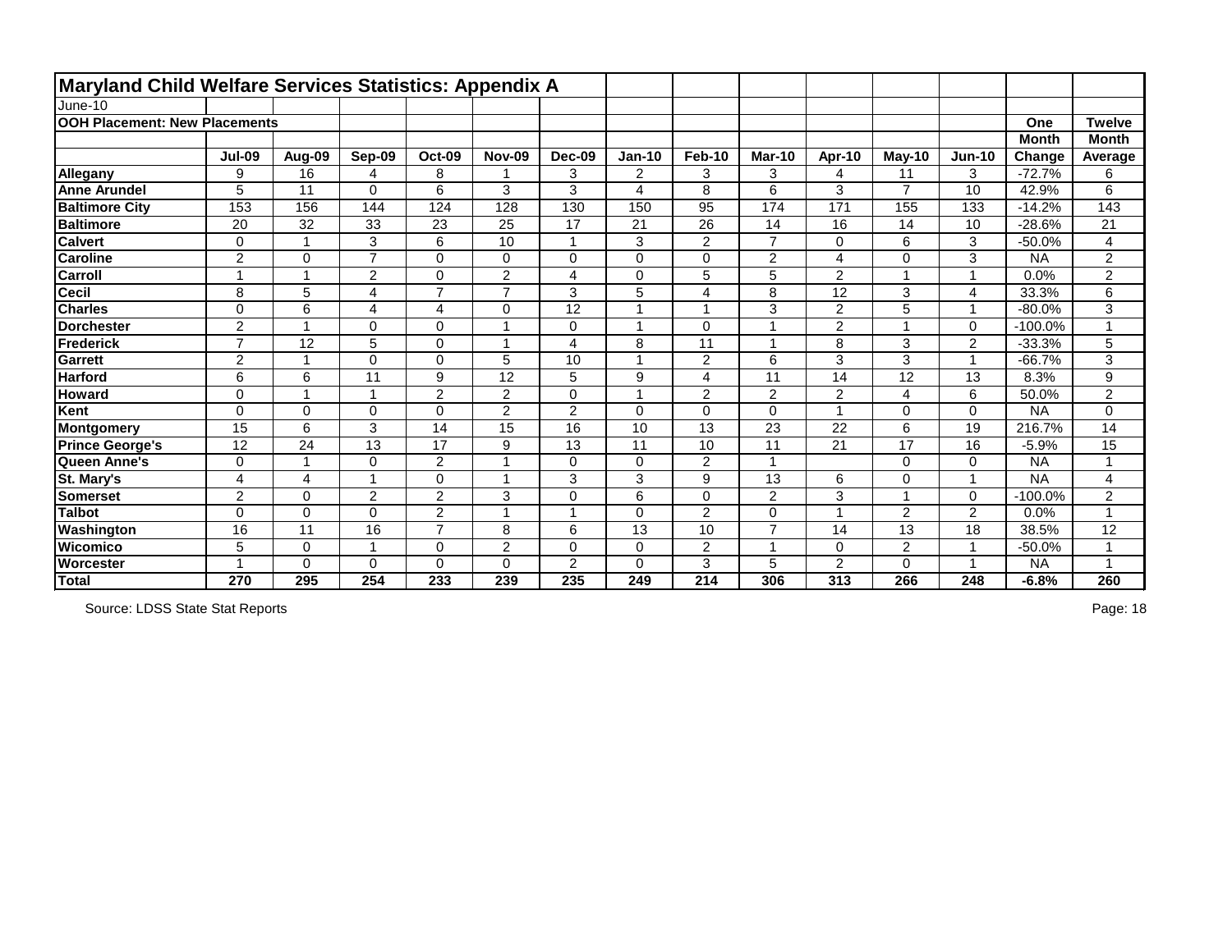# Maryland Child Welfare Services Statistics: Appendix A

June-10

**OOH Placement: New Placements**

| | Jul-09 | Aug-09 | Sep-09 | Oct-09 | Nov-09 | Dec-09 | Jan-10 | Feb-10 | Mar-10 | Apr-10 | May-10 | Jun-10 | One Month Change | Twelve Month Average |
|---|---|---|---|---|---|---|---|---|---|---|---|---|---|---|
| **Allegany** | 9 | 16 | 4 | 8 | 1 | 3 | 2 | 3 | 3 | 4 | 11 | 3 | -72.7% | 6 |
| **Anne Arundel** | 5 | 11 | 0 | 6 | 3 | 3 | 4 | 8 | 6 | 3 | 7 | 10 | 42.9% | 6 |
| **Baltimore City** | 153 | 156 | 144 | 124 | 128 | 130 | 150 | 95 | 174 | 171 | 155 | 133 | -14.2% | 143 |
| **Baltimore** | 20 | 32 | 33 | 23 | 25 | 17 | 21 | 26 | 14 | 16 | 14 | 10 | -28.6% | 21 |
| **Calvert** | 0 | 1 | 3 | 6 | 10 | 1 | 3 | 2 | 7 | 0 | 6 | 3 | -50.0% | 4 |
| **Caroline** | 2 | 0 | 7 | 0 | 0 | 0 | 0 | 0 | 2 | 4 | 0 | 3 | NA | 2 |
| **Carroll** | 1 | 1 | 2 | 0 | 2 | 4 | 0 | 5 | 5 | 2 | 1 | 1 | 0.0% | 2 |
| **Cecil** | 8 | 5 | 4 | 7 | 7 | 3 | 5 | 4 | 8 | 12 | 3 | 4 | 33.3% | 6 |
| **Charles** | 0 | 6 | 4 | 4 | 0 | 12 | 1 | 1 | 3 | 2 | 5 | 1 | -80.0% | 3 |
| **Dorchester** | 2 | 1 | 0 | 0 | 1 | 0 | 1 | 0 | 1 | 2 | 1 | 0 | -100.0% | 1 |
| **Frederick** | 7 | 12 | 5 | 0 | 1 | 4 | 8 | 11 | 1 | 8 | 3 | 2 | -33.3% | 5 |
| **Garrett** | 2 | 1 | 0 | 0 | 5 | 10 | 1 | 2 | 6 | 3 | 3 | 1 | -66.7% | 3 |
| **Harford** | 6 | 6 | 11 | 9 | 12 | 5 | 9 | 4 | 11 | 14 | 12 | 13 | 8.3% | 9 |
| **Howard** | 0 | 1 | 1 | 2 | 2 | 0 | 1 | 2 | 2 | 2 | 4 | 6 | 50.0% | 2 |
| **Kent** | 0 | 0 | 0 | 0 | 2 | 2 | 0 | 0 | 0 | 1 | 0 | 0 | NA | 0 |
| **Montgomery** | 15 | 6 | 3 | 14 | 15 | 16 | 10 | 13 | 23 | 22 | 6 | 19 | 216.7% | 14 |
| **Prince George's** | 12 | 24 | 13 | 17 | 9 | 13 | 11 | 10 | 11 | 21 | 17 | 16 | -5.9% | 15 |
| **Queen Anne's** | 0 | 1 | 0 | 2 | 1 | 0 | 0 | 2 | 1 | | 0 | 0 | NA | 1 |
| **St. Mary's** | 4 | 4 | 1 | 0 | 1 | 3 | 3 | 9 | 13 | 6 | 0 | 1 | NA | 4 |
| **Somerset** | 2 | 0 | 2 | 2 | 3 | 0 | 6 | 0 | 2 | 3 | 1 | 0 | -100.0% | 2 |
| **Talbot** | 0 | 0 | 0 | 2 | 1 | 1 | 0 | 2 | 0 | 1 | 2 | 2 | 0.0% | 1 |
| **Washington** | 16 | 11 | 16 | 7 | 8 | 6 | 13 | 10 | 7 | 14 | 13 | 18 | 38.5% | 12 |
| **Wicomico** | 5 | 0 | 1 | 0 | 2 | 0 | 0 | 2 | 1 | 0 | 2 | 1 | -50.0% | 1 |
| **Worcester** | 1 | 0 | 0 | 0 | 0 | 2 | 0 | 3 | 5 | 2 | 0 | 1 | NA | 1 |
| **Total** | **270** | **295** | **254** | **233** | **239** | **235** | **249** | **214** | **306** | **313** | **266** | **248** | **-6.8%** | **260** |

Source: LDSS State Stat Reports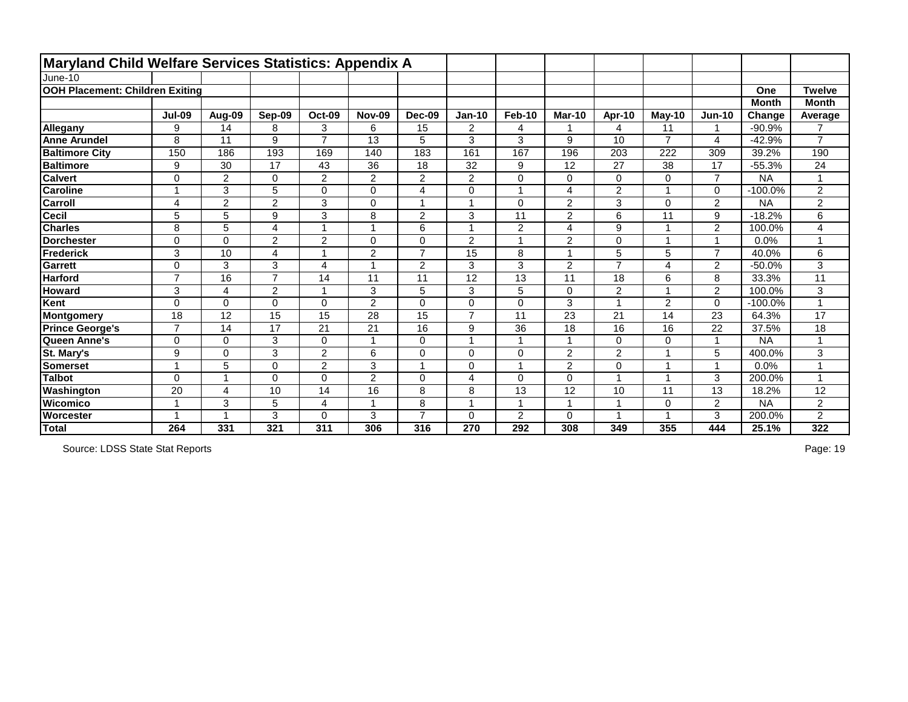# Maryland Child Welfare Services Statistics: Appendix A

June-10

**OOH Placement: Children Exiting**

| | Jul-09 | Aug-09 | Sep-09 | Oct-09 | Nov-09 | Dec-09 | Jan-10 | Feb-10 | Mar-10 | Apr-10 | May-10 | Jun-10 | One Month Change | Twelve Month Average |
|---|---|---|---|---|---|---|---|---|---|---|---|---|---|---|
| **Allegany** | 9 | 14 | 8 | 3 | 6 | 15 | 2 | 4 | 1 | 4 | 11 | 1 | -90.9% | 7 |
| **Anne Arundel** | 8 | 11 | 9 | 7 | 13 | 5 | 3 | 3 | 9 | 10 | 7 | 4 | -42.9% | 7 |
| **Baltimore City** | 150 | 186 | 193 | 169 | 140 | 183 | 161 | 167 | 196 | 203 | 222 | 309 | 39.2% | 190 |
| **Baltimore** | 9 | 30 | 17 | 43 | 36 | 18 | 32 | 9 | 12 | 27 | 38 | 17 | -55.3% | 24 |
| **Calvert** | 0 | 2 | 0 | 2 | 2 | 2 | 2 | 0 | 0 | 0 | 0 | 7 | NA | 1 |
| **Caroline** | 1 | 3 | 5 | 0 | 0 | 4 | 0 | 1 | 4 | 2 | 1 | 0 | -100.0% | 2 |
| **Carroll** | 4 | 2 | 2 | 3 | 0 | 1 | 1 | 0 | 2 | 3 | 0 | 2 | NA | 2 |
| **Cecil** | 5 | 5 | 9 | 3 | 8 | 2 | 3 | 11 | 2 | 6 | 11 | 9 | -18.2% | 6 |
| **Charles** | 8 | 5 | 4 | 1 | 1 | 6 | 1 | 2 | 4 | 9 | 1 | 2 | 100.0% | 4 |
| **Dorchester** | 0 | 0 | 2 | 2 | 0 | 0 | 2 | 1 | 2 | 0 | 1 | 1 | 0.0% | 1 |
| **Frederick** | 3 | 10 | 4 | 1 | 2 | 7 | 15 | 8 | 1 | 5 | 5 | 7 | 40.0% | 6 |
| **Garrett** | 0 | 3 | 3 | 4 | 1 | 2 | 3 | 3 | 2 | 7 | 4 | 2 | -50.0% | 3 |
| **Harford** | 7 | 16 | 7 | 14 | 11 | 11 | 12 | 13 | 11 | 18 | 6 | 8 | 33.3% | 11 |
| **Howard** | 3 | 4 | 2 | 1 | 3 | 5 | 3 | 5 | 0 | 2 | 1 | 2 | 100.0% | 3 |
| **Kent** | 0 | 0 | 0 | 0 | 2 | 0 | 0 | 0 | 3 | 1 | 2 | 0 | -100.0% | 1 |
| **Montgomery** | 18 | 12 | 15 | 15 | 28 | 15 | 7 | 11 | 23 | 21 | 14 | 23 | 64.3% | 17 |
| **Prince George's** | 7 | 14 | 17 | 21 | 21 | 16 | 9 | 36 | 18 | 16 | 16 | 22 | 37.5% | 18 |
| **Queen Anne's** | 0 | 0 | 3 | 0 | 1 | 0 | 1 | 1 | 1 | 0 | 0 | 1 | NA | 1 |
| **St. Mary's** | 9 | 0 | 3 | 2 | 6 | 0 | 0 | 0 | 2 | 2 | 1 | 5 | 400.0% | 3 |
| **Somerset** | 1 | 5 | 0 | 2 | 3 | 1 | 0 | 1 | 2 | 0 | 1 | 1 | 0.0% | 1 |
| **Talbot** | 0 | 1 | 0 | 0 | 2 | 0 | 4 | 0 | 0 | 1 | 1 | 3 | 200.0% | 1 |
| **Washington** | 20 | 4 | 10 | 14 | 16 | 8 | 8 | 13 | 12 | 10 | 11 | 13 | 18.2% | 12 |
| **Wicomico** | 1 | 3 | 5 | 4 | 1 | 8 | 1 | 1 | 1 | 1 | 0 | 2 | NA | 2 |
| **Worcester** | 1 | 1 | 3 | 0 | 3 | 7 | 0 | 2 | 0 | 1 | 1 | 3 | 200.0% | 2 |
| **Total** | **264** | **331** | **321** | **311** | **306** | **316** | **270** | **292** | **308** | **349** | **355** | **444** | **25.1%** | **322** |

Source: LDSS State Stat Reports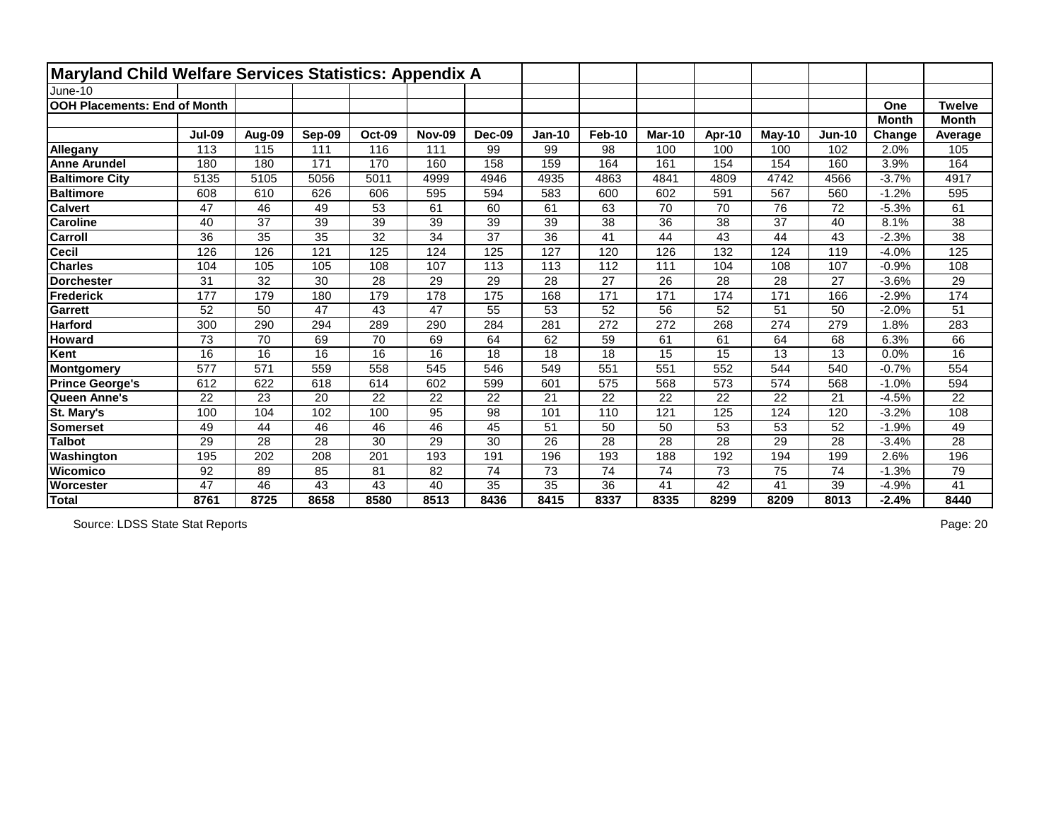# Maryland Child Welfare Services Statistics: Appendix A

June-10

**OOH Placements: End of Month**

| | Jul-09 | Aug-09 | Sep-09 | Oct-09 | Nov-09 | Dec-09 | Jan-10 | Feb-10 | Mar-10 | Apr-10 | May-10 | Jun-10 | One Month Change | Twelve Month Average |
|---|---|---|---|---|---|---|---|---|---|---|---|---|---|---|
| **Allegany** | 113 | 115 | 111 | 116 | 111 | 99 | 99 | 98 | 100 | 100 | 100 | 102 | 2.0% | 105 |
| **Anne Arundel** | 180 | 180 | 171 | 170 | 160 | 158 | 159 | 164 | 161 | 154 | 154 | 160 | 3.9% | 164 |
| **Baltimore City** | 5135 | 5105 | 5056 | 5011 | 4999 | 4946 | 4935 | 4863 | 4841 | 4809 | 4742 | 4566 | -3.7% | 4917 |
| **Baltimore** | 608 | 610 | 626 | 606 | 595 | 594 | 583 | 600 | 602 | 591 | 567 | 560 | -1.2% | 595 |
| **Calvert** | 47 | 46 | 49 | 53 | 61 | 60 | 61 | 63 | 70 | 70 | 76 | 72 | -5.3% | 61 |
| **Caroline** | 40 | 37 | 39 | 39 | 39 | 39 | 39 | 38 | 36 | 38 | 37 | 40 | 8.1% | 38 |
| **Carroll** | 36 | 35 | 35 | 32 | 34 | 37 | 36 | 41 | 44 | 43 | 44 | 43 | -2.3% | 38 |
| **Cecil** | 126 | 126 | 121 | 125 | 124 | 125 | 127 | 120 | 126 | 132 | 124 | 119 | -4.0% | 125 |
| **Charles** | 104 | 105 | 105 | 108 | 107 | 113 | 113 | 112 | 111 | 104 | 108 | 107 | -0.9% | 108 |
| **Dorchester** | 31 | 32 | 30 | 28 | 29 | 29 | 28 | 27 | 26 | 28 | 28 | 27 | -3.6% | 29 |
| **Frederick** | 177 | 179 | 180 | 179 | 178 | 175 | 168 | 171 | 171 | 174 | 171 | 166 | -2.9% | 174 |
| **Garrett** | 52 | 50 | 47 | 43 | 47 | 55 | 53 | 52 | 56 | 52 | 51 | 50 | -2.0% | 51 |
| **Harford** | 300 | 290 | 294 | 289 | 290 | 284 | 281 | 272 | 272 | 268 | 274 | 279 | 1.8% | 283 |
| **Howard** | 73 | 70 | 69 | 70 | 69 | 64 | 62 | 59 | 61 | 61 | 64 | 68 | 6.3% | 66 |
| **Kent** | 16 | 16 | 16 | 16 | 16 | 18 | 18 | 18 | 15 | 15 | 13 | 13 | 0.0% | 16 |
| **Montgomery** | 577 | 571 | 559 | 558 | 545 | 546 | 549 | 551 | 551 | 552 | 544 | 540 | -0.7% | 554 |
| **Prince George's** | 612 | 622 | 618 | 614 | 602 | 599 | 601 | 575 | 568 | 573 | 574 | 568 | -1.0% | 594 |
| **Queen Anne's** | 22 | 23 | 20 | 22 | 22 | 22 | 21 | 22 | 22 | 22 | 22 | 21 | -4.5% | 22 |
| **St. Mary's** | 100 | 104 | 102 | 100 | 95 | 98 | 101 | 110 | 121 | 125 | 124 | 120 | -3.2% | 108 |
| **Somerset** | 49 | 44 | 46 | 46 | 46 | 45 | 51 | 50 | 50 | 53 | 53 | 52 | -1.9% | 49 |
| **Talbot** | 29 | 28 | 28 | 30 | 29 | 30 | 26 | 28 | 28 | 28 | 29 | 28 | -3.4% | 28 |
| **Washington** | 195 | 202 | 208 | 201 | 193 | 191 | 196 | 193 | 188 | 192 | 194 | 199 | 2.6% | 196 |
| **Wicomico** | 92 | 89 | 85 | 81 | 82 | 74 | 73 | 74 | 74 | 73 | 75 | 74 | -1.3% | 79 |
| **Worcester** | 47 | 46 | 43 | 43 | 40 | 35 | 35 | 36 | 41 | 42 | 41 | 39 | -4.9% | 41 |
| **Total** | **8761** | **8725** | **8658** | **8580** | **8513** | **8436** | **8415** | **8337** | **8335** | **8299** | **8209** | **8013** | **-2.4%** | **8440** |

Source: LDSS State Stat Reports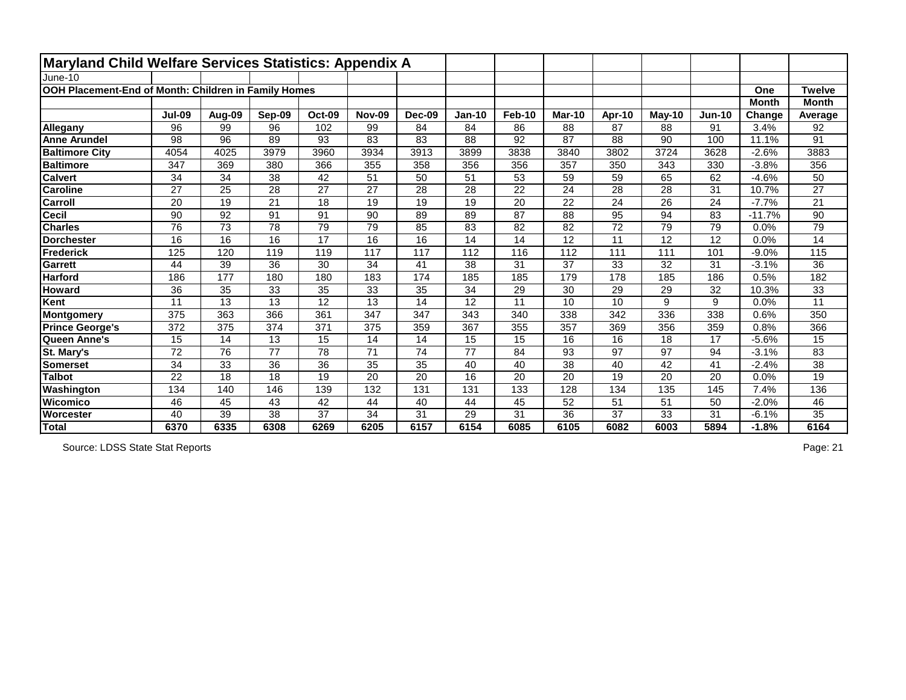# Maryland Child Welfare Services Statistics: Appendix A

June-10

**OOH Placement-End of Month: Children in Family Homes**

| | Jul-09 | Aug-09 | Sep-09 | Oct-09 | Nov-09 | Dec-09 | Jan-10 | Feb-10 | Mar-10 | Apr-10 | May-10 | Jun-10 | One Month Change | Twelve Month Average |
|---|---|---|---|---|---|---|---|---|---|---|---|---|---|---|
| **Allegany** | 96 | 99 | 96 | 102 | 99 | 84 | 84 | 86 | 88 | 87 | 88 | 91 | 3.4% | 92 |
| **Anne Arundel** | 98 | 96 | 89 | 93 | 83 | 83 | 88 | 92 | 87 | 88 | 90 | 100 | 11.1% | 91 |
| **Baltimore City** | 4054 | 4025 | 3979 | 3960 | 3934 | 3913 | 3899 | 3838 | 3840 | 3802 | 3724 | 3628 | -2.6% | 3883 |
| **Baltimore** | 347 | 369 | 380 | 366 | 355 | 358 | 356 | 356 | 357 | 350 | 343 | 330 | -3.8% | 356 |
| **Calvert** | 34 | 34 | 38 | 42 | 51 | 50 | 51 | 53 | 59 | 59 | 65 | 62 | -4.6% | 50 |
| **Caroline** | 27 | 25 | 28 | 27 | 27 | 28 | 28 | 22 | 24 | 28 | 28 | 31 | 10.7% | 27 |
| **Carroll** | 20 | 19 | 21 | 18 | 19 | 19 | 19 | 20 | 22 | 24 | 26 | 24 | -7.7% | 21 |
| **Cecil** | 90 | 92 | 91 | 91 | 90 | 89 | 89 | 87 | 88 | 95 | 94 | 83 | -11.7% | 90 |
| **Charles** | 76 | 73 | 78 | 79 | 79 | 85 | 83 | 82 | 82 | 72 | 79 | 79 | 0.0% | 79 |
| **Dorchester** | 16 | 16 | 16 | 17 | 16 | 16 | 14 | 14 | 12 | 11 | 12 | 12 | 0.0% | 14 |
| **Frederick** | 125 | 120 | 119 | 119 | 117 | 117 | 112 | 116 | 112 | 111 | 111 | 101 | -9.0% | 115 |
| **Garrett** | 44 | 39 | 36 | 30 | 34 | 41 | 38 | 31 | 37 | 33 | 32 | 31 | -3.1% | 36 |
| **Harford** | 186 | 177 | 180 | 180 | 183 | 174 | 185 | 185 | 179 | 178 | 185 | 186 | 0.5% | 182 |
| **Howard** | 36 | 35 | 33 | 35 | 33 | 35 | 34 | 29 | 30 | 29 | 29 | 32 | 10.3% | 33 |
| **Kent** | 11 | 13 | 13 | 12 | 13 | 14 | 12 | 11 | 10 | 10 | 9 | 9 | 0.0% | 11 |
| **Montgomery** | 375 | 363 | 366 | 361 | 347 | 347 | 343 | 340 | 338 | 342 | 336 | 338 | 0.6% | 350 |
| **Prince George's** | 372 | 375 | 374 | 371 | 375 | 359 | 367 | 355 | 357 | 369 | 356 | 359 | 0.8% | 366 |
| **Queen Anne's** | 15 | 14 | 13 | 15 | 14 | 14 | 15 | 15 | 16 | 16 | 18 | 17 | -5.6% | 15 |
| **St. Mary's** | 72 | 76 | 77 | 78 | 71 | 74 | 77 | 84 | 93 | 97 | 97 | 94 | -3.1% | 83 |
| **Somerset** | 34 | 33 | 36 | 36 | 35 | 35 | 40 | 40 | 38 | 40 | 42 | 41 | -2.4% | 38 |
| **Talbot** | 22 | 18 | 18 | 19 | 20 | 20 | 16 | 20 | 20 | 19 | 20 | 20 | 0.0% | 19 |
| **Washington** | 134 | 140 | 146 | 139 | 132 | 131 | 131 | 133 | 128 | 134 | 135 | 145 | 7.4% | 136 |
| **Wicomico** | 46 | 45 | 43 | 42 | 44 | 40 | 44 | 45 | 52 | 51 | 51 | 50 | -2.0% | 46 |
| **Worcester** | 40 | 39 | 38 | 37 | 34 | 31 | 29 | 31 | 36 | 37 | 33 | 31 | -6.1% | 35 |
| **Total** | **6370** | **6335** | **6308** | **6269** | **6205** | **6157** | **6154** | **6085** | **6105** | **6082** | **6003** | **5894** | **-1.8%** | **6164** |

Source: LDSS State Stat Reports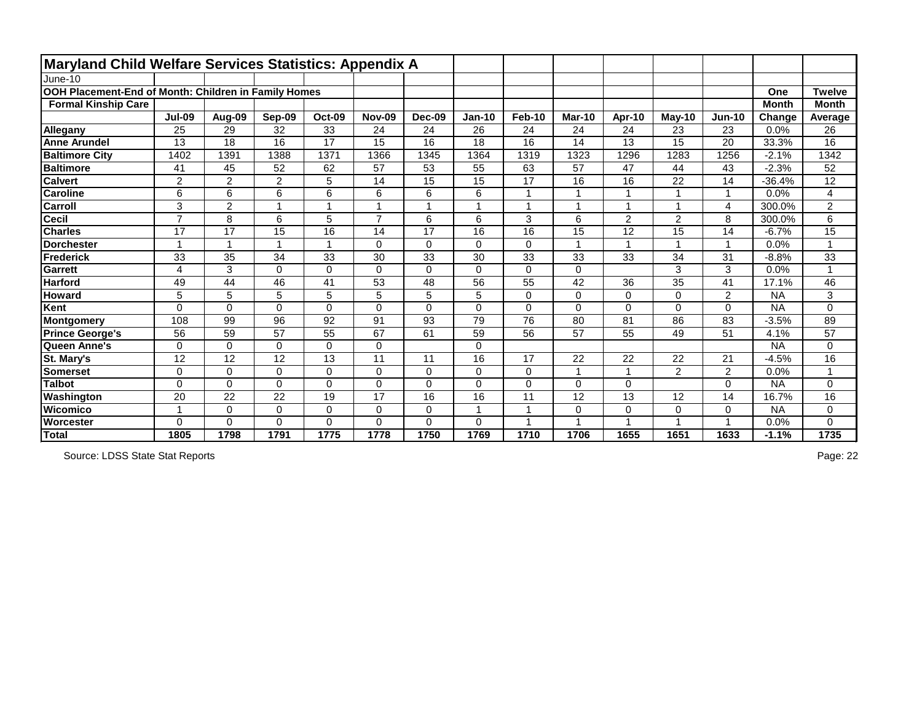## Maryland Child Welfare Services Statistics: Appendix A

June-10

**OOH Placement-End of Month: Children in Family Homes**

**Formal Kinship Care**

| | Jul-09 | Aug-09 | Sep-09 | Oct-09 | Nov-09 | Dec-09 | Jan-10 | Feb-10 | Mar-10 | Apr-10 | May-10 | Jun-10 | One Month Change | Twelve Month Average |
|---|---|---|---|---|---|---|---|---|---|---|---|---|---|---|
| **Allegany** | 25 | 29 | 32 | 33 | 24 | 24 | 26 | 24 | 24 | 24 | 23 | 23 | 0.0% | 26 |
| **Anne Arundel** | 13 | 18 | 16 | 17 | 15 | 16 | 18 | 16 | 14 | 13 | 15 | 20 | 33.3% | 16 |
| **Baltimore City** | 1402 | 1391 | 1388 | 1371 | 1366 | 1345 | 1364 | 1319 | 1323 | 1296 | 1283 | 1256 | -2.1% | 1342 |
| **Baltimore** | 41 | 45 | 52 | 62 | 57 | 53 | 55 | 63 | 57 | 47 | 44 | 43 | -2.3% | 52 |
| **Calvert** | 2 | 2 | 2 | 5 | 14 | 15 | 15 | 17 | 16 | 16 | 22 | 14 | -36.4% | 12 |
| **Caroline** | 6 | 6 | 6 | 6 | 6 | 6 | 6 | 1 | 1 | 1 | 1 | 1 | 0.0% | 4 |
| **Carroll** | 3 | 2 | 1 | 1 | 1 | 1 | 1 | 1 | 1 | 1 | 1 | 4 | 300.0% | 2 |
| **Cecil** | 7 | 8 | 6 | 5 | 7 | 6 | 6 | 3 | 6 | 2 | 2 | 8 | 300.0% | 6 |
| **Charles** | 17 | 17 | 15 | 16 | 14 | 17 | 16 | 16 | 15 | 12 | 15 | 14 | -6.7% | 15 |
| **Dorchester** | 1 | 1 | 1 | 1 | 0 | 0 | 0 | 0 | 1 | 1 | 1 | 1 | 0.0% | 1 |
| **Frederick** | 33 | 35 | 34 | 33 | 30 | 33 | 30 | 33 | 33 | 33 | 34 | 31 | -8.8% | 33 |
| **Garrett** | 4 | 3 | 0 | 0 | 0 | 0 | 0 | 0 | 0 | | 3 | 3 | 0.0% | 1 |
| **Harford** | 49 | 44 | 46 | 41 | 53 | 48 | 56 | 55 | 42 | 36 | 35 | 41 | 17.1% | 46 |
| **Howard** | 5 | 5 | 5 | 5 | 5 | 5 | 5 | 0 | 0 | 0 | 0 | 2 | NA | 3 |
| **Kent** | 0 | 0 | 0 | 0 | 0 | 0 | 0 | 0 | 0 | 0 | 0 | 0 | NA | 0 |
| **Montgomery** | 108 | 99 | 96 | 92 | 91 | 93 | 79 | 76 | 80 | 81 | 86 | 83 | -3.5% | 89 |
| **Prince George's** | 56 | 59 | 57 | 55 | 67 | 61 | 59 | 56 | 57 | 55 | 49 | 51 | 4.1% | 57 |
| **Queen Anne's** | 0 | 0 | 0 | 0 | 0 | | 0 | | | | | | NA | 0 |
| **St. Mary's** | 12 | 12 | 12 | 13 | 11 | 11 | 16 | 17 | 22 | 22 | 22 | 21 | -4.5% | 16 |
| **Somerset** | 0 | 0 | 0 | 0 | 0 | 0 | 0 | 0 | 1 | 1 | 2 | 2 | 0.0% | 1 |
| **Talbot** | 0 | 0 | 0 | 0 | 0 | 0 | 0 | 0 | 0 | 0 | | 0 | NA | 0 |
| **Washington** | 20 | 22 | 22 | 19 | 17 | 16 | 16 | 11 | 12 | 13 | 12 | 14 | 16.7% | 16 |
| **Wicomico** | 1 | 0 | 0 | 0 | 0 | 0 | 1 | 1 | 0 | 0 | 0 | 0 | NA | 0 |
| **Worcester** | 0 | 0 | 0 | 0 | 0 | 0 | 0 | 1 | 1 | 1 | 1 | 1 | 0.0% | 0 |
| **Total** | **1805** | **1798** | **1791** | **1775** | **1778** | **1750** | **1769** | **1710** | **1706** | **1655** | **1651** | **1633** | **-1.1%** | **1735** |

Source: LDSS State Stat Reports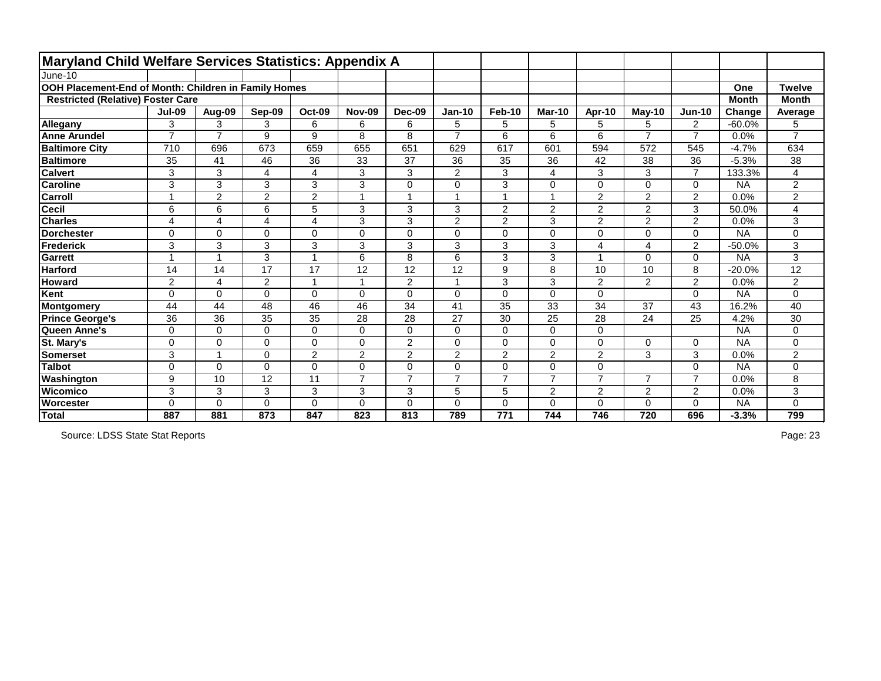# Maryland Child Welfare Services Statistics: Appendix A

June-10

**OOH Placement-End of Month: Children in Family Homes**

**Restricted (Relative) Foster Care**

| | Jul-09 | Aug-09 | Sep-09 | Oct-09 | Nov-09 | Dec-09 | Jan-10 | Feb-10 | Mar-10 | Apr-10 | May-10 | Jun-10 | One Month Change | Twelve Month Average |
|---|---|---|---|---|---|---|---|---|---|---|---|---|---|---|
| **Allegany** | 3 | 3 | 3 | 6 | 6 | 6 | 5 | 5 | 5 | 5 | 5 | 2 | -60.0% | 5 |
| **Anne Arundel** | 7 | 7 | 9 | 9 | 8 | 8 | 7 | 6 | 6 | 6 | 7 | 7 | 0.0% | 7 |
| **Baltimore City** | 710 | 696 | 673 | 659 | 655 | 651 | 629 | 617 | 601 | 594 | 572 | 545 | -4.7% | 634 |
| **Baltimore** | 35 | 41 | 46 | 36 | 33 | 37 | 36 | 35 | 36 | 42 | 38 | 36 | -5.3% | 38 |
| **Calvert** | 3 | 3 | 4 | 4 | 3 | 3 | 2 | 3 | 4 | 3 | 3 | 7 | 133.3% | 4 |
| **Caroline** | 3 | 3 | 3 | 3 | 3 | 0 | 0 | 3 | 0 | 0 | 0 | 0 | NA | 2 |
| **Carroll** | 1 | 2 | 2 | 2 | 1 | 1 | 1 | 1 | 1 | 2 | 2 | 2 | 0.0% | 2 |
| **Cecil** | 6 | 6 | 6 | 5 | 3 | 3 | 3 | 2 | 2 | 2 | 2 | 3 | 50.0% | 4 |
| **Charles** | 4 | 4 | 4 | 4 | 3 | 3 | 2 | 2 | 3 | 2 | 2 | 2 | 0.0% | 3 |
| **Dorchester** | 0 | 0 | 0 | 0 | 0 | 0 | 0 | 0 | 0 | 0 | 0 | 0 | NA | 0 |
| **Frederick** | 3 | 3 | 3 | 3 | 3 | 3 | 3 | 3 | 3 | 4 | 4 | 2 | -50.0% | 3 |
| **Garrett** | 1 | 1 | 3 | 1 | 6 | 8 | 6 | 3 | 3 | 1 | 0 | 0 | NA | 3 |
| **Harford** | 14 | 14 | 17 | 17 | 12 | 12 | 12 | 9 | 8 | 10 | 10 | 8 | -20.0% | 12 |
| **Howard** | 2 | 4 | 2 | 1 | 1 | 2 | 1 | 3 | 3 | 2 | 2 | 2 | 0.0% | 2 |
| **Kent** | 0 | 0 | 0 | 0 | 0 | 0 | 0 | 0 | 0 | 0 | | 0 | NA | 0 |
| **Montgomery** | 44 | 44 | 48 | 46 | 46 | 34 | 41 | 35 | 33 | 34 | 37 | 43 | 16.2% | 40 |
| **Prince George's** | 36 | 36 | 35 | 35 | 28 | 28 | 27 | 30 | 25 | 28 | 24 | 25 | 4.2% | 30 |
| **Queen Anne's** | 0 | 0 | 0 | 0 | 0 | 0 | 0 | 0 | 0 | 0 | | | NA | 0 |
| **St. Mary's** | 0 | 0 | 0 | 0 | 0 | 2 | 0 | 0 | 0 | 0 | 0 | 0 | NA | 0 |
| **Somerset** | 3 | 1 | 0 | 2 | 2 | 2 | 2 | 2 | 2 | 2 | 3 | 3 | 0.0% | 2 |
| **Talbot** | 0 | 0 | 0 | 0 | 0 | 0 | 0 | 0 | 0 | 0 | | 0 | NA | 0 |
| **Washington** | 9 | 10 | 12 | 11 | 7 | 7 | 7 | 7 | 7 | 7 | 7 | 7 | 0.0% | 8 |
| **Wicomico** | 3 | 3 | 3 | 3 | 3 | 3 | 5 | 5 | 2 | 2 | 2 | 2 | 0.0% | 3 |
| **Worcester** | 0 | 0 | 0 | 0 | 0 | 0 | 0 | 0 | 0 | 0 | 0 | 0 | NA | 0 |
| **Total** | **887** | **881** | **873** | **847** | **823** | **813** | **789** | **771** | **744** | **746** | **720** | **696** | **-3.3%** | **799** |

Source: LDSS State Stat Reports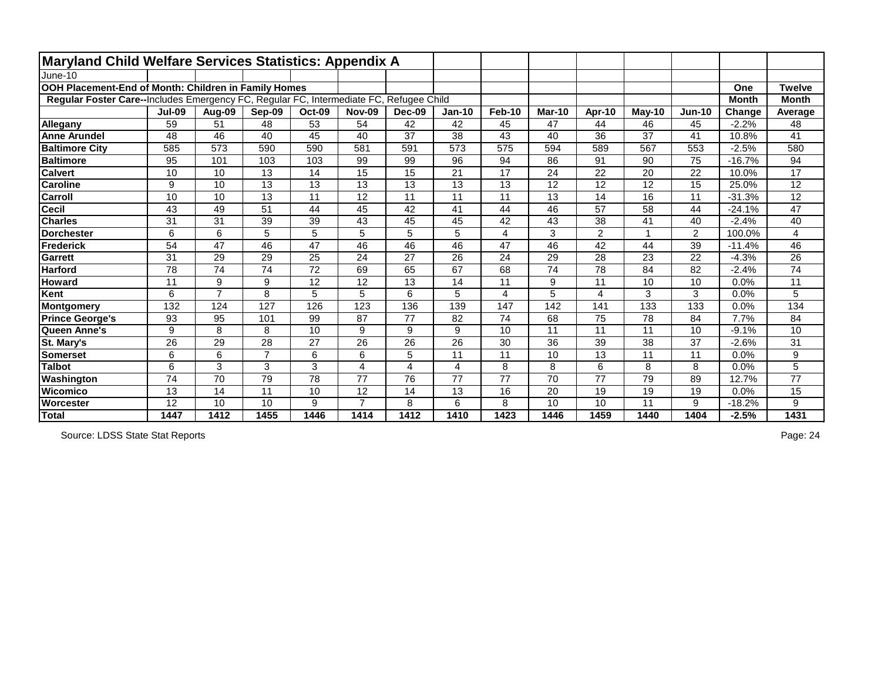# Maryland Child Welfare Services Statistics: Appendix A

June-10

**OOH Placement-End of Month: Children in Family Homes**

**Regular Foster Care--**Includes Emergency FC, Regular FC, Intermediate FC, Refugee Child

| | Jul-09 | Aug-09 | Sep-09 | Oct-09 | Nov-09 | Dec-09 | Jan-10 | Feb-10 | Mar-10 | Apr-10 | May-10 | Jun-10 | One Month Change | Twelve Month Average |
|---|---|---|---|---|---|---|---|---|---|---|---|---|---|---|
| **Allegany** | 59 | 51 | 48 | 53 | 54 | 42 | 42 | 45 | 47 | 44 | 46 | 45 | -2.2% | 48 |
| **Anne Arundel** | 48 | 46 | 40 | 45 | 40 | 37 | 38 | 43 | 40 | 36 | 37 | 41 | 10.8% | 41 |
| **Baltimore City** | 585 | 573 | 590 | 590 | 581 | 591 | 573 | 575 | 594 | 589 | 567 | 553 | -2.5% | 580 |
| **Baltimore** | 95 | 101 | 103 | 103 | 99 | 99 | 96 | 94 | 86 | 91 | 90 | 75 | -16.7% | 94 |
| **Calvert** | 10 | 10 | 13 | 14 | 15 | 15 | 21 | 17 | 24 | 22 | 20 | 22 | 10.0% | 17 |
| **Caroline** | 9 | 10 | 13 | 13 | 13 | 13 | 13 | 13 | 12 | 12 | 12 | 15 | 25.0% | 12 |
| **Carroll** | 10 | 10 | 13 | 11 | 12 | 11 | 11 | 11 | 13 | 14 | 16 | 11 | -31.3% | 12 |
| **Cecil** | 43 | 49 | 51 | 44 | 45 | 42 | 41 | 44 | 46 | 57 | 58 | 44 | -24.1% | 47 |
| **Charles** | 31 | 31 | 39 | 39 | 43 | 45 | 45 | 42 | 43 | 38 | 41 | 40 | -2.4% | 40 |
| **Dorchester** | 6 | 6 | 5 | 5 | 5 | 5 | 5 | 4 | 3 | 2 | 1 | 2 | 100.0% | 4 |
| **Frederick** | 54 | 47 | 46 | 47 | 46 | 46 | 46 | 47 | 46 | 42 | 44 | 39 | -11.4% | 46 |
| **Garrett** | 31 | 29 | 29 | 25 | 24 | 27 | 26 | 24 | 29 | 28 | 23 | 22 | -4.3% | 26 |
| **Harford** | 78 | 74 | 74 | 72 | 69 | 65 | 67 | 68 | 74 | 78 | 84 | 82 | -2.4% | 74 |
| **Howard** | 11 | 9 | 9 | 12 | 12 | 13 | 14 | 11 | 9 | 11 | 10 | 10 | 0.0% | 11 |
| **Kent** | 6 | 7 | 8 | 5 | 5 | 6 | 5 | 4 | 5 | 4 | 3 | 3 | 0.0% | 5 |
| **Montgomery** | 132 | 124 | 127 | 126 | 123 | 136 | 139 | 147 | 142 | 141 | 133 | 133 | 0.0% | 134 |
| **Prince George's** | 93 | 95 | 101 | 99 | 87 | 77 | 82 | 74 | 68 | 75 | 78 | 84 | 7.7% | 84 |
| **Queen Anne's** | 9 | 8 | 8 | 10 | 9 | 9 | 9 | 10 | 11 | 11 | 11 | 10 | -9.1% | 10 |
| **St. Mary's** | 26 | 29 | 28 | 27 | 26 | 26 | 26 | 30 | 36 | 39 | 38 | 37 | -2.6% | 31 |
| **Somerset** | 6 | 6 | 7 | 6 | 6 | 5 | 11 | 11 | 10 | 13 | 11 | 11 | 0.0% | 9 |
| **Talbot** | 6 | 3 | 3 | 3 | 4 | 4 | 4 | 8 | 8 | 6 | 8 | 8 | 0.0% | 5 |
| **Washington** | 74 | 70 | 79 | 78 | 77 | 76 | 77 | 77 | 70 | 77 | 79 | 89 | 12.7% | 77 |
| **Wicomico** | 13 | 14 | 11 | 10 | 12 | 14 | 13 | 16 | 20 | 19 | 19 | 19 | 0.0% | 15 |
| **Worcester** | 12 | 10 | 10 | 9 | 7 | 8 | 6 | 8 | 10 | 10 | 11 | 9 | -18.2% | 9 |
| **Total** | **1447** | **1412** | **1455** | **1446** | **1414** | **1412** | **1410** | **1423** | **1446** | **1459** | **1440** | **1404** | **-2.5%** | **1431** |

Source: LDSS State Stat Reports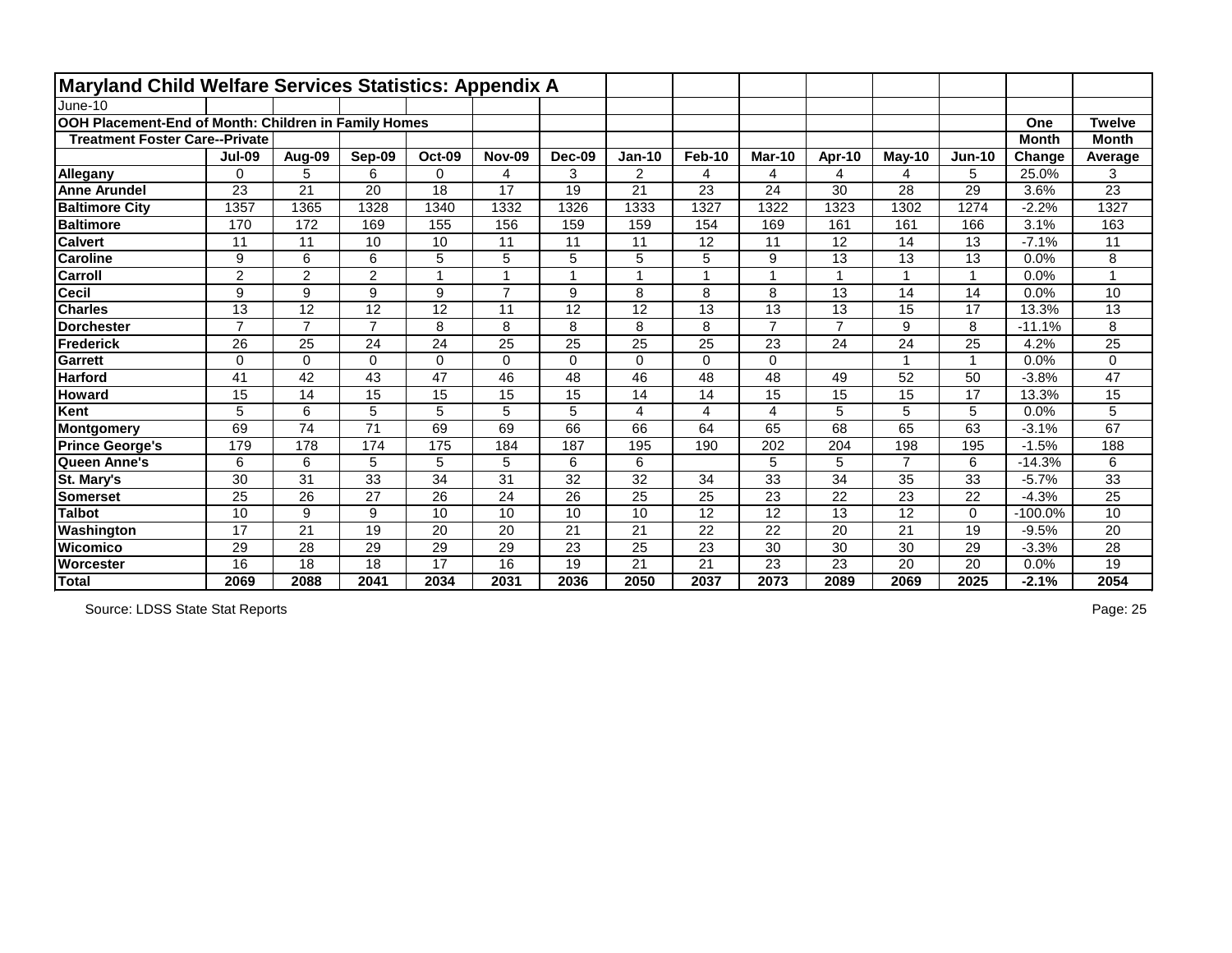# Maryland Child Welfare Services Statistics: Appendix A

June-10

**OOH Placement-End of Month: Children in Family Homes**

**Treatment Foster Care--Private**

| | Jul-09 | Aug-09 | Sep-09 | Oct-09 | Nov-09 | Dec-09 | Jan-10 | Feb-10 | Mar-10 | Apr-10 | May-10 | Jun-10 | One Month Change | Twelve Month Average |
|---|---|---|---|---|---|---|---|---|---|---|---|---|---|---|
| **Allegany** | 0 | 5 | 6 | 0 | 4 | 3 | 2 | 4 | 4 | 4 | 4 | 5 | 25.0% | 3 |
| **Anne Arundel** | 23 | 21 | 20 | 18 | 17 | 19 | 21 | 23 | 24 | 30 | 28 | 29 | 3.6% | 23 |
| **Baltimore City** | 1357 | 1365 | 1328 | 1340 | 1332 | 1326 | 1333 | 1327 | 1322 | 1323 | 1302 | 1274 | -2.2% | 1327 |
| **Baltimore** | 170 | 172 | 169 | 155 | 156 | 159 | 159 | 154 | 169 | 161 | 161 | 166 | 3.1% | 163 |
| **Calvert** | 11 | 11 | 10 | 10 | 11 | 11 | 11 | 12 | 11 | 12 | 14 | 13 | -7.1% | 11 |
| **Caroline** | 9 | 6 | 6 | 5 | 5 | 5 | 5 | 5 | 9 | 13 | 13 | 13 | 0.0% | 8 |
| **Carroll** | 2 | 2 | 2 | 1 | 1 | 1 | 1 | 1 | 1 | 1 | 1 | 1 | 0.0% | 1 |
| **Cecil** | 9 | 9 | 9 | 9 | 7 | 9 | 8 | 8 | 8 | 13 | 14 | 14 | 0.0% | 10 |
| **Charles** | 13 | 12 | 12 | 12 | 11 | 12 | 12 | 13 | 13 | 13 | 15 | 17 | 13.3% | 13 |
| **Dorchester** | 7 | 7 | 7 | 8 | 8 | 8 | 8 | 8 | 7 | 7 | 9 | 8 | -11.1% | 8 |
| **Frederick** | 26 | 25 | 24 | 24 | 25 | 25 | 25 | 25 | 23 | 24 | 24 | 25 | 4.2% | 25 |
| **Garrett** | 0 | 0 | 0 | 0 | 0 | 0 | 0 | 0 | 0 | | 1 | 1 | 0.0% | 0 |
| **Harford** | 41 | 42 | 43 | 47 | 46 | 48 | 46 | 48 | 48 | 49 | 52 | 50 | -3.8% | 47 |
| **Howard** | 15 | 14 | 15 | 15 | 15 | 15 | 14 | 14 | 15 | 15 | 15 | 17 | 13.3% | 15 |
| **Kent** | 5 | 6 | 5 | 5 | 5 | 5 | 4 | 4 | 4 | 5 | 5 | 5 | 0.0% | 5 |
| **Montgomery** | 69 | 74 | 71 | 69 | 69 | 66 | 66 | 64 | 65 | 68 | 65 | 63 | -3.1% | 67 |
| **Prince George's** | 179 | 178 | 174 | 175 | 184 | 187 | 195 | 190 | 202 | 204 | 198 | 195 | -1.5% | 188 |
| **Queen Anne's** | 6 | 6 | 5 | 5 | 5 | 6 | 6 | | 5 | 5 | 7 | 6 | -14.3% | 6 |
| **St. Mary's** | 30 | 31 | 33 | 34 | 31 | 32 | 32 | 34 | 33 | 34 | 35 | 33 | -5.7% | 33 |
| **Somerset** | 25 | 26 | 27 | 26 | 24 | 26 | 25 | 25 | 23 | 22 | 23 | 22 | -4.3% | 25 |
| **Talbot** | 10 | 9 | 9 | 10 | 10 | 10 | 10 | 12 | 12 | 13 | 12 | 0 | -100.0% | 10 |
| **Washington** | 17 | 21 | 19 | 20 | 20 | 21 | 21 | 22 | 22 | 20 | 21 | 19 | -9.5% | 20 |
| **Wicomico** | 29 | 28 | 29 | 29 | 29 | 23 | 25 | 23 | 30 | 30 | 30 | 29 | -3.3% | 28 |
| **Worcester** | 16 | 18 | 18 | 17 | 16 | 19 | 21 | 21 | 23 | 23 | 20 | 20 | 0.0% | 19 |
| **Total** | **2069** | **2088** | **2041** | **2034** | **2031** | **2036** | **2050** | **2037** | **2073** | **2089** | **2069** | **2025** | **-2.1%** | **2054** |

Source: LDSS State Stat Reports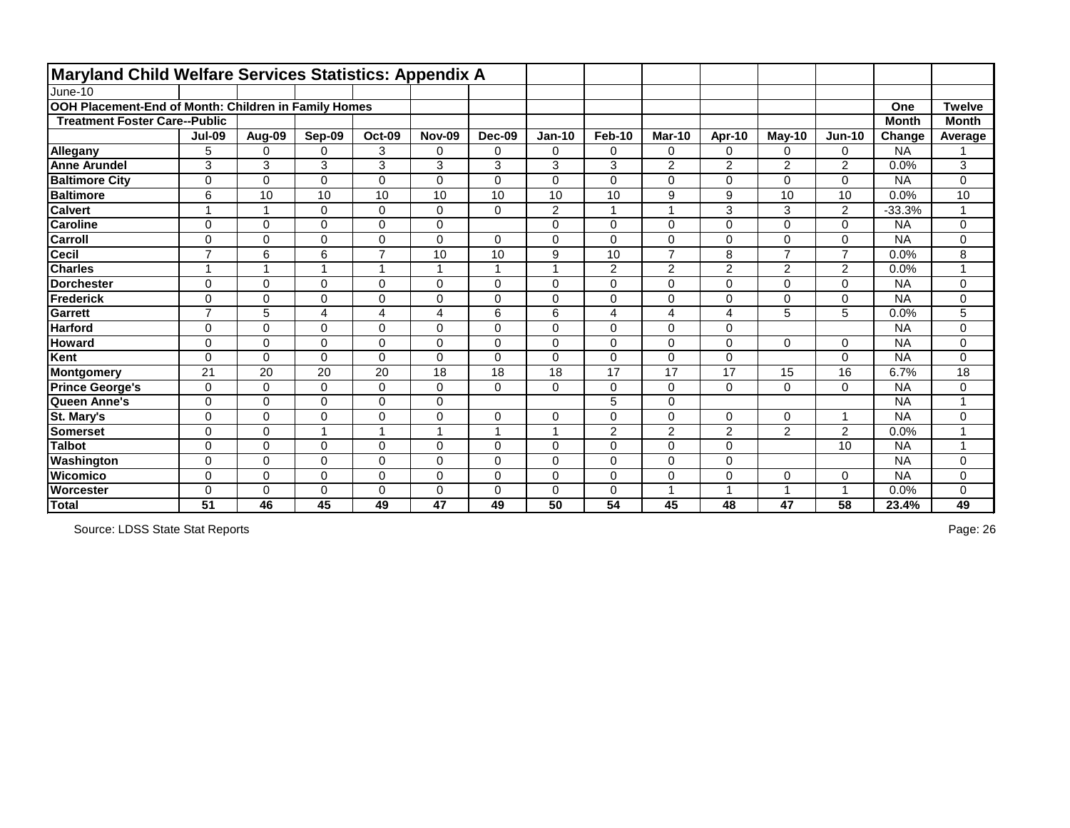# Maryland Child Welfare Services Statistics: Appendix A

June-10

**OOH Placement-End of Month: Children in Family Homes**

**Treatment Foster Care--Public**

| | Jul-09 | Aug-09 | Sep-09 | Oct-09 | Nov-09 | Dec-09 | Jan-10 | Feb-10 | Mar-10 | Apr-10 | May-10 | Jun-10 | One Month Change | Twelve Month Average |
|---|---|---|---|---|---|---|---|---|---|---|---|---|---|---|
| **Allegany** | 5 | 0 | 0 | 3 | 0 | 0 | 0 | 0 | 0 | 0 | 0 | 0 | NA | 1 |
| **Anne Arundel** | 3 | 3 | 3 | 3 | 3 | 3 | 3 | 3 | 2 | 2 | 2 | 2 | 0.0% | 3 |
| **Baltimore City** | 0 | 0 | 0 | 0 | 0 | 0 | 0 | 0 | 0 | 0 | 0 | 0 | NA | 0 |
| **Baltimore** | 6 | 10 | 10 | 10 | 10 | 10 | 10 | 10 | 9 | 9 | 10 | 10 | 0.0% | 10 |
| **Calvert** | 1 | 1 | 0 | 0 | 0 | 0 | 2 | 1 | 1 | 3 | 3 | 2 | -33.3% | 1 |
| **Caroline** | 0 | 0 | 0 | 0 | 0 | | 0 | 0 | 0 | 0 | 0 | 0 | NA | 0 |
| **Carroll** | 0 | 0 | 0 | 0 | 0 | 0 | 0 | 0 | 0 | 0 | 0 | 0 | NA | 0 |
| **Cecil** | 7 | 6 | 6 | 7 | 10 | 10 | 9 | 10 | 7 | 8 | 7 | 7 | 0.0% | 8 |
| **Charles** | 1 | 1 | 1 | 1 | 1 | 1 | 1 | 2 | 2 | 2 | 2 | 2 | 0.0% | 1 |
| **Dorchester** | 0 | 0 | 0 | 0 | 0 | 0 | 0 | 0 | 0 | 0 | 0 | 0 | NA | 0 |
| **Frederick** | 0 | 0 | 0 | 0 | 0 | 0 | 0 | 0 | 0 | 0 | 0 | 0 | NA | 0 |
| **Garrett** | 7 | 5 | 4 | 4 | 4 | 6 | 6 | 4 | 4 | 4 | 5 | 5 | 0.0% | 5 |
| **Harford** | 0 | 0 | 0 | 0 | 0 | 0 | 0 | 0 | 0 | 0 | | | NA | 0 |
| **Howard** | 0 | 0 | 0 | 0 | 0 | 0 | 0 | 0 | 0 | 0 | 0 | 0 | NA | 0 |
| **Kent** | 0 | 0 | 0 | 0 | 0 | 0 | 0 | 0 | 0 | 0 | | 0 | NA | 0 |
| **Montgomery** | 21 | 20 | 20 | 20 | 18 | 18 | 18 | 17 | 17 | 17 | 15 | 16 | 6.7% | 18 |
| **Prince George's** | 0 | 0 | 0 | 0 | 0 | 0 | 0 | 0 | 0 | 0 | 0 | 0 | NA | 0 |
| **Queen Anne's** | 0 | 0 | 0 | 0 | 0 | | | 5 | 0 | | | | NA | 1 |
| **St. Mary's** | 0 | 0 | 0 | 0 | 0 | 0 | 0 | 0 | 0 | 0 | 0 | 1 | NA | 0 |
| **Somerset** | 0 | 0 | 1 | 1 | 1 | 1 | 1 | 2 | 2 | 2 | 2 | 2 | 0.0% | 1 |
| **Talbot** | 0 | 0 | 0 | 0 | 0 | 0 | 0 | 0 | 0 | 0 | | 10 | NA | 1 |
| **Washington** | 0 | 0 | 0 | 0 | 0 | 0 | 0 | 0 | 0 | 0 | | | NA | 0 |
| **Wicomico** | 0 | 0 | 0 | 0 | 0 | 0 | 0 | 0 | 0 | 0 | 0 | 0 | NA | 0 |
| **Worcester** | 0 | 0 | 0 | 0 | 0 | 0 | 0 | 0 | 1 | 1 | 1 | 1 | 0.0% | 0 |
| **Total** | **51** | **46** | **45** | **49** | **47** | **49** | **50** | **54** | **45** | **48** | **47** | **58** | **23.4%** | **49** |

Source: LDSS State Stat Reports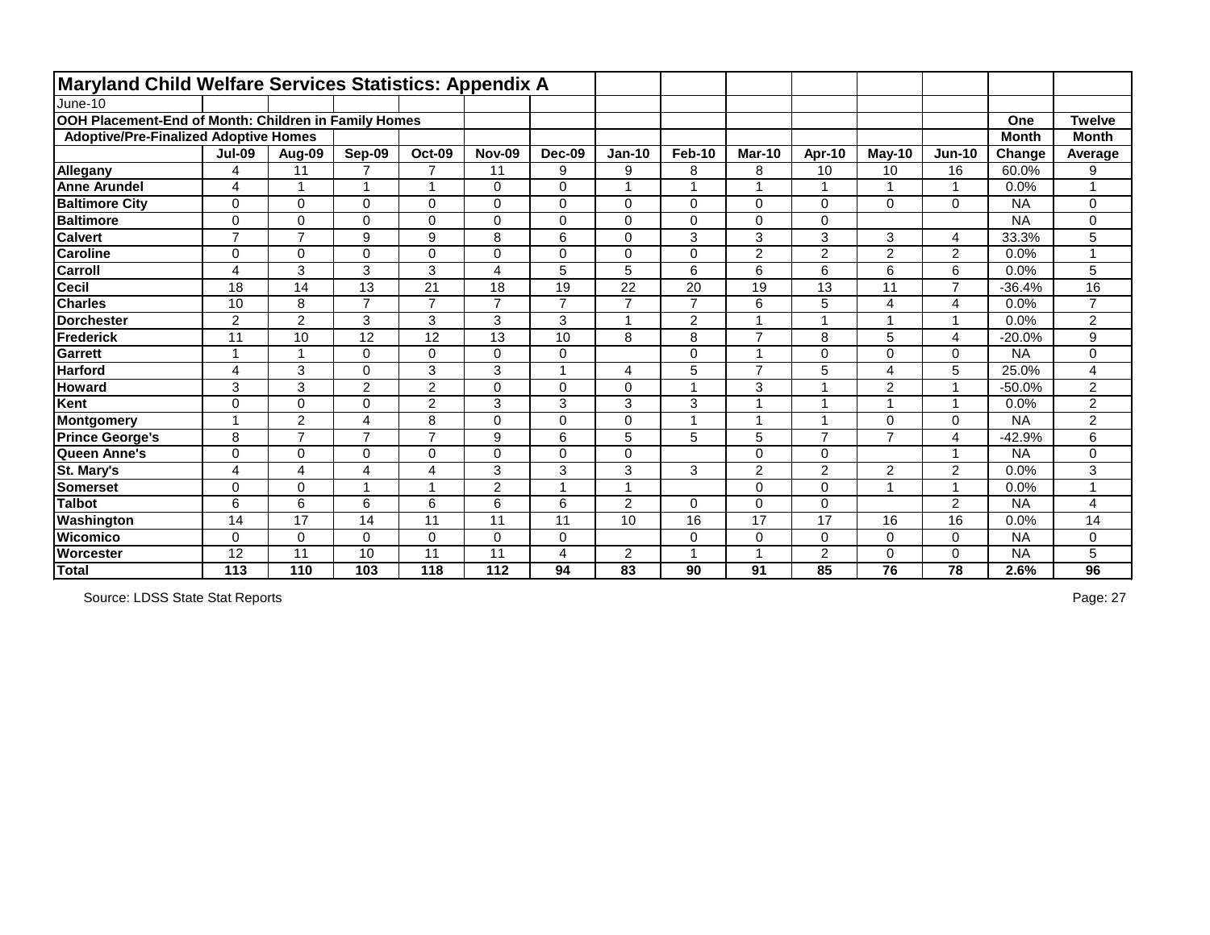# Maryland Child Welfare Services Statistics: Appendix A

June-10

**OOH Placement-End of Month: Children in Family Homes**

**Adoptive/Pre-Finalized Adoptive Homes**

| | Jul-09 | Aug-09 | Sep-09 | Oct-09 | Nov-09 | Dec-09 | Jan-10 | Feb-10 | Mar-10 | Apr-10 | May-10 | Jun-10 | One Month Change | Twelve Month Average |
|---|---|---|---|---|---|---|---|---|---|---|---|---|---|---|
| **Allegany** | 4 | 11 | 7 | 7 | 11 | 9 | 9 | 8 | 8 | 10 | 10 | 16 | 60.0% | 9 |
| **Anne Arundel** | 4 | 1 | 1 | 1 | 0 | 0 | 1 | 1 | 1 | 1 | 1 | 1 | 0.0% | 1 |
| **Baltimore City** | 0 | 0 | 0 | 0 | 0 | 0 | 0 | 0 | 0 | 0 | 0 | 0 | NA | 0 |
| **Baltimore** | 0 | 0 | 0 | 0 | 0 | 0 | 0 | 0 | 0 | 0 | | | NA | 0 |
| **Calvert** | 7 | 7 | 9 | 9 | 8 | 6 | 0 | 3 | 3 | 3 | 3 | 4 | 33.3% | 5 |
| **Caroline** | 0 | 0 | 0 | 0 | 0 | 0 | 0 | 0 | 2 | 2 | 2 | 2 | 0.0% | 1 |
| **Carroll** | 4 | 3 | 3 | 3 | 4 | 5 | 5 | 6 | 6 | 6 | 6 | 6 | 0.0% | 5 |
| **Cecil** | 18 | 14 | 13 | 21 | 18 | 19 | 22 | 20 | 19 | 13 | 11 | 7 | -36.4% | 16 |
| **Charles** | 10 | 8 | 7 | 7 | 7 | 7 | 7 | 7 | 6 | 5 | 4 | 4 | 0.0% | 7 |
| **Dorchester** | 2 | 2 | 3 | 3 | 3 | 3 | 1 | 2 | 1 | 1 | 1 | 1 | 0.0% | 2 |
| **Frederick** | 11 | 10 | 12 | 12 | 13 | 10 | 8 | 8 | 7 | 8 | 5 | 4 | -20.0% | 9 |
| **Garrett** | 1 | 1 | 0 | 0 | 0 | 0 | | 0 | 1 | 0 | 0 | 0 | NA | 0 |
| **Harford** | 4 | 3 | 0 | 3 | 3 | 1 | 4 | 5 | 7 | 5 | 4 | 5 | 25.0% | 4 |
| **Howard** | 3 | 3 | 2 | 2 | 0 | 0 | 0 | 1 | 3 | 1 | 2 | 1 | -50.0% | 2 |
| **Kent** | 0 | 0 | 0 | 2 | 3 | 3 | 3 | 3 | 1 | 1 | 1 | 1 | 0.0% | 2 |
| **Montgomery** | 1 | 2 | 4 | 8 | 0 | 0 | 0 | 1 | 1 | 1 | 0 | 0 | NA | 2 |
| **Prince George's** | 8 | 7 | 7 | 7 | 9 | 6 | 5 | 5 | 5 | 7 | 7 | 4 | -42.9% | 6 |
| **Queen Anne's** | 0 | 0 | 0 | 0 | 0 | 0 | 0 | | 0 | 0 | | 1 | NA | 0 |
| **St. Mary's** | 4 | 4 | 4 | 4 | 3 | 3 | 3 | 3 | 2 | 2 | 2 | 2 | 0.0% | 3 |
| **Somerset** | 0 | 0 | 1 | 1 | 2 | 1 | 1 | | 0 | 0 | 1 | 1 | 0.0% | 1 |
| **Talbot** | 6 | 6 | 6 | 6 | 6 | 6 | 2 | 0 | 0 | 0 | | 2 | NA | 4 |
| **Washington** | 14 | 17 | 14 | 11 | 11 | 11 | 10 | 16 | 17 | 17 | 16 | 16 | 0.0% | 14 |
| **Wicomico** | 0 | 0 | 0 | 0 | 0 | 0 | | 0 | 0 | 0 | 0 | 0 | NA | 0 |
| **Worcester** | 12 | 11 | 10 | 11 | 11 | 4 | 2 | 1 | 1 | 2 | 0 | 0 | NA | 5 |
| **Total** | **113** | **110** | **103** | **118** | **112** | **94** | **83** | **90** | **91** | **85** | **76** | **78** | **2.6%** | **96** |

Source: LDSS State Stat Reports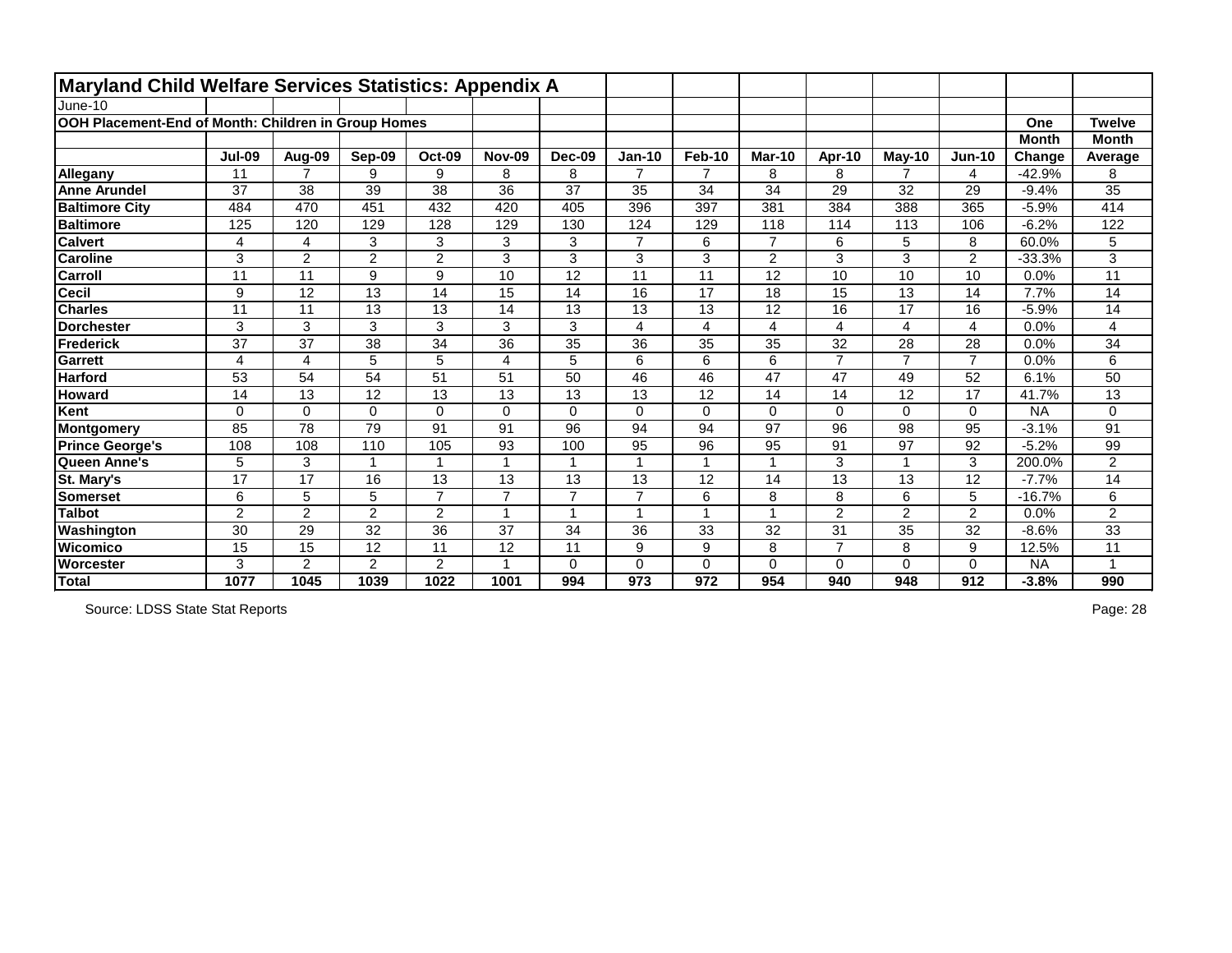# Maryland Child Welfare Services Statistics: Appendix A

June-10

**OOH Placement-End of Month: Children in Group Homes**

| | Jul-09 | Aug-09 | Sep-09 | Oct-09 | Nov-09 | Dec-09 | Jan-10 | Feb-10 | Mar-10 | Apr-10 | May-10 | Jun-10 | One Month Change | Twelve Month Average |
|---|---|---|---|---|---|---|---|---|---|---|---|---|---|---|
| **Allegany** | 11 | 7 | 9 | 9 | 8 | 8 | 7 | 7 | 8 | 8 | 7 | 4 | -42.9% | 8 |
| **Anne Arundel** | 37 | 38 | 39 | 38 | 36 | 37 | 35 | 34 | 34 | 29 | 32 | 29 | -9.4% | 35 |
| **Baltimore City** | 484 | 470 | 451 | 432 | 420 | 405 | 396 | 397 | 381 | 384 | 388 | 365 | -5.9% | 414 |
| **Baltimore** | 125 | 120 | 129 | 128 | 129 | 130 | 124 | 129 | 118 | 114 | 113 | 106 | -6.2% | 122 |
| **Calvert** | 4 | 4 | 3 | 3 | 3 | 3 | 7 | 6 | 7 | 6 | 5 | 8 | 60.0% | 5 |
| **Caroline** | 3 | 2 | 2 | 2 | 3 | 3 | 3 | 3 | 2 | 3 | 3 | 2 | -33.3% | 3 |
| **Carroll** | 11 | 11 | 9 | 9 | 10 | 12 | 11 | 11 | 12 | 10 | 10 | 10 | 0.0% | 11 |
| **Cecil** | 9 | 12 | 13 | 14 | 15 | 14 | 16 | 17 | 18 | 15 | 13 | 14 | 7.7% | 14 |
| **Charles** | 11 | 11 | 13 | 13 | 14 | 13 | 13 | 13 | 12 | 16 | 17 | 16 | -5.9% | 14 |
| **Dorchester** | 3 | 3 | 3 | 3 | 3 | 3 | 4 | 4 | 4 | 4 | 4 | 4 | 0.0% | 4 |
| **Frederick** | 37 | 37 | 38 | 34 | 36 | 35 | 36 | 35 | 35 | 32 | 28 | 28 | 0.0% | 34 |
| **Garrett** | 4 | 4 | 5 | 5 | 4 | 5 | 6 | 6 | 6 | 7 | 7 | 7 | 0.0% | 6 |
| **Harford** | 53 | 54 | 54 | 51 | 51 | 50 | 46 | 46 | 47 | 47 | 49 | 52 | 6.1% | 50 |
| **Howard** | 14 | 13 | 12 | 13 | 13 | 13 | 13 | 12 | 14 | 14 | 12 | 17 | 41.7% | 13 |
| **Kent** | 0 | 0 | 0 | 0 | 0 | 0 | 0 | 0 | 0 | 0 | 0 | 0 | NA | 0 |
| **Montgomery** | 85 | 78 | 79 | 91 | 91 | 96 | 94 | 94 | 97 | 96 | 98 | 95 | -3.1% | 91 |
| **Prince George's** | 108 | 108 | 110 | 105 | 93 | 100 | 95 | 96 | 95 | 91 | 97 | 92 | -5.2% | 99 |
| **Queen Anne's** | 5 | 3 | 1 | 1 | 1 | 1 | 1 | 1 | 1 | 3 | 1 | 3 | 200.0% | 2 |
| **St. Mary's** | 17 | 17 | 16 | 13 | 13 | 13 | 13 | 12 | 14 | 13 | 13 | 12 | -7.7% | 14 |
| **Somerset** | 6 | 5 | 5 | 7 | 7 | 7 | 7 | 6 | 8 | 8 | 6 | 5 | -16.7% | 6 |
| **Talbot** | 2 | 2 | 2 | 2 | 1 | 1 | 1 | 1 | 1 | 2 | 2 | 2 | 0.0% | 2 |
| **Washington** | 30 | 29 | 32 | 36 | 37 | 34 | 36 | 33 | 32 | 31 | 35 | 32 | -8.6% | 33 |
| **Wicomico** | 15 | 15 | 12 | 11 | 12 | 11 | 9 | 9 | 8 | 7 | 8 | 9 | 12.5% | 11 |
| **Worcester** | 3 | 2 | 2 | 2 | 1 | 0 | 0 | 0 | 0 | 0 | 0 | 0 | NA | 1 |
| **Total** | **1077** | **1045** | **1039** | **1022** | **1001** | **994** | **973** | **972** | **954** | **940** | **948** | **912** | **-3.8%** | **990** |

Source: LDSS State Stat Reports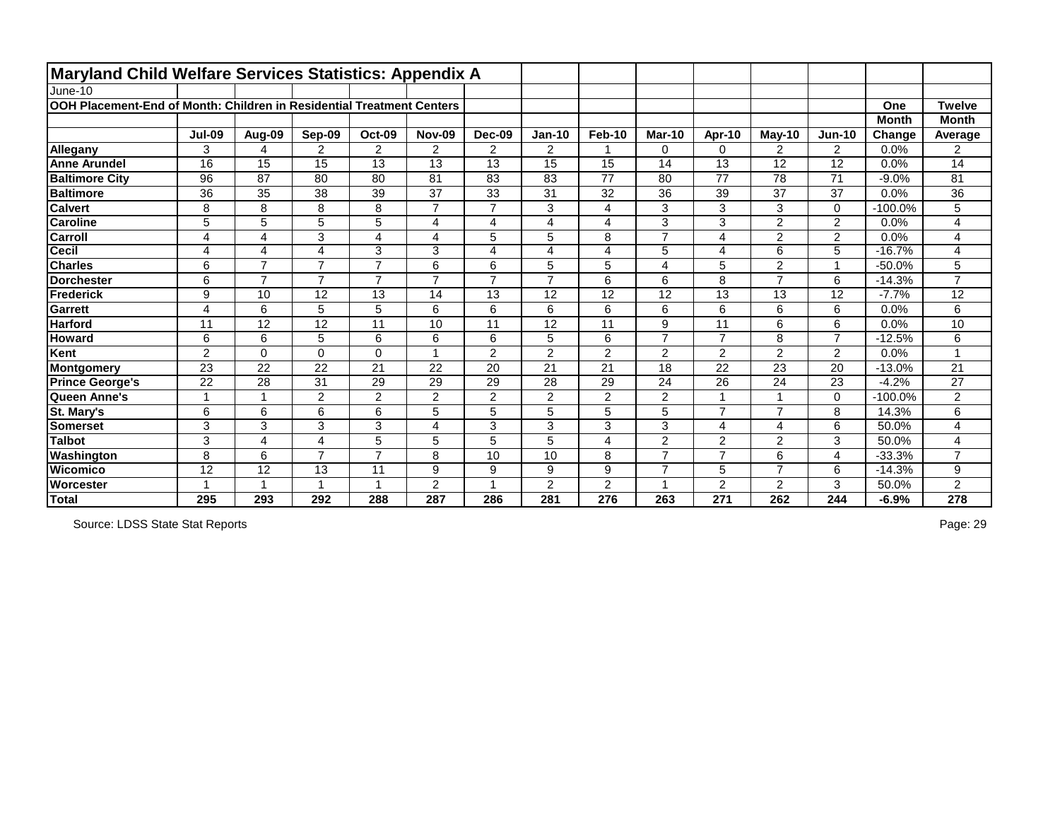# Maryland Child Welfare Services Statistics: Appendix A

June-10

**OOH Placement-End of Month: Children in Residential Treatment Centers**

| | Jul-09 | Aug-09 | Sep-09 | Oct-09 | Nov-09 | Dec-09 | Jan-10 | Feb-10 | Mar-10 | Apr-10 | May-10 | Jun-10 | One Month Change | Twelve Month Average |
|---|---|---|---|---|---|---|---|---|---|---|---|---|---|---|
| **Allegany** | 3 | 4 | 2 | 2 | 2 | 2 | 2 | 1 | 0 | 0 | 2 | 2 | 0.0% | 2 |
| **Anne Arundel** | 16 | 15 | 15 | 13 | 13 | 13 | 15 | 15 | 14 | 13 | 12 | 12 | 0.0% | 14 |
| **Baltimore City** | 96 | 87 | 80 | 80 | 81 | 83 | 83 | 77 | 80 | 77 | 78 | 71 | -9.0% | 81 |
| **Baltimore** | 36 | 35 | 38 | 39 | 37 | 33 | 31 | 32 | 36 | 39 | 37 | 37 | 0.0% | 36 |
| **Calvert** | 8 | 8 | 8 | 8 | 7 | 7 | 3 | 4 | 3 | 3 | 3 | 0 | -100.0% | 5 |
| **Caroline** | 5 | 5 | 5 | 5 | 4 | 4 | 4 | 4 | 3 | 3 | 2 | 2 | 0.0% | 4 |
| **Carroll** | 4 | 4 | 3 | 4 | 4 | 5 | 5 | 8 | 7 | 4 | 2 | 2 | 0.0% | 4 |
| **Cecil** | 4 | 4 | 4 | 3 | 3 | 4 | 4 | 4 | 5 | 4 | 6 | 5 | -16.7% | 4 |
| **Charles** | 6 | 7 | 7 | 7 | 6 | 6 | 5 | 5 | 4 | 5 | 2 | 1 | -50.0% | 5 |
| **Dorchester** | 6 | 7 | 7 | 7 | 7 | 7 | 7 | 6 | 6 | 8 | 7 | 6 | -14.3% | 7 |
| **Frederick** | 9 | 10 | 12 | 13 | 14 | 13 | 12 | 12 | 12 | 13 | 13 | 12 | -7.7% | 12 |
| **Garrett** | 4 | 6 | 5 | 5 | 6 | 6 | 6 | 6 | 6 | 6 | 6 | 6 | 0.0% | 6 |
| **Harford** | 11 | 12 | 12 | 11 | 10 | 11 | 12 | 11 | 9 | 11 | 6 | 6 | 0.0% | 10 |
| **Howard** | 6 | 6 | 5 | 6 | 6 | 6 | 5 | 6 | 7 | 7 | 8 | 7 | -12.5% | 6 |
| **Kent** | 2 | 0 | 0 | 0 | 1 | 2 | 2 | 2 | 2 | 2 | 2 | 2 | 0.0% | 1 |
| **Montgomery** | 23 | 22 | 22 | 21 | 22 | 20 | 21 | 21 | 18 | 22 | 23 | 20 | -13.0% | 21 |
| **Prince George's** | 22 | 28 | 31 | 29 | 29 | 29 | 28 | 29 | 24 | 26 | 24 | 23 | -4.2% | 27 |
| **Queen Anne's** | 1 | 1 | 2 | 2 | 2 | 2 | 2 | 2 | 2 | 1 | 1 | 0 | -100.0% | 2 |
| **St. Mary's** | 6 | 6 | 6 | 6 | 5 | 5 | 5 | 5 | 5 | 7 | 7 | 8 | 14.3% | 6 |
| **Somerset** | 3 | 3 | 3 | 3 | 4 | 3 | 3 | 3 | 3 | 4 | 4 | 6 | 50.0% | 4 |
| **Talbot** | 3 | 4 | 4 | 5 | 5 | 5 | 5 | 4 | 2 | 2 | 2 | 3 | 50.0% | 4 |
| **Washington** | 8 | 6 | 7 | 7 | 8 | 10 | 10 | 8 | 7 | 7 | 6 | 4 | -33.3% | 7 |
| **Wicomico** | 12 | 12 | 13 | 11 | 9 | 9 | 9 | 9 | 7 | 5 | 7 | 6 | -14.3% | 9 |
| **Worcester** | 1 | 1 | 1 | 1 | 2 | 1 | 2 | 2 | 1 | 2 | 2 | 3 | 50.0% | 2 |
| **Total** | **295** | **293** | **292** | **288** | **287** | **286** | **281** | **276** | **263** | **271** | **262** | **244** | **-6.9%** | **278** |

Source: LDSS State Stat Reports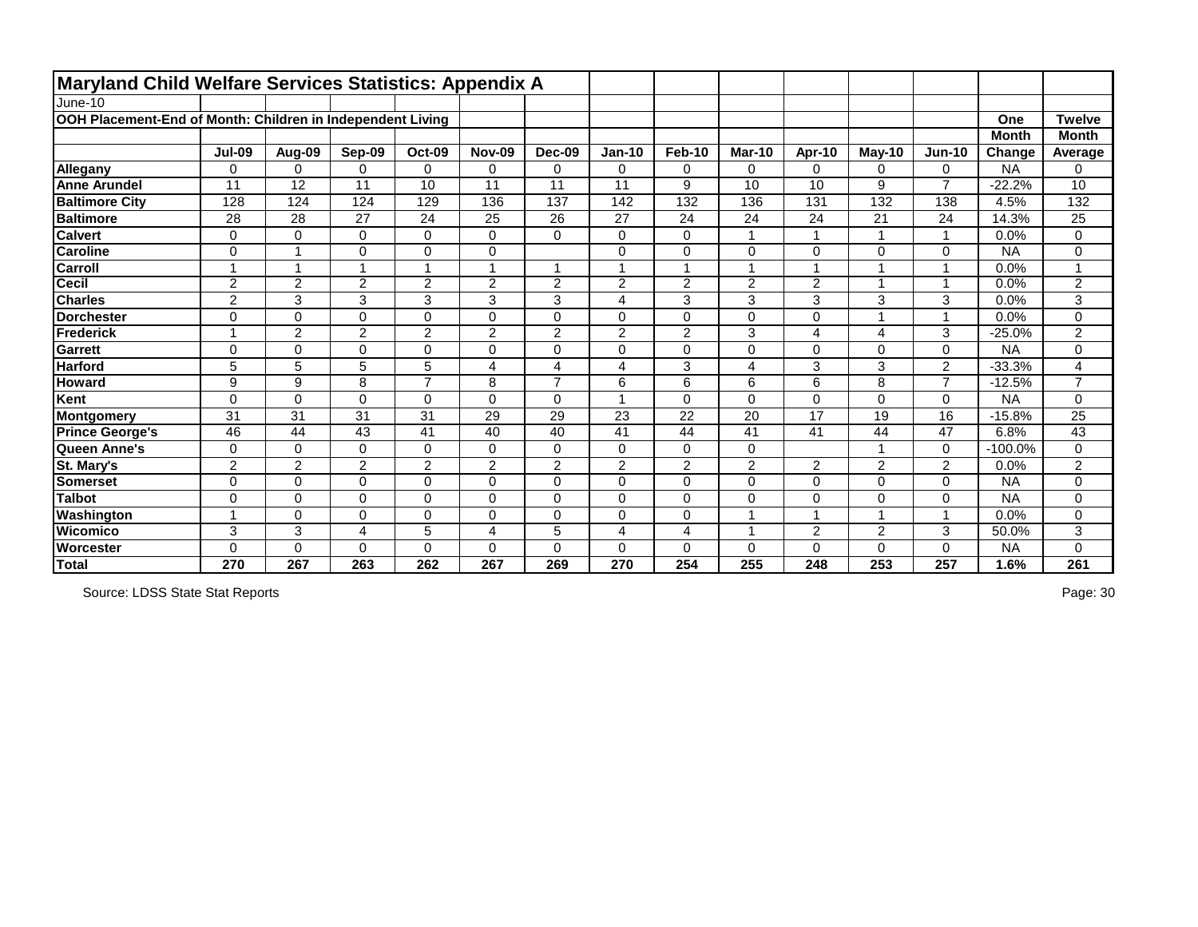# Maryland Child Welfare Services Statistics: Appendix A

June-10

**OOH Placement-End of Month: Children in Independent Living**

| | Jul-09 | Aug-09 | Sep-09 | Oct-09 | Nov-09 | Dec-09 | Jan-10 | Feb-10 | Mar-10 | Apr-10 | May-10 | Jun-10 | One Month Change | Twelve Month Average |
|---|---|---|---|---|---|---|---|---|---|---|---|---|---|---|
| **Allegany** | 0 | 0 | 0 | 0 | 0 | 0 | 0 | 0 | 0 | 0 | 0 | 0 | NA | 0 |
| **Anne Arundel** | 11 | 12 | 11 | 10 | 11 | 11 | 11 | 9 | 10 | 10 | 9 | 7 | -22.2% | 10 |
| **Baltimore City** | 128 | 124 | 124 | 129 | 136 | 137 | 142 | 132 | 136 | 131 | 132 | 138 | 4.5% | 132 |
| **Baltimore** | 28 | 28 | 27 | 24 | 25 | 26 | 27 | 24 | 24 | 24 | 21 | 24 | 14.3% | 25 |
| **Calvert** | 0 | 0 | 0 | 0 | 0 | 0 | 0 | 0 | 1 | 1 | 1 | 1 | 0.0% | 0 |
| **Caroline** | 0 | 1 | 0 | 0 | 0 | | 0 | 0 | 0 | 0 | 0 | 0 | NA | 0 |
| **Carroll** | 1 | 1 | 1 | 1 | 1 | 1 | 1 | 1 | 1 | 1 | 1 | 1 | 0.0% | 1 |
| **Cecil** | 2 | 2 | 2 | 2 | 2 | 2 | 2 | 2 | 2 | 2 | 1 | 1 | 0.0% | 2 |
| **Charles** | 2 | 3 | 3 | 3 | 3 | 3 | 4 | 3 | 3 | 3 | 3 | 3 | 0.0% | 3 |
| **Dorchester** | 0 | 0 | 0 | 0 | 0 | 0 | 0 | 0 | 0 | 0 | 1 | 1 | 0.0% | 0 |
| **Frederick** | 1 | 2 | 2 | 2 | 2 | 2 | 2 | 2 | 3 | 4 | 4 | 3 | -25.0% | 2 |
| **Garrett** | 0 | 0 | 0 | 0 | 0 | 0 | 0 | 0 | 0 | 0 | 0 | 0 | NA | 0 |
| **Harford** | 5 | 5 | 5 | 5 | 4 | 4 | 4 | 3 | 4 | 3 | 3 | 2 | -33.3% | 4 |
| **Howard** | 9 | 9 | 8 | 7 | 8 | 7 | 6 | 6 | 6 | 6 | 8 | 7 | -12.5% | 7 |
| **Kent** | 0 | 0 | 0 | 0 | 0 | 0 | 1 | 0 | 0 | 0 | 0 | 0 | NA | 0 |
| **Montgomery** | 31 | 31 | 31 | 31 | 29 | 29 | 23 | 22 | 20 | 17 | 19 | 16 | -15.8% | 25 |
| **Prince George's** | 46 | 44 | 43 | 41 | 40 | 40 | 41 | 44 | 41 | 41 | 44 | 47 | 6.8% | 43 |
| **Queen Anne's** | 0 | 0 | 0 | 0 | 0 | 0 | 0 | 0 | 0 | | 1 | 0 | -100.0% | 0 |
| **St. Mary's** | 2 | 2 | 2 | 2 | 2 | 2 | 2 | 2 | 2 | 2 | 2 | 2 | 0.0% | 2 |
| **Somerset** | 0 | 0 | 0 | 0 | 0 | 0 | 0 | 0 | 0 | 0 | 0 | 0 | NA | 0 |
| **Talbot** | 0 | 0 | 0 | 0 | 0 | 0 | 0 | 0 | 0 | 0 | 0 | 0 | NA | 0 |
| **Washington** | 1 | 0 | 0 | 0 | 0 | 0 | 0 | 0 | 1 | 1 | 1 | 1 | 0.0% | 0 |
| **Wicomico** | 3 | 3 | 4 | 5 | 4 | 5 | 4 | 4 | 1 | 2 | 2 | 3 | 50.0% | 3 |
| **Worcester** | 0 | 0 | 0 | 0 | 0 | 0 | 0 | 0 | 0 | 0 | 0 | 0 | NA | 0 |
| **Total** | **270** | **267** | **263** | **262** | **267** | **269** | **270** | **254** | **255** | **248** | **253** | **257** | **1.6%** | **261** |

Source: LDSS State Stat Reports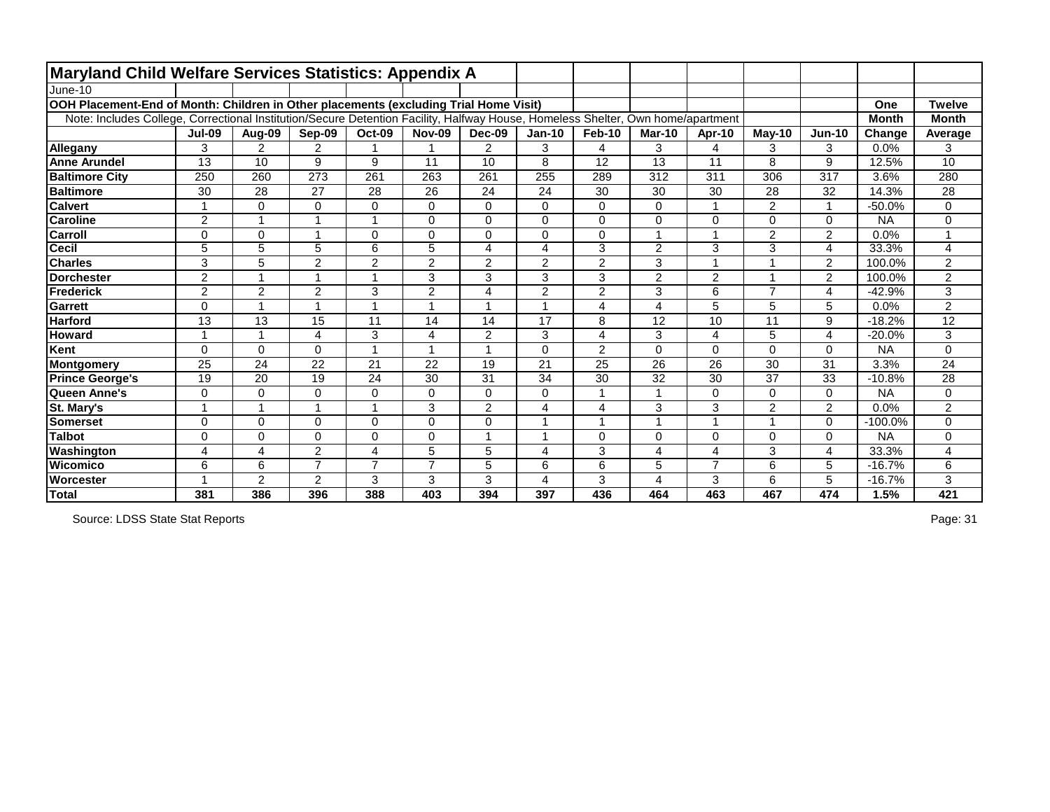# Maryland Child Welfare Services Statistics: Appendix A

June-10

**OOH Placement-End of Month: Children in Other placements (excluding Trial Home Visit)**

Note: Includes College, Correctional Institution/Secure Detention Facility, Halfway House, Homeless Shelter, Own home/apartment

| | Jul-09 | Aug-09 | Sep-09 | Oct-09 | Nov-09 | Dec-09 | Jan-10 | Feb-10 | Mar-10 | Apr-10 | May-10 | Jun-10 | One Month Change | Twelve Month Average |
|---|---|---|---|---|---|---|---|---|---|---|---|---|---|---|
| **Allegany** | 3 | 2 | 2 | 1 | 1 | 2 | 3 | 4 | 3 | 4 | 3 | 3 | 0.0% | 3 |
| **Anne Arundel** | 13 | 10 | 9 | 9 | 11 | 10 | 8 | 12 | 13 | 11 | 8 | 9 | 12.5% | 10 |
| **Baltimore City** | 250 | 260 | 273 | 261 | 263 | 261 | 255 | 289 | 312 | 311 | 306 | 317 | 3.6% | 280 |
| **Baltimore** | 30 | 28 | 27 | 28 | 26 | 24 | 24 | 30 | 30 | 30 | 28 | 32 | 14.3% | 28 |
| **Calvert** | 1 | 0 | 0 | 0 | 0 | 0 | 0 | 0 | 0 | 1 | 2 | 1 | -50.0% | 0 |
| **Caroline** | 2 | 1 | 1 | 1 | 0 | 0 | 0 | 0 | 0 | 0 | 0 | 0 | NA | 0 |
| **Carroll** | 0 | 0 | 1 | 0 | 0 | 0 | 0 | 0 | 1 | 1 | 2 | 2 | 0.0% | 1 |
| **Cecil** | 5 | 5 | 5 | 6 | 5 | 4 | 4 | 3 | 2 | 3 | 3 | 4 | 33.3% | 4 |
| **Charles** | 3 | 5 | 2 | 2 | 2 | 2 | 2 | 2 | 3 | 1 | 1 | 2 | 100.0% | 2 |
| **Dorchester** | 2 | 1 | 1 | 1 | 3 | 3 | 3 | 3 | 2 | 2 | 1 | 2 | 100.0% | 2 |
| **Frederick** | 2 | 2 | 2 | 3 | 2 | 4 | 2 | 2 | 3 | 6 | 7 | 4 | -42.9% | 3 |
| **Garrett** | 0 | 1 | 1 | 1 | 1 | 1 | 1 | 4 | 4 | 5 | 5 | 5 | 0.0% | 2 |
| **Harford** | 13 | 13 | 15 | 11 | 14 | 14 | 17 | 8 | 12 | 10 | 11 | 9 | -18.2% | 12 |
| **Howard** | 1 | 1 | 4 | 3 | 4 | 2 | 3 | 4 | 3 | 4 | 5 | 4 | -20.0% | 3 |
| **Kent** | 0 | 0 | 0 | 1 | 1 | 1 | 0 | 2 | 0 | 0 | 0 | 0 | NA | 0 |
| **Montgomery** | 25 | 24 | 22 | 21 | 22 | 19 | 21 | 25 | 26 | 26 | 30 | 31 | 3.3% | 24 |
| **Prince George's** | 19 | 20 | 19 | 24 | 30 | 31 | 34 | 30 | 32 | 30 | 37 | 33 | -10.8% | 28 |
| **Queen Anne's** | 0 | 0 | 0 | 0 | 0 | 0 | 0 | 1 | 1 | 0 | 0 | 0 | NA | 0 |
| **St. Mary's** | 1 | 1 | 1 | 1 | 3 | 2 | 4 | 4 | 3 | 3 | 2 | 2 | 0.0% | 2 |
| **Somerset** | 0 | 0 | 0 | 0 | 0 | 0 | 1 | 1 | 1 | 1 | 1 | 0 | -100.0% | 0 |
| **Talbot** | 0 | 0 | 0 | 0 | 0 | 1 | 1 | 0 | 0 | 0 | 0 | 0 | NA | 0 |
| **Washington** | 4 | 4 | 2 | 4 | 5 | 5 | 4 | 3 | 4 | 4 | 3 | 4 | 33.3% | 4 |
| **Wicomico** | 6 | 6 | 7 | 7 | 7 | 5 | 6 | 6 | 5 | 7 | 6 | 5 | -16.7% | 6 |
| **Worcester** | 1 | 2 | 2 | 3 | 3 | 3 | 4 | 3 | 4 | 3 | 6 | 5 | -16.7% | 3 |
| **Total** | **381** | **386** | **396** | **388** | **403** | **394** | **397** | **436** | **464** | **463** | **467** | **474** | **1.5%** | **421** |

Source: LDSS State Stat Reports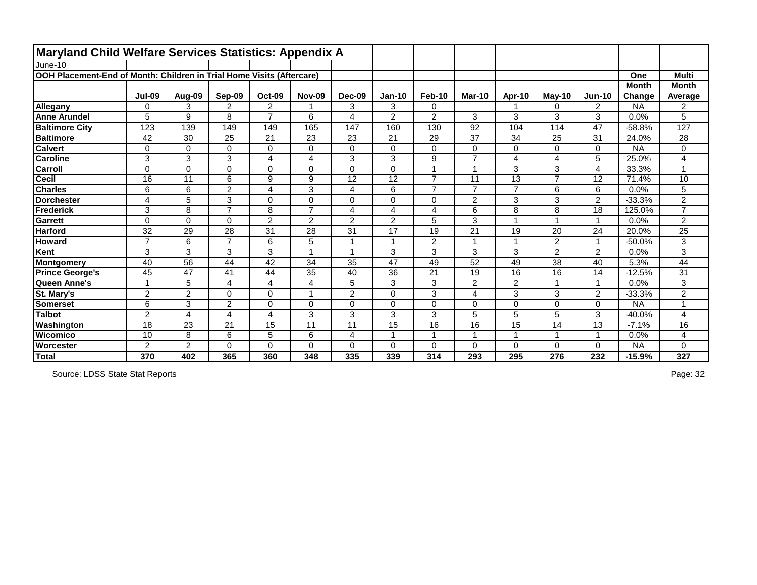# Maryland Child Welfare Services Statistics: Appendix A

June-10

**OOH Placement-End of Month: Children in Trial Home Visits (Aftercare)**

| | Jul-09 | Aug-09 | Sep-09 | Oct-09 | Nov-09 | Dec-09 | Jan-10 | Feb-10 | Mar-10 | Apr-10 | May-10 | Jun-10 | One Month Change | Multi Month Average |
|---|---|---|---|---|---|---|---|---|---|---|---|---|---|---|
| **Allegany** | 0 | 3 | 2 | 2 | 1 | 3 | 3 | 0 | | 1 | 0 | 2 | NA | 2 |
| **Anne Arundel** | 5 | 9 | 8 | 7 | 6 | 4 | 2 | 2 | 3 | 3 | 3 | 3 | 0.0% | 5 |
| **Baltimore City** | 123 | 139 | 149 | 149 | 165 | 147 | 160 | 130 | 92 | 104 | 114 | 47 | -58.8% | 127 |
| **Baltimore** | 42 | 30 | 25 | 21 | 23 | 23 | 21 | 29 | 37 | 34 | 25 | 31 | 24.0% | 28 |
| **Calvert** | 0 | 0 | 0 | 0 | 0 | 0 | 0 | 0 | 0 | 0 | 0 | 0 | NA | 0 |
| **Caroline** | 3 | 3 | 3 | 4 | 4 | 3 | 3 | 9 | 7 | 4 | 4 | 5 | 25.0% | 4 |
| **Carroll** | 0 | 0 | 0 | 0 | 0 | 0 | 0 | 1 | 1 | 3 | 3 | 4 | 33.3% | 1 |
| **Cecil** | 16 | 11 | 6 | 9 | 9 | 12 | 12 | 7 | 11 | 13 | 7 | 12 | 71.4% | 10 |
| **Charles** | 6 | 6 | 2 | 4 | 3 | 4 | 6 | 7 | 7 | 7 | 6 | 6 | 0.0% | 5 |
| **Dorchester** | 4 | 5 | 3 | 0 | 0 | 0 | 0 | 0 | 2 | 3 | 3 | 2 | -33.3% | 2 |
| **Frederick** | 3 | 8 | 7 | 8 | 7 | 4 | 4 | 4 | 6 | 8 | 8 | 18 | 125.0% | 7 |
| **Garrett** | 0 | 0 | 0 | 2 | 2 | 2 | 2 | 5 | 3 | 1 | 1 | 1 | 0.0% | 2 |
| **Harford** | 32 | 29 | 28 | 31 | 28 | 31 | 17 | 19 | 21 | 19 | 20 | 24 | 20.0% | 25 |
| **Howard** | 7 | 6 | 7 | 6 | 5 | 1 | 1 | 2 | 1 | 1 | 2 | 1 | -50.0% | 3 |
| **Kent** | 3 | 3 | 3 | 3 | 1 | 1 | 3 | 3 | 3 | 3 | 2 | 2 | 0.0% | 3 |
| **Montgomery** | 40 | 56 | 44 | 42 | 34 | 35 | 47 | 49 | 52 | 49 | 38 | 40 | 5.3% | 44 |
| **Prince George's** | 45 | 47 | 41 | 44 | 35 | 40 | 36 | 21 | 19 | 16 | 16 | 14 | -12.5% | 31 |
| **Queen Anne's** | 1 | 5 | 4 | 4 | 4 | 5 | 3 | 3 | 2 | 2 | 1 | 1 | 0.0% | 3 |
| **St. Mary's** | 2 | 2 | 0 | 0 | 1 | 2 | 0 | 3 | 4 | 3 | 3 | 2 | -33.3% | 2 |
| **Somerset** | 6 | 3 | 2 | 0 | 0 | 0 | 0 | 0 | 0 | 0 | 0 | 0 | NA | 1 |
| **Talbot** | 2 | 4 | 4 | 4 | 3 | 3 | 3 | 3 | 5 | 5 | 5 | 3 | -40.0% | 4 |
| **Washington** | 18 | 23 | 21 | 15 | 11 | 11 | 15 | 16 | 16 | 15 | 14 | 13 | -7.1% | 16 |
| **Wicomico** | 10 | 8 | 6 | 5 | 6 | 4 | 1 | 1 | 1 | 1 | 1 | 1 | 0.0% | 4 |
| **Worcester** | 2 | 2 | 0 | 0 | 0 | 0 | 0 | 0 | 0 | 0 | 0 | 0 | NA | 0 |
| **Total** | **370** | **402** | **365** | **360** | **348** | **335** | **339** | **314** | **293** | **295** | **276** | **232** | **-15.9%** | **327** |

Source: LDSS State Stat Reports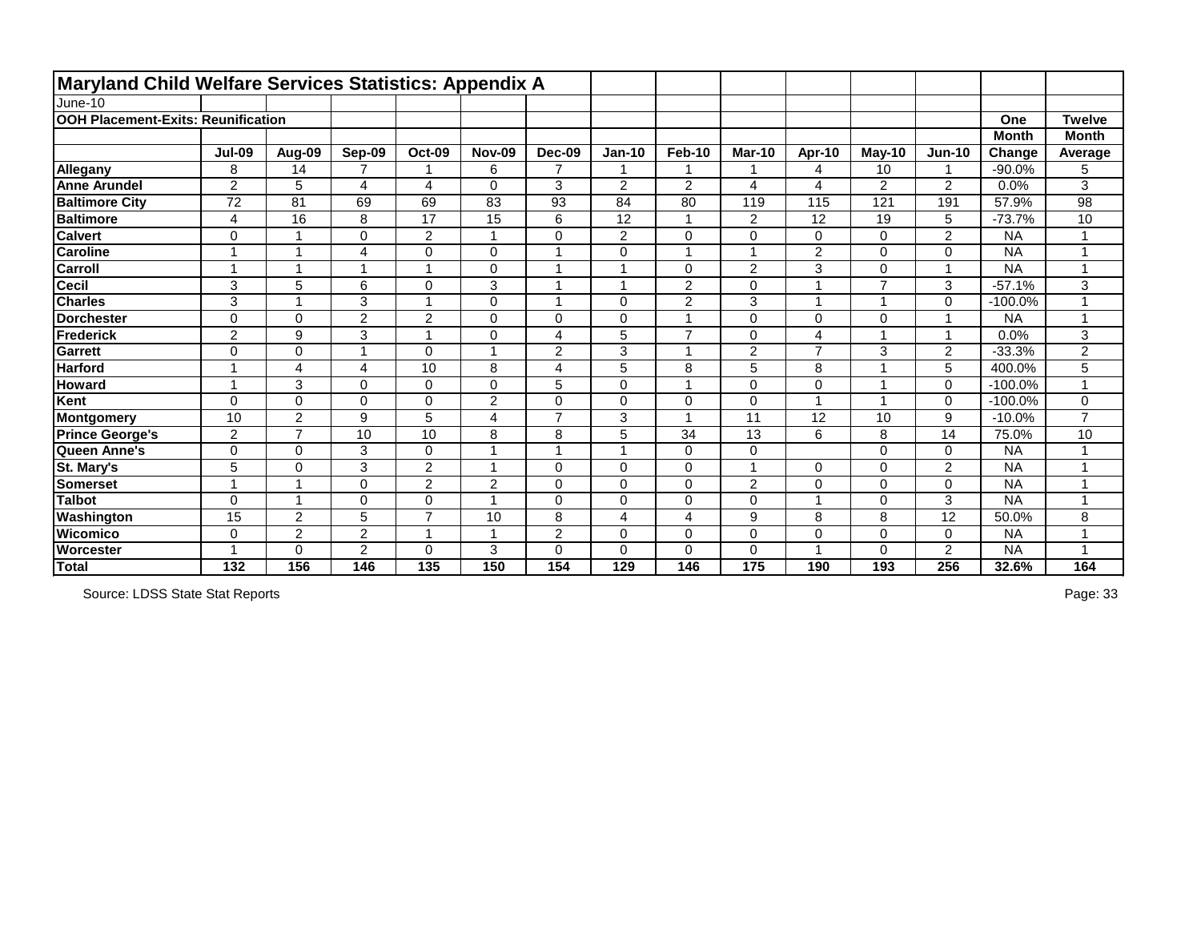# Maryland Child Welfare Services Statistics: Appendix A

June-10

**OOH Placement-Exits: Reunification**

| | Jul-09 | Aug-09 | Sep-09 | Oct-09 | Nov-09 | Dec-09 | Jan-10 | Feb-10 | Mar-10 | Apr-10 | May-10 | Jun-10 | One Month Change | Twelve Month Average |
|---|---|---|---|---|---|---|---|---|---|---|---|---|---|---|
| **Allegany** | 8 | 14 | 7 | 1 | 6 | 7 | 1 | 1 | 1 | 4 | 10 | 1 | -90.0% | 5 |
| **Anne Arundel** | 2 | 5 | 4 | 4 | 0 | 3 | 2 | 2 | 4 | 4 | 2 | 2 | 0.0% | 3 |
| **Baltimore City** | 72 | 81 | 69 | 69 | 83 | 93 | 84 | 80 | 119 | 115 | 121 | 191 | 57.9% | 98 |
| **Baltimore** | 4 | 16 | 8 | 17 | 15 | 6 | 12 | 1 | 2 | 12 | 19 | 5 | -73.7% | 10 |
| **Calvert** | 0 | 1 | 0 | 2 | 1 | 0 | 2 | 0 | 0 | 0 | 0 | 2 | NA | 1 |
| **Caroline** | 1 | 1 | 4 | 0 | 0 | 1 | 0 | 1 | 1 | 2 | 0 | 0 | NA | 1 |
| **Carroll** | 1 | 1 | 1 | 1 | 0 | 1 | 1 | 0 | 2 | 3 | 0 | 1 | NA | 1 |
| **Cecil** | 3 | 5 | 6 | 0 | 3 | 1 | 1 | 2 | 0 | 1 | 7 | 3 | -57.1% | 3 |
| **Charles** | 3 | 1 | 3 | 1 | 0 | 1 | 0 | 2 | 3 | 1 | 1 | 0 | -100.0% | 1 |
| **Dorchester** | 0 | 0 | 2 | 2 | 0 | 0 | 0 | 1 | 0 | 0 | 0 | 1 | NA | 1 |
| **Frederick** | 2 | 9 | 3 | 1 | 0 | 4 | 5 | 7 | 0 | 4 | 1 | 1 | 0.0% | 3 |
| **Garrett** | 0 | 0 | 1 | 0 | 1 | 2 | 3 | 1 | 2 | 7 | 3 | 2 | -33.3% | 2 |
| **Harford** | 1 | 4 | 4 | 10 | 8 | 4 | 5 | 8 | 5 | 8 | 1 | 5 | 400.0% | 5 |
| **Howard** | 1 | 3 | 0 | 0 | 0 | 5 | 0 | 1 | 0 | 0 | 1 | 0 | -100.0% | 1 |
| **Kent** | 0 | 0 | 0 | 0 | 2 | 0 | 0 | 0 | 0 | 1 | 1 | 0 | -100.0% | 0 |
| **Montgomery** | 10 | 2 | 9 | 5 | 4 | 7 | 3 | 1 | 11 | 12 | 10 | 9 | -10.0% | 7 |
| **Prince George's** | 2 | 7 | 10 | 10 | 8 | 8 | 5 | 34 | 13 | 6 | 8 | 14 | 75.0% | 10 |
| **Queen Anne's** | 0 | 0 | 3 | 0 | 1 | 1 | 1 | 0 | 0 | | 0 | 0 | NA | 1 |
| **St. Mary's** | 5 | 0 | 3 | 2 | 1 | 0 | 0 | 0 | 1 | 0 | 0 | 2 | NA | 1 |
| **Somerset** | 1 | 1 | 0 | 2 | 2 | 0 | 0 | 0 | 2 | 0 | 0 | 0 | NA | 1 |
| **Talbot** | 0 | 1 | 0 | 0 | 1 | 0 | 0 | 0 | 0 | 1 | 0 | 3 | NA | 1 |
| **Washington** | 15 | 2 | 5 | 7 | 10 | 8 | 4 | 4 | 9 | 8 | 8 | 12 | 50.0% | 8 |
| **Wicomico** | 0 | 2 | 2 | 1 | 1 | 2 | 0 | 0 | 0 | 0 | 0 | 0 | NA | 1 |
| **Worcester** | 1 | 0 | 2 | 0 | 3 | 0 | 0 | 0 | 0 | 1 | 0 | 2 | NA | 1 |
| **Total** | **132** | **156** | **146** | **135** | **150** | **154** | **129** | **146** | **175** | **190** | **193** | **256** | **32.6%** | **164** |

Source: LDSS State Stat Reports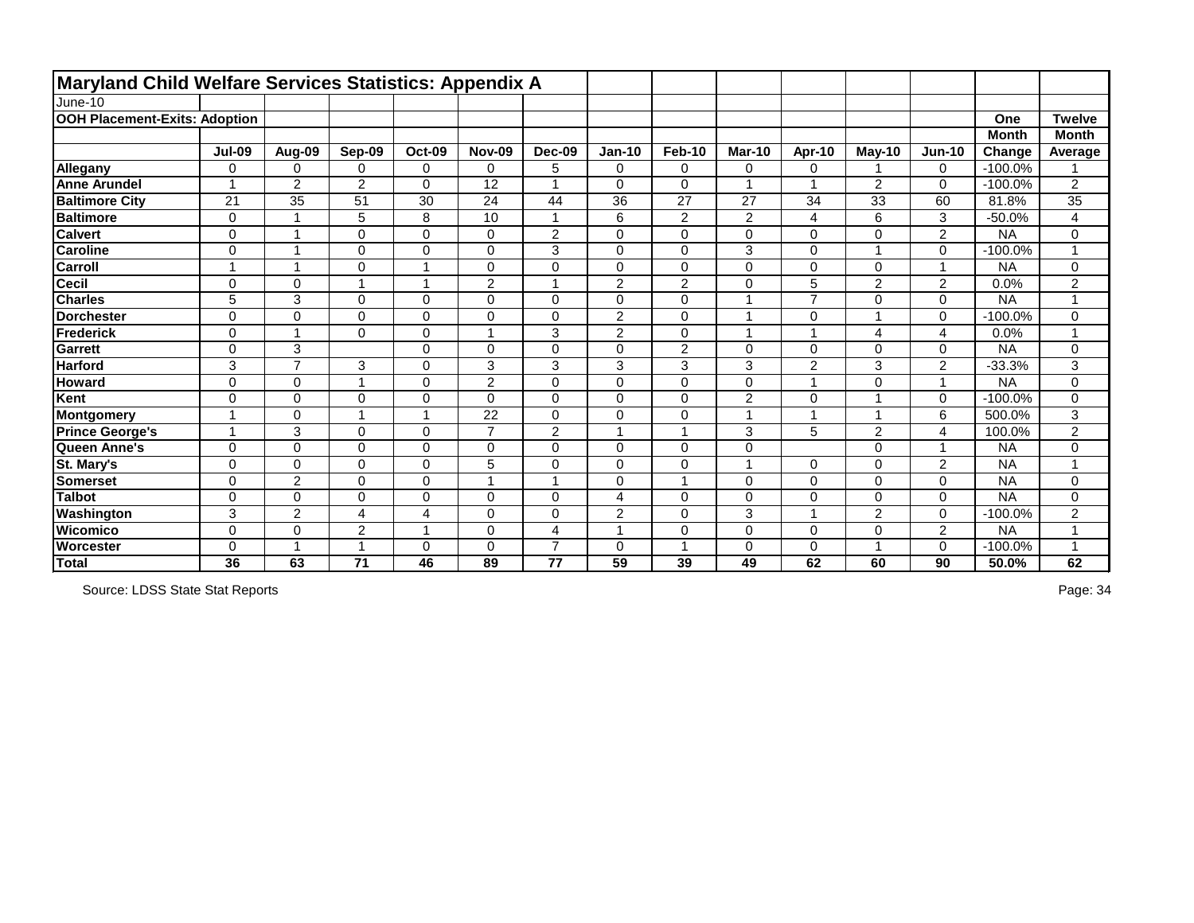## Maryland Child Welfare Services Statistics: Appendix A

June-10

**OOH Placement-Exits: Adoption**

| | Jul-09 | Aug-09 | Sep-09 | Oct-09 | Nov-09 | Dec-09 | Jan-10 | Feb-10 | Mar-10 | Apr-10 | May-10 | Jun-10 | One Month Change | Twelve Month Average |
|---|---|---|---|---|---|---|---|---|---|---|---|---|---|---|
| **Allegany** | 0 | 0 | 0 | 0 | 0 | 5 | 0 | 0 | 0 | 0 | 1 | 0 | -100.0% | 1 |
| **Anne Arundel** | 1 | 2 | 2 | 0 | 12 | 1 | 0 | 0 | 1 | 1 | 2 | 0 | -100.0% | 2 |
| **Baltimore City** | 21 | 35 | 51 | 30 | 24 | 44 | 36 | 27 | 27 | 34 | 33 | 60 | 81.8% | 35 |
| **Baltimore** | 0 | 1 | 5 | 8 | 10 | 1 | 6 | 2 | 2 | 4 | 6 | 3 | -50.0% | 4 |
| **Calvert** | 0 | 1 | 0 | 0 | 0 | 2 | 0 | 0 | 0 | 0 | 0 | 2 | NA | 0 |
| **Caroline** | 0 | 1 | 0 | 0 | 0 | 3 | 0 | 0 | 3 | 0 | 1 | 0 | -100.0% | 1 |
| **Carroll** | 1 | 1 | 0 | 1 | 0 | 0 | 0 | 0 | 0 | 0 | 0 | 1 | NA | 0 |
| **Cecil** | 0 | 0 | 1 | 1 | 2 | 1 | 2 | 2 | 0 | 5 | 2 | 2 | 0.0% | 2 |
| **Charles** | 5 | 3 | 0 | 0 | 0 | 0 | 0 | 0 | 1 | 7 | 0 | 0 | NA | 1 |
| **Dorchester** | 0 | 0 | 0 | 0 | 0 | 0 | 2 | 0 | 1 | 0 | 1 | 0 | -100.0% | 0 |
| **Frederick** | 0 | 1 | 0 | 0 | 1 | 3 | 2 | 0 | 1 | 1 | 4 | 4 | 0.0% | 1 |
| **Garrett** | 0 | 3 | | 0 | 0 | 0 | 0 | 2 | 0 | 0 | 0 | 0 | NA | 0 |
| **Harford** | 3 | 7 | 3 | 0 | 3 | 3 | 3 | 3 | 3 | 2 | 3 | 2 | -33.3% | 3 |
| **Howard** | 0 | 0 | 1 | 0 | 2 | 0 | 0 | 0 | 0 | 1 | 0 | 1 | NA | 0 |
| **Kent** | 0 | 0 | 0 | 0 | 0 | 0 | 0 | 0 | 2 | 0 | 1 | 0 | -100.0% | 0 |
| **Montgomery** | 1 | 0 | 1 | 1 | 22 | 0 | 0 | 0 | 1 | 1 | 1 | 6 | 500.0% | 3 |
| **Prince George's** | 1 | 3 | 0 | 0 | 7 | 2 | 1 | 1 | 3 | 5 | 2 | 4 | 100.0% | 2 |
| **Queen Anne's** | 0 | 0 | 0 | 0 | 0 | 0 | 0 | 0 | 0 | | 0 | 1 | NA | 0 |
| **St. Mary's** | 0 | 0 | 0 | 0 | 5 | 0 | 0 | 0 | 1 | 0 | 0 | 2 | NA | 1 |
| **Somerset** | 0 | 2 | 0 | 0 | 1 | 1 | 0 | 1 | 0 | 0 | 0 | 0 | NA | 0 |
| **Talbot** | 0 | 0 | 0 | 0 | 0 | 0 | 4 | 0 | 0 | 0 | 0 | 0 | NA | 0 |
| **Washington** | 3 | 2 | 4 | 4 | 0 | 0 | 2 | 0 | 3 | 1 | 2 | 0 | -100.0% | 2 |
| **Wicomico** | 0 | 0 | 2 | 1 | 0 | 4 | 1 | 0 | 0 | 0 | 0 | 2 | NA | 1 |
| **Worcester** | 0 | 1 | 1 | 0 | 0 | 7 | 0 | 1 | 0 | 0 | 1 | 0 | -100.0% | 1 |
| **Total** | **36** | **63** | **71** | **46** | **89** | **77** | **59** | **39** | **49** | **62** | **60** | **90** | **50.0%** | **62** |

Source: LDSS State Stat Reports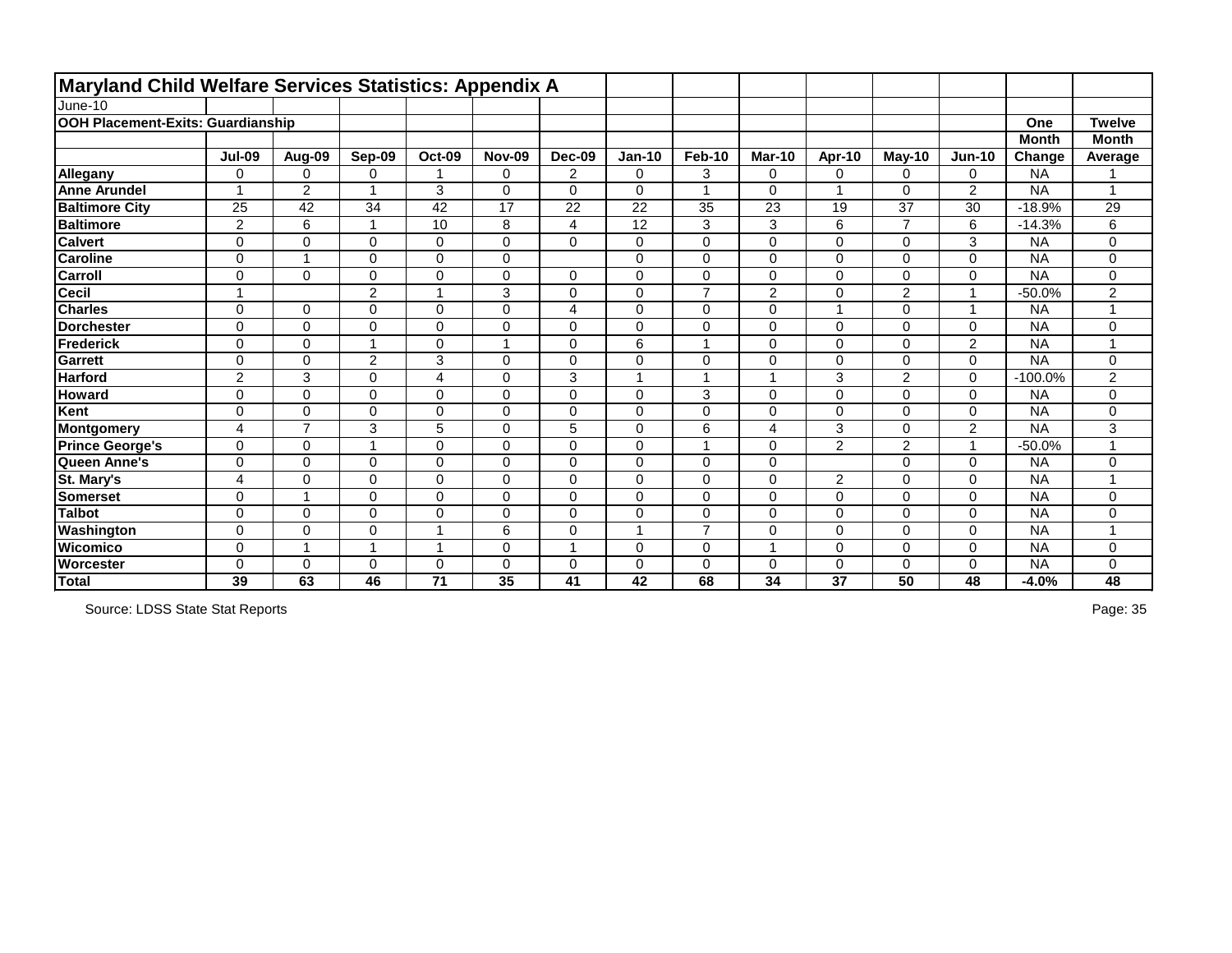# Maryland Child Welfare Services Statistics: Appendix A

June-10

**OOH Placement-Exits: Guardianship**

| | Jul-09 | Aug-09 | Sep-09 | Oct-09 | Nov-09 | Dec-09 | Jan-10 | Feb-10 | Mar-10 | Apr-10 | May-10 | Jun-10 | One Month Change | Twelve Month Average |
|---|---|---|---|---|---|---|---|---|---|---|---|---|---|---|
| **Allegany** | 0 | 0 | 0 | 1 | 0 | 2 | 0 | 3 | 0 | 0 | 0 | 0 | NA | 1 |
| **Anne Arundel** | 1 | 2 | 1 | 3 | 0 | 0 | 0 | 1 | 0 | 1 | 0 | 2 | NA | 1 |
| **Baltimore City** | 25 | 42 | 34 | 42 | 17 | 22 | 22 | 35 | 23 | 19 | 37 | 30 | -18.9% | 29 |
| **Baltimore** | 2 | 6 | 1 | 10 | 8 | 4 | 12 | 3 | 3 | 6 | 7 | 6 | -14.3% | 6 |
| **Calvert** | 0 | 0 | 0 | 0 | 0 | 0 | 0 | 0 | 0 | 0 | 0 | 3 | NA | 0 |
| **Caroline** | 0 | 1 | 0 | 0 | 0 | | 0 | 0 | 0 | 0 | 0 | 0 | NA | 0 |
| **Carroll** | 0 | 0 | 0 | 0 | 0 | 0 | 0 | 0 | 0 | 0 | 0 | 0 | NA | 0 |
| **Cecil** | 1 | | 2 | 1 | 3 | 0 | 0 | 7 | 2 | 0 | 2 | 1 | -50.0% | 2 |
| **Charles** | 0 | 0 | 0 | 0 | 0 | 4 | 0 | 0 | 0 | 1 | 0 | 1 | NA | 1 |
| **Dorchester** | 0 | 0 | 0 | 0 | 0 | 0 | 0 | 0 | 0 | 0 | 0 | 0 | NA | 0 |
| **Frederick** | 0 | 0 | 1 | 0 | 1 | 0 | 6 | 1 | 0 | 0 | 0 | 2 | NA | 1 |
| **Garrett** | 0 | 0 | 2 | 3 | 0 | 0 | 0 | 0 | 0 | 0 | 0 | 0 | NA | 0 |
| **Harford** | 2 | 3 | 0 | 4 | 0 | 3 | 1 | 1 | 1 | 3 | 2 | 0 | -100.0% | 2 |
| **Howard** | 0 | 0 | 0 | 0 | 0 | 0 | 0 | 3 | 0 | 0 | 0 | 0 | NA | 0 |
| **Kent** | 0 | 0 | 0 | 0 | 0 | 0 | 0 | 0 | 0 | 0 | 0 | 0 | NA | 0 |
| **Montgomery** | 4 | 7 | 3 | 5 | 0 | 5 | 0 | 6 | 4 | 3 | 0 | 2 | NA | 3 |
| **Prince George's** | 0 | 0 | 1 | 0 | 0 | 0 | 0 | 1 | 0 | 2 | 2 | 1 | -50.0% | 1 |
| **Queen Anne's** | 0 | 0 | 0 | 0 | 0 | 0 | 0 | 0 | 0 | | 0 | 0 | NA | 0 |
| **St. Mary's** | 4 | 0 | 0 | 0 | 0 | 0 | 0 | 0 | 0 | 2 | 0 | 0 | NA | 1 |
| **Somerset** | 0 | 1 | 0 | 0 | 0 | 0 | 0 | 0 | 0 | 0 | 0 | 0 | NA | 0 |
| **Talbot** | 0 | 0 | 0 | 0 | 0 | 0 | 0 | 0 | 0 | 0 | 0 | 0 | NA | 0 |
| **Washington** | 0 | 0 | 0 | 1 | 6 | 0 | 1 | 7 | 0 | 0 | 0 | 0 | NA | 1 |
| **Wicomico** | 0 | 1 | 1 | 1 | 0 | 1 | 0 | 0 | 1 | 0 | 0 | 0 | NA | 0 |
| **Worcester** | 0 | 0 | 0 | 0 | 0 | 0 | 0 | 0 | 0 | 0 | 0 | 0 | NA | 0 |
| **Total** | **39** | **63** | **46** | **71** | **35** | **41** | **42** | **68** | **34** | **37** | **50** | **48** | **-4.0%** | **48** |

Source: LDSS State Stat Reports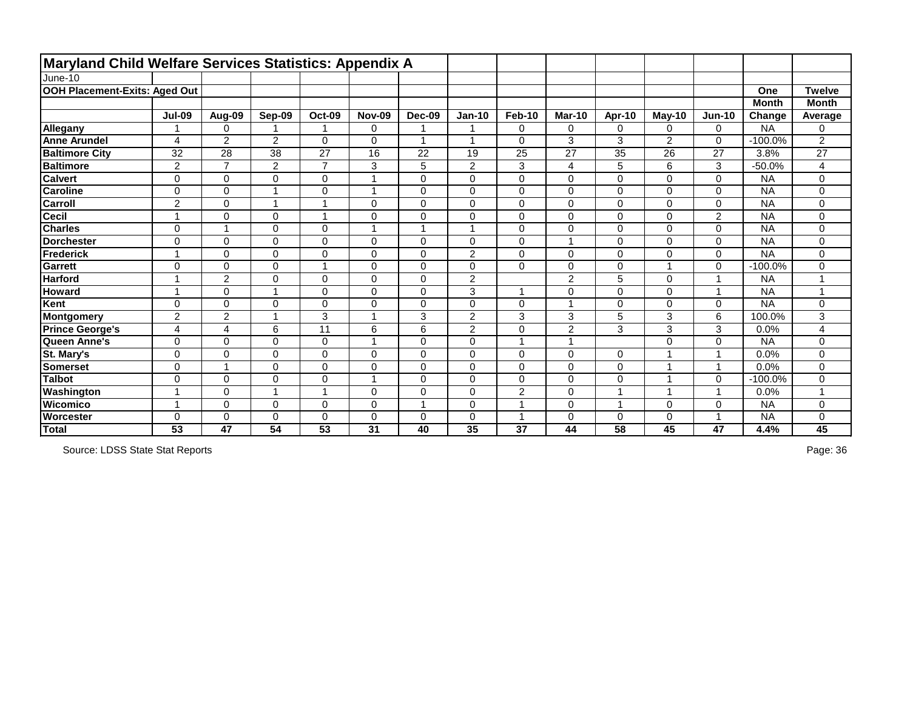# Maryland Child Welfare Services Statistics: Appendix A

June-10

**OOH Placement-Exits: Aged Out**

| | Jul-09 | Aug-09 | Sep-09 | Oct-09 | Nov-09 | Dec-09 | Jan-10 | Feb-10 | Mar-10 | Apr-10 | May-10 | Jun-10 | One Month Change | Twelve Month Average |
|---|---|---|---|---|---|---|---|---|---|---|---|---|---|---|
| **Allegany** | 1 | 0 | 1 | 1 | 0 | 1 | 1 | 0 | 0 | 0 | 0 | 0 | NA | 0 |
| **Anne Arundel** | 4 | 2 | 2 | 0 | 0 | 1 | 1 | 0 | 3 | 3 | 2 | 0 | -100.0% | 2 |
| **Baltimore City** | 32 | 28 | 38 | 27 | 16 | 22 | 19 | 25 | 27 | 35 | 26 | 27 | 3.8% | 27 |
| **Baltimore** | 2 | 7 | 2 | 7 | 3 | 5 | 2 | 3 | 4 | 5 | 6 | 3 | -50.0% | 4 |
| **Calvert** | 0 | 0 | 0 | 0 | 1 | 0 | 0 | 0 | 0 | 0 | 0 | 0 | NA | 0 |
| **Caroline** | 0 | 0 | 1 | 0 | 1 | 0 | 0 | 0 | 0 | 0 | 0 | 0 | NA | 0 |
| **Carroll** | 2 | 0 | 1 | 1 | 0 | 0 | 0 | 0 | 0 | 0 | 0 | 0 | NA | 0 |
| **Cecil** | 1 | 0 | 0 | 1 | 0 | 0 | 0 | 0 | 0 | 0 | 0 | 2 | NA | 0 |
| **Charles** | 0 | 1 | 0 | 0 | 1 | 1 | 1 | 0 | 0 | 0 | 0 | 0 | NA | 0 |
| **Dorchester** | 0 | 0 | 0 | 0 | 0 | 0 | 0 | 0 | 1 | 0 | 0 | 0 | NA | 0 |
| **Frederick** | 1 | 0 | 0 | 0 | 0 | 0 | 2 | 0 | 0 | 0 | 0 | 0 | NA | 0 |
| **Garrett** | 0 | 0 | 0 | 1 | 0 | 0 | 0 | 0 | 0 | 0 | 1 | 0 | -100.0% | 0 |
| **Harford** | 1 | 2 | 0 | 0 | 0 | 0 | 2 | | 2 | 5 | 0 | 1 | NA | 1 |
| **Howard** | 1 | 0 | 1 | 0 | 0 | 0 | 3 | 1 | 0 | 0 | 0 | 1 | NA | 1 |
| **Kent** | 0 | 0 | 0 | 0 | 0 | 0 | 0 | 0 | 1 | 0 | 0 | 0 | NA | 0 |
| **Montgomery** | 2 | 2 | 1 | 3 | 1 | 3 | 2 | 3 | 3 | 5 | 3 | 6 | 100.0% | 3 |
| **Prince George's** | 4 | 4 | 6 | 11 | 6 | 6 | 2 | 0 | 2 | 3 | 3 | 3 | 0.0% | 4 |
| **Queen Anne's** | 0 | 0 | 0 | 0 | 1 | 0 | 0 | 1 | 1 | | 0 | 0 | NA | 0 |
| **St. Mary's** | 0 | 0 | 0 | 0 | 0 | 0 | 0 | 0 | 0 | 0 | 1 | 1 | 0.0% | 0 |
| **Somerset** | 0 | 1 | 0 | 0 | 0 | 0 | 0 | 0 | 0 | 0 | 1 | 1 | 0.0% | 0 |
| **Talbot** | 0 | 0 | 0 | 0 | 1 | 0 | 0 | 0 | 0 | 0 | 1 | 0 | -100.0% | 0 |
| **Washington** | 1 | 0 | 1 | 1 | 0 | 0 | 0 | 2 | 0 | 1 | 1 | 1 | 0.0% | 1 |
| **Wicomico** | 1 | 0 | 0 | 0 | 0 | 1 | 0 | 1 | 0 | 1 | 0 | 0 | NA | 0 |
| **Worcester** | 0 | 0 | 0 | 0 | 0 | 0 | 0 | 1 | 0 | 0 | 0 | 1 | NA | 0 |
| **Total** | **53** | **47** | **54** | **53** | **31** | **40** | **35** | **37** | **44** | **58** | **45** | **47** | **4.4%** | **45** |

Source: LDSS State Stat Reports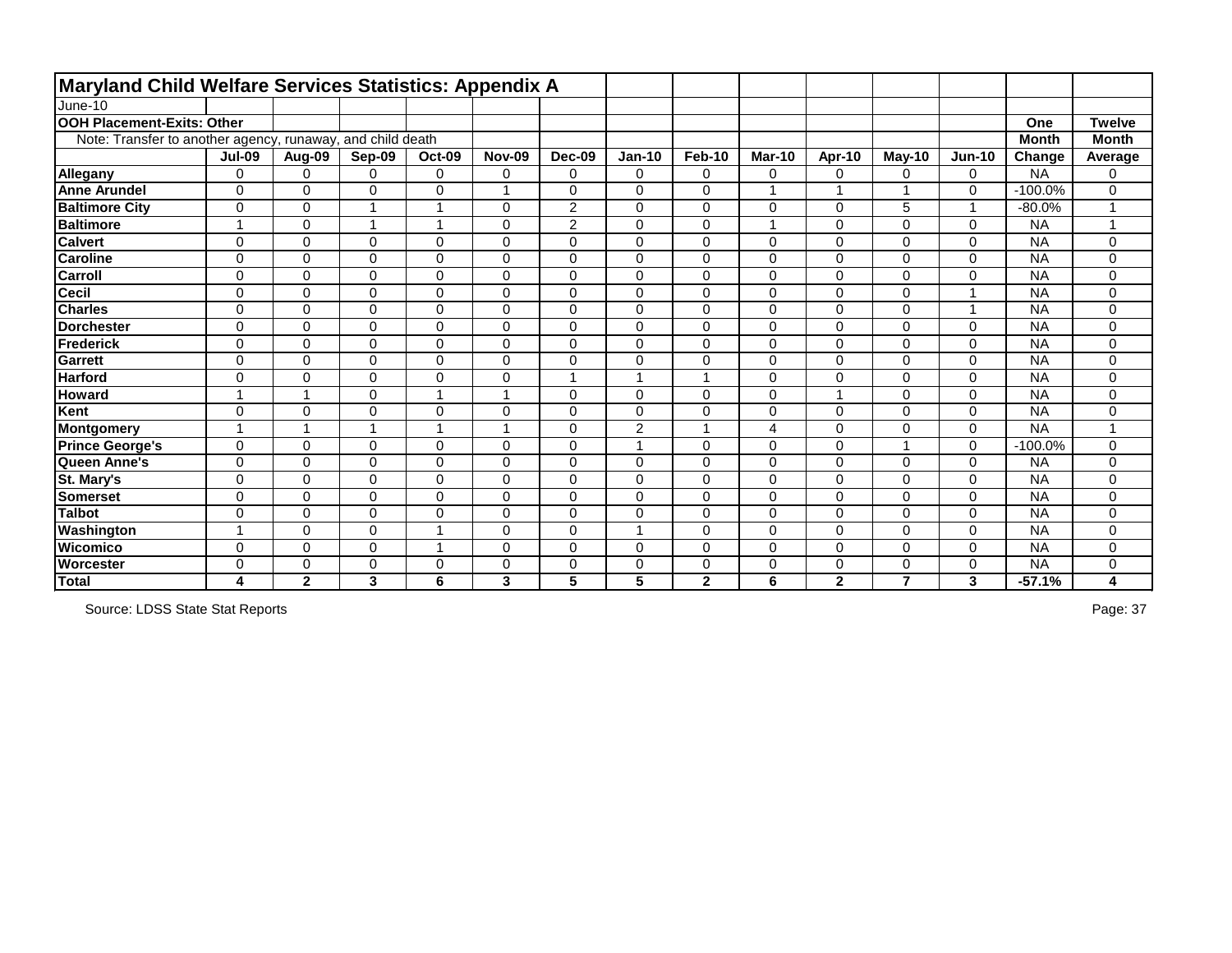# Maryland Child Welfare Services Statistics: Appendix A

June-10

**OOH Placement-Exits: Other**

Note: Transfer to another agency, runaway, and child death

| | Jul-09 | Aug-09 | Sep-09 | Oct-09 | Nov-09 | Dec-09 | Jan-10 | Feb-10 | Mar-10 | Apr-10 | May-10 | Jun-10 | One Month Change | Twelve Month Average |
|---|---|---|---|---|---|---|---|---|---|---|---|---|---|---|
| **Allegany** | 0 | 0 | 0 | 0 | 0 | 0 | 0 | 0 | 0 | 0 | 0 | 0 | NA | 0 |
| **Anne Arundel** | 0 | 0 | 0 | 0 | 1 | 0 | 0 | 0 | 1 | 1 | 1 | 0 | -100.0% | 0 |
| **Baltimore City** | 0 | 0 | 1 | 1 | 0 | 2 | 0 | 0 | 0 | 0 | 5 | 1 | -80.0% | 1 |
| **Baltimore** | 1 | 0 | 1 | 1 | 0 | 2 | 0 | 0 | 1 | 0 | 0 | 0 | NA | 1 |
| **Calvert** | 0 | 0 | 0 | 0 | 0 | 0 | 0 | 0 | 0 | 0 | 0 | 0 | NA | 0 |
| **Caroline** | 0 | 0 | 0 | 0 | 0 | 0 | 0 | 0 | 0 | 0 | 0 | 0 | NA | 0 |
| **Carroll** | 0 | 0 | 0 | 0 | 0 | 0 | 0 | 0 | 0 | 0 | 0 | 0 | NA | 0 |
| **Cecil** | 0 | 0 | 0 | 0 | 0 | 0 | 0 | 0 | 0 | 0 | 0 | 1 | NA | 0 |
| **Charles** | 0 | 0 | 0 | 0 | 0 | 0 | 0 | 0 | 0 | 0 | 0 | 1 | NA | 0 |
| **Dorchester** | 0 | 0 | 0 | 0 | 0 | 0 | 0 | 0 | 0 | 0 | 0 | 0 | NA | 0 |
| **Frederick** | 0 | 0 | 0 | 0 | 0 | 0 | 0 | 0 | 0 | 0 | 0 | 0 | NA | 0 |
| **Garrett** | 0 | 0 | 0 | 0 | 0 | 0 | 0 | 0 | 0 | 0 | 0 | 0 | NA | 0 |
| **Harford** | 0 | 0 | 0 | 0 | 0 | 1 | 1 | 1 | 0 | 0 | 0 | 0 | NA | 0 |
| **Howard** | 1 | 1 | 0 | 1 | 1 | 0 | 0 | 0 | 0 | 1 | 0 | 0 | NA | 0 |
| **Kent** | 0 | 0 | 0 | 0 | 0 | 0 | 0 | 0 | 0 | 0 | 0 | 0 | NA | 0 |
| **Montgomery** | 1 | 1 | 1 | 1 | 1 | 0 | 2 | 1 | 4 | 0 | 0 | 0 | NA | 1 |
| **Prince George's** | 0 | 0 | 0 | 0 | 0 | 0 | 1 | 0 | 0 | 0 | 1 | 0 | -100.0% | 0 |
| **Queen Anne's** | 0 | 0 | 0 | 0 | 0 | 0 | 0 | 0 | 0 | 0 | 0 | 0 | NA | 0 |
| **St. Mary's** | 0 | 0 | 0 | 0 | 0 | 0 | 0 | 0 | 0 | 0 | 0 | 0 | NA | 0 |
| **Somerset** | 0 | 0 | 0 | 0 | 0 | 0 | 0 | 0 | 0 | 0 | 0 | 0 | NA | 0 |
| **Talbot** | 0 | 0 | 0 | 0 | 0 | 0 | 0 | 0 | 0 | 0 | 0 | 0 | NA | 0 |
| **Washington** | 1 | 0 | 0 | 1 | 0 | 0 | 1 | 0 | 0 | 0 | 0 | 0 | NA | 0 |
| **Wicomico** | 0 | 0 | 0 | 1 | 0 | 0 | 0 | 0 | 0 | 0 | 0 | 0 | NA | 0 |
| **Worcester** | 0 | 0 | 0 | 0 | 0 | 0 | 0 | 0 | 0 | 0 | 0 | 0 | NA | 0 |
| **Total** | **4** | **2** | **3** | **6** | **3** | **5** | **5** | **2** | **6** | **2** | **7** | **3** | **-57.1%** | **4** |

Source: LDSS State Stat Reports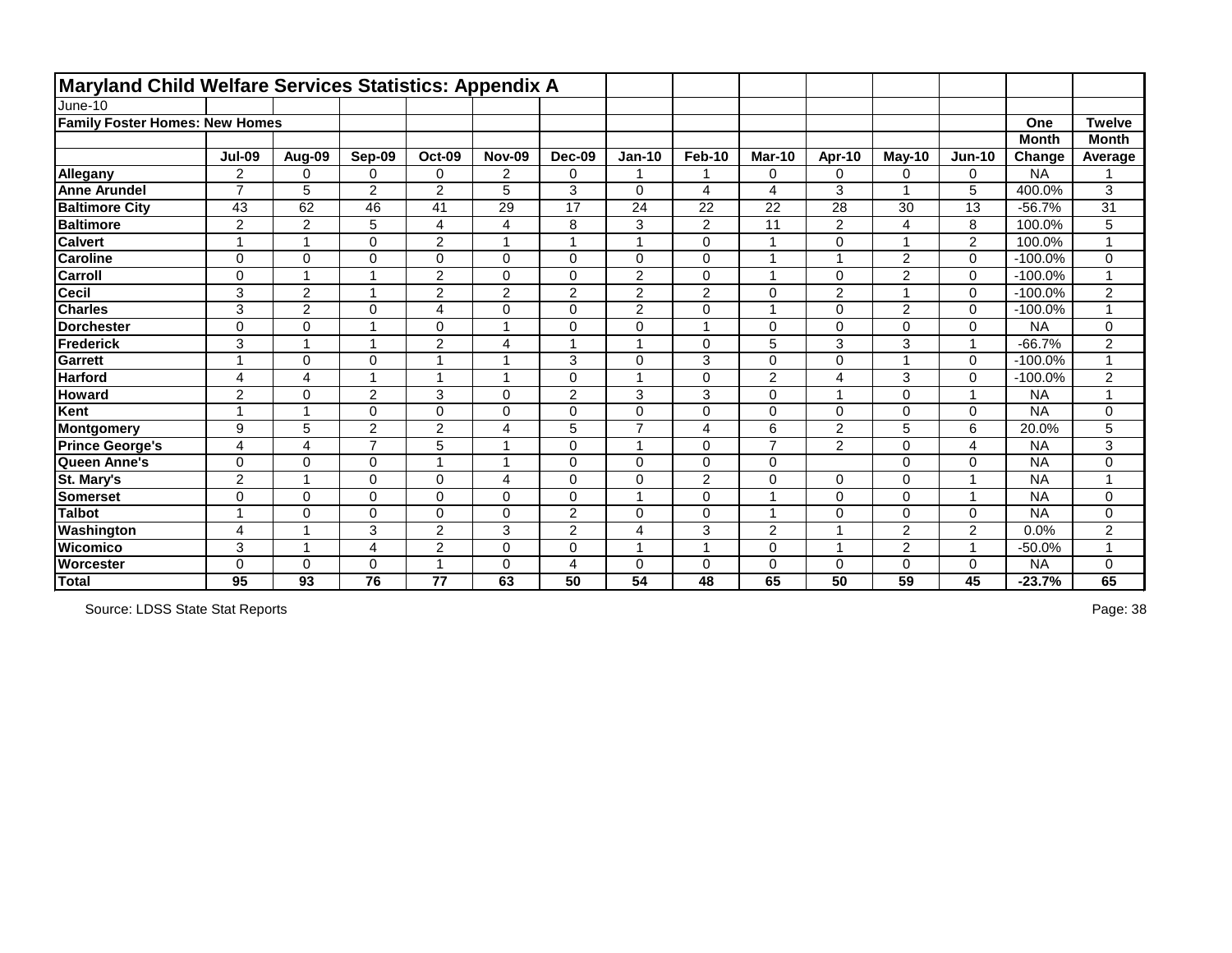## Maryland Child Welfare Services Statistics: Appendix A

June-10

**Family Foster Homes: New Homes**

| | Jul-09 | Aug-09 | Sep-09 | Oct-09 | Nov-09 | Dec-09 | Jan-10 | Feb-10 | Mar-10 | Apr-10 | May-10 | Jun-10 | One Month Change | Twelve Month Average |
|---|---|---|---|---|---|---|---|---|---|---|---|---|---|---|
| **Allegany** | 2 | 0 | 0 | 0 | 2 | 0 | 1 | 1 | 0 | 0 | 0 | 0 | NA | 1 |
| **Anne Arundel** | 7 | 5 | 2 | 2 | 5 | 3 | 0 | 4 | 4 | 3 | 1 | 5 | 400.0% | 3 |
| **Baltimore City** | 43 | 62 | 46 | 41 | 29 | 17 | 24 | 22 | 22 | 28 | 30 | 13 | -56.7% | 31 |
| **Baltimore** | 2 | 2 | 5 | 4 | 4 | 8 | 3 | 2 | 11 | 2 | 4 | 8 | 100.0% | 5 |
| **Calvert** | 1 | 1 | 0 | 2 | 1 | 1 | 1 | 0 | 1 | 0 | 1 | 2 | 100.0% | 1 |
| **Caroline** | 0 | 0 | 0 | 0 | 0 | 0 | 0 | 0 | 1 | 1 | 2 | 0 | -100.0% | 0 |
| **Carroll** | 0 | 1 | 1 | 2 | 0 | 0 | 2 | 0 | 1 | 0 | 2 | 0 | -100.0% | 1 |
| **Cecil** | 3 | 2 | 1 | 2 | 2 | 2 | 2 | 2 | 0 | 2 | 1 | 0 | -100.0% | 2 |
| **Charles** | 3 | 2 | 0 | 4 | 0 | 0 | 2 | 0 | 1 | 0 | 2 | 0 | -100.0% | 1 |
| **Dorchester** | 0 | 0 | 1 | 0 | 1 | 0 | 0 | 1 | 0 | 0 | 0 | 0 | NA | 0 |
| **Frederick** | 3 | 1 | 1 | 2 | 4 | 1 | 1 | 0 | 5 | 3 | 3 | 1 | -66.7% | 2 |
| **Garrett** | 1 | 0 | 0 | 1 | 1 | 3 | 0 | 3 | 0 | 0 | 1 | 0 | -100.0% | 1 |
| **Harford** | 4 | 4 | 1 | 1 | 1 | 0 | 1 | 0 | 2 | 4 | 3 | 0 | -100.0% | 2 |
| **Howard** | 2 | 0 | 2 | 3 | 0 | 2 | 3 | 3 | 0 | 1 | 0 | 1 | NA | 1 |
| **Kent** | 1 | 1 | 0 | 0 | 0 | 0 | 0 | 0 | 0 | 0 | 0 | 0 | NA | 0 |
| **Montgomery** | 9 | 5 | 2 | 2 | 4 | 5 | 7 | 4 | 6 | 2 | 5 | 6 | 20.0% | 5 |
| **Prince George's** | 4 | 4 | 7 | 5 | 1 | 0 | 1 | 0 | 7 | 2 | 0 | 4 | NA | 3 |
| **Queen Anne's** | 0 | 0 | 0 | 1 | 1 | 0 | 0 | 0 | 0 | | 0 | 0 | NA | 0 |
| **St. Mary's** | 2 | 1 | 0 | 0 | 4 | 0 | 0 | 2 | 0 | 0 | 0 | 1 | NA | 1 |
| **Somerset** | 0 | 0 | 0 | 0 | 0 | 0 | 1 | 0 | 1 | 0 | 0 | 1 | NA | 0 |
| **Talbot** | 1 | 0 | 0 | 0 | 0 | 2 | 0 | 0 | 1 | 0 | 0 | 0 | NA | 0 |
| **Washington** | 4 | 1 | 3 | 2 | 3 | 2 | 4 | 3 | 2 | 1 | 2 | 2 | 0.0% | 2 |
| **Wicomico** | 3 | 1 | 4 | 2 | 0 | 0 | 1 | 1 | 0 | 1 | 2 | 1 | -50.0% | 1 |
| **Worcester** | 0 | 0 | 0 | 1 | 0 | 4 | 0 | 0 | 0 | 0 | 0 | 0 | NA | 0 |
| **Total** | **95** | **93** | **76** | **77** | **63** | **50** | **54** | **48** | **65** | **50** | **59** | **45** | **-23.7%** | **65** |

Source: LDSS State Stat Reports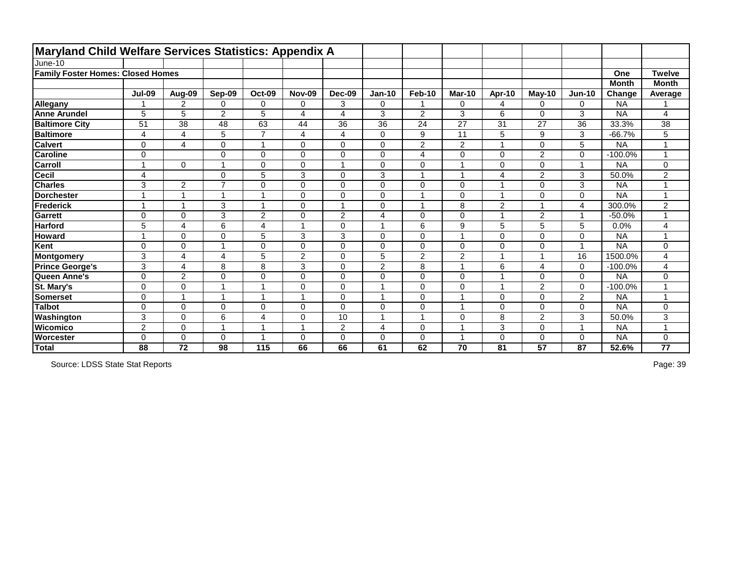# Maryland Child Welfare Services Statistics: Appendix A

June-10

**Family Foster Homes: Closed Homes**

| | Jul-09 | Aug-09 | Sep-09 | Oct-09 | Nov-09 | Dec-09 | Jan-10 | Feb-10 | Mar-10 | Apr-10 | May-10 | Jun-10 | One Month Change | Twelve Month Average |
|---|---|---|---|---|---|---|---|---|---|---|---|---|---|---|
| **Allegany** | 1 | 2 | 0 | 0 | 0 | 3 | 0 | 1 | 0 | 4 | 0 | 0 | NA | 1 |
| **Anne Arundel** | 5 | 5 | 2 | 5 | 4 | 4 | 3 | 2 | 3 | 6 | 0 | 3 | NA | 4 |
| **Baltimore City** | 51 | 38 | 48 | 63 | 44 | 36 | 36 | 24 | 27 | 31 | 27 | 36 | 33.3% | 38 |
| **Baltimore** | 4 | 4 | 5 | 7 | 4 | 4 | 0 | 9 | 11 | 5 | 9 | 3 | -66.7% | 5 |
| **Calvert** | 0 | 4 | 0 | 1 | 0 | 0 | 0 | 2 | 2 | 1 | 0 | 5 | NA | 1 |
| **Caroline** | 0 | | 0 | 0 | 0 | 0 | 0 | 4 | 0 | 0 | 2 | 0 | -100.0% | 1 |
| **Carroll** | 1 | 0 | 1 | 0 | 0 | 1 | 0 | 0 | 1 | 0 | 0 | 1 | NA | 0 |
| **Cecil** | 4 | | 0 | 5 | 3 | 0 | 3 | 1 | 1 | 4 | 2 | 3 | 50.0% | 2 |
| **Charles** | 3 | 2 | 7 | 0 | 0 | 0 | 0 | 0 | 0 | 1 | 0 | 3 | NA | 1 |
| **Dorchester** | 1 | 1 | 1 | 1 | 0 | 0 | 0 | 1 | 0 | 1 | 0 | 0 | NA | 1 |
| **Frederick** | 1 | 1 | 3 | 1 | 0 | 1 | 0 | 1 | 8 | 2 | 1 | 4 | 300.0% | 2 |
| **Garrett** | 0 | 0 | 3 | 2 | 0 | 2 | 4 | 0 | 0 | 1 | 2 | 1 | -50.0% | 1 |
| **Harford** | 5 | 4 | 6 | 4 | 1 | 0 | 1 | 6 | 9 | 5 | 5 | 5 | 0.0% | 4 |
| **Howard** | 1 | 0 | 0 | 5 | 3 | 3 | 0 | 0 | 1 | 0 | 0 | 0 | NA | 1 |
| **Kent** | 0 | 0 | 1 | 0 | 0 | 0 | 0 | 0 | 0 | 0 | 0 | 1 | NA | 0 |
| **Montgomery** | 3 | 4 | 4 | 5 | 2 | 0 | 5 | 2 | 2 | 1 | 1 | 16 | 1500.0% | 4 |
| **Prince George's** | 3 | 4 | 8 | 8 | 3 | 0 | 2 | 8 | 1 | 6 | 4 | 0 | -100.0% | 4 |
| **Queen Anne's** | 0 | 2 | 0 | 0 | 0 | 0 | 0 | 0 | 0 | 1 | 0 | 0 | NA | 0 |
| **St. Mary's** | 0 | 0 | 1 | 1 | 0 | 0 | 1 | 0 | 0 | 1 | 2 | 0 | -100.0% | 1 |
| **Somerset** | 0 | 1 | 1 | 1 | 1 | 0 | 1 | 0 | 1 | 0 | 0 | 2 | NA | 1 |
| **Talbot** | 0 | 0 | 0 | 0 | 0 | 0 | 0 | 0 | 1 | 0 | 0 | 0 | NA | 0 |
| **Washington** | 3 | 0 | 6 | 4 | 0 | 10 | 1 | 1 | 0 | 8 | 2 | 3 | 50.0% | 3 |
| **Wicomico** | 2 | 0 | 1 | 1 | 1 | 2 | 4 | 0 | 1 | 3 | 0 | 1 | NA | 1 |
| **Worcester** | 0 | 0 | 0 | 1 | 0 | 0 | 0 | 0 | 1 | 0 | 0 | 0 | NA | 0 |
| **Total** | **88** | **72** | **98** | **115** | **66** | **66** | **61** | **62** | **70** | **81** | **57** | **87** | **52.6%** | **77** |

Source: LDSS State Stat Reports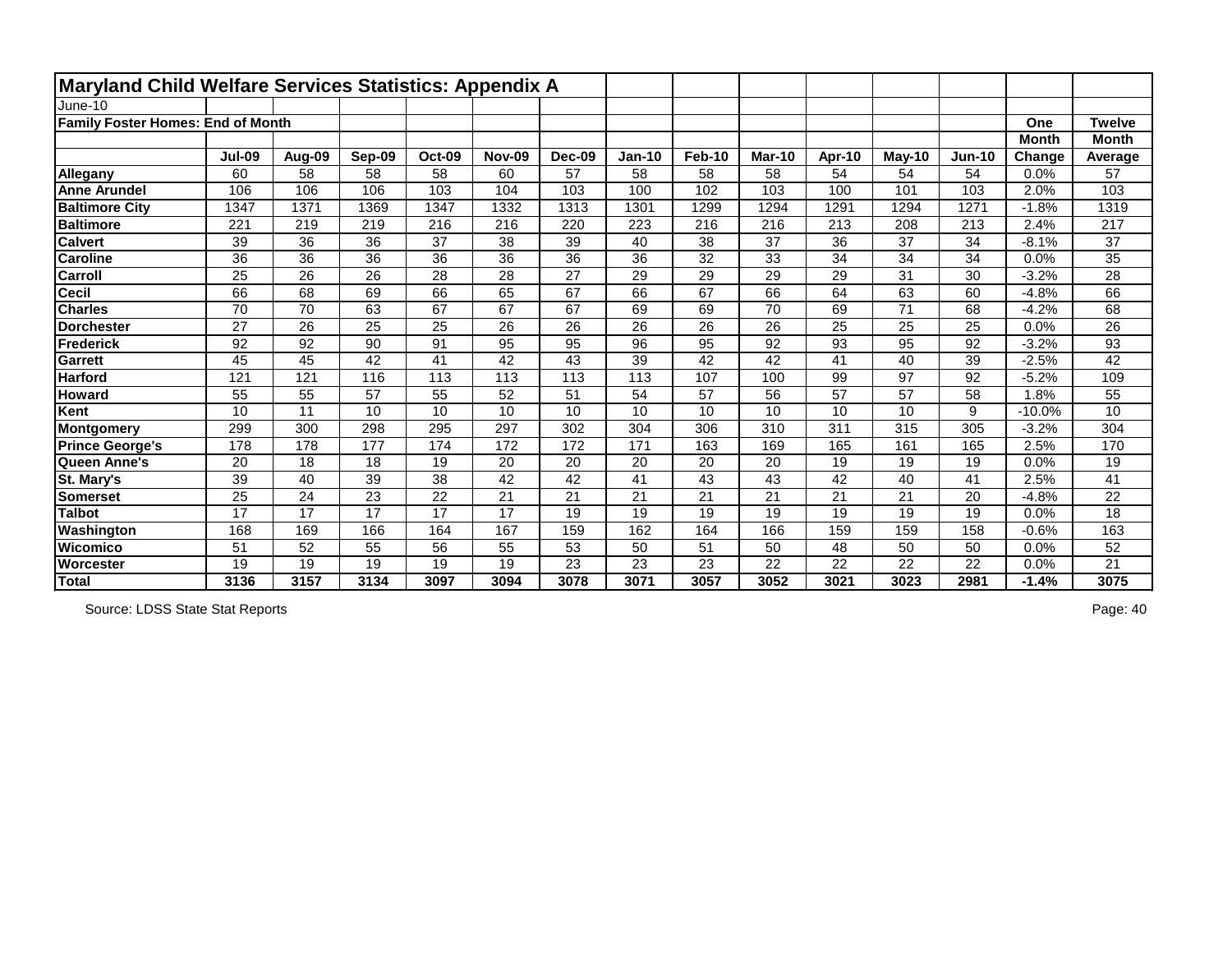# Maryland Child Welfare Services Statistics: Appendix A

June-10

**Family Foster Homes: End of Month**

| | Jul-09 | Aug-09 | Sep-09 | Oct-09 | Nov-09 | Dec-09 | Jan-10 | Feb-10 | Mar-10 | Apr-10 | May-10 | Jun-10 | One Month Change | Twelve Month Average |
|---|---|---|---|---|---|---|---|---|---|---|---|---|---|---|
| **Allegany** | 60 | 58 | 58 | 58 | 60 | 57 | 58 | 58 | 58 | 54 | 54 | 54 | 0.0% | 57 |
| **Anne Arundel** | 106 | 106 | 106 | 103 | 104 | 103 | 100 | 102 | 103 | 100 | 101 | 103 | 2.0% | 103 |
| **Baltimore City** | 1347 | 1371 | 1369 | 1347 | 1332 | 1313 | 1301 | 1299 | 1294 | 1291 | 1294 | 1271 | -1.8% | 1319 |
| **Baltimore** | 221 | 219 | 219 | 216 | 216 | 220 | 223 | 216 | 216 | 213 | 208 | 213 | 2.4% | 217 |
| **Calvert** | 39 | 36 | 36 | 37 | 38 | 39 | 40 | 38 | 37 | 36 | 37 | 34 | -8.1% | 37 |
| **Caroline** | 36 | 36 | 36 | 36 | 36 | 36 | 36 | 32 | 33 | 34 | 34 | 34 | 0.0% | 35 |
| **Carroll** | 25 | 26 | 26 | 28 | 28 | 27 | 29 | 29 | 29 | 29 | 31 | 30 | -3.2% | 28 |
| **Cecil** | 66 | 68 | 69 | 66 | 65 | 67 | 66 | 67 | 66 | 64 | 63 | 60 | -4.8% | 66 |
| **Charles** | 70 | 70 | 63 | 67 | 67 | 67 | 69 | 69 | 70 | 69 | 71 | 68 | -4.2% | 68 |
| **Dorchester** | 27 | 26 | 25 | 25 | 26 | 26 | 26 | 26 | 26 | 25 | 25 | 25 | 0.0% | 26 |
| **Frederick** | 92 | 92 | 90 | 91 | 95 | 95 | 96 | 95 | 92 | 93 | 95 | 92 | -3.2% | 93 |
| **Garrett** | 45 | 45 | 42 | 41 | 42 | 43 | 39 | 42 | 42 | 41 | 40 | 39 | -2.5% | 42 |
| **Harford** | 121 | 121 | 116 | 113 | 113 | 113 | 113 | 107 | 100 | 99 | 97 | 92 | -5.2% | 109 |
| **Howard** | 55 | 55 | 57 | 55 | 52 | 51 | 54 | 57 | 56 | 57 | 57 | 58 | 1.8% | 55 |
| **Kent** | 10 | 11 | 10 | 10 | 10 | 10 | 10 | 10 | 10 | 10 | 10 | 9 | -10.0% | 10 |
| **Montgomery** | 299 | 300 | 298 | 295 | 297 | 302 | 304 | 306 | 310 | 311 | 315 | 305 | -3.2% | 304 |
| **Prince George's** | 178 | 178 | 177 | 174 | 172 | 172 | 171 | 163 | 169 | 165 | 161 | 165 | 2.5% | 170 |
| **Queen Anne's** | 20 | 18 | 18 | 19 | 20 | 20 | 20 | 20 | 20 | 19 | 19 | 19 | 0.0% | 19 |
| **St. Mary's** | 39 | 40 | 39 | 38 | 42 | 42 | 41 | 43 | 43 | 42 | 40 | 41 | 2.5% | 41 |
| **Somerset** | 25 | 24 | 23 | 22 | 21 | 21 | 21 | 21 | 21 | 21 | 21 | 20 | -4.8% | 22 |
| **Talbot** | 17 | 17 | 17 | 17 | 17 | 19 | 19 | 19 | 19 | 19 | 19 | 19 | 0.0% | 18 |
| **Washington** | 168 | 169 | 166 | 164 | 167 | 159 | 162 | 164 | 166 | 159 | 159 | 158 | -0.6% | 163 |
| **Wicomico** | 51 | 52 | 55 | 56 | 55 | 53 | 50 | 51 | 50 | 48 | 50 | 50 | 0.0% | 52 |
| **Worcester** | 19 | 19 | 19 | 19 | 19 | 23 | 23 | 23 | 22 | 22 | 22 | 22 | 0.0% | 21 |
| **Total** | **3136** | **3157** | **3134** | **3097** | **3094** | **3078** | **3071** | **3057** | **3052** | **3021** | **3023** | **2981** | **-1.4%** | **3075** |

Source: LDSS State Stat Reports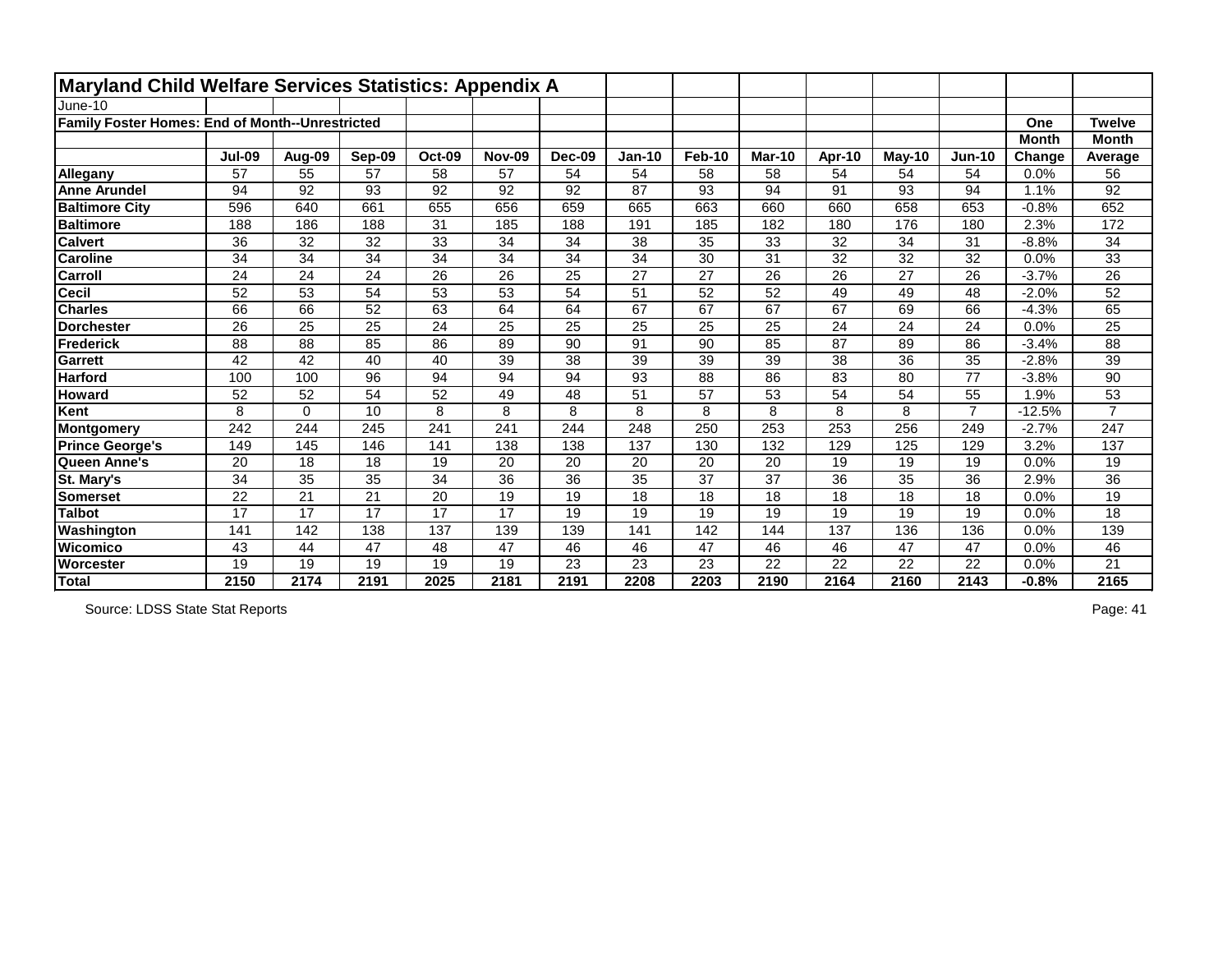# Maryland Child Welfare Services Statistics: Appendix A

June-10

**Family Foster Homes: End of Month--Unrestricted**

| | Jul-09 | Aug-09 | Sep-09 | Oct-09 | Nov-09 | Dec-09 | Jan-10 | Feb-10 | Mar-10 | Apr-10 | May-10 | Jun-10 | One Month Change | Twelve Month Average |
|---|---|---|---|---|---|---|---|---|---|---|---|---|---|---|
| **Allegany** | 57 | 55 | 57 | 58 | 57 | 54 | 54 | 58 | 58 | 54 | 54 | 54 | 0.0% | 56 |
| **Anne Arundel** | 94 | 92 | 93 | 92 | 92 | 92 | 87 | 93 | 94 | 91 | 93 | 94 | 1.1% | 92 |
| **Baltimore City** | 596 | 640 | 661 | 655 | 656 | 659 | 665 | 663 | 660 | 660 | 658 | 653 | -0.8% | 652 |
| **Baltimore** | 188 | 186 | 188 | 31 | 185 | 188 | 191 | 185 | 182 | 180 | 176 | 180 | 2.3% | 172 |
| **Calvert** | 36 | 32 | 32 | 33 | 34 | 34 | 38 | 35 | 33 | 32 | 34 | 31 | -8.8% | 34 |
| **Caroline** | 34 | 34 | 34 | 34 | 34 | 34 | 34 | 30 | 31 | 32 | 32 | 32 | 0.0% | 33 |
| **Carroll** | 24 | 24 | 24 | 26 | 26 | 25 | 27 | 27 | 26 | 26 | 27 | 26 | -3.7% | 26 |
| **Cecil** | 52 | 53 | 54 | 53 | 53 | 54 | 51 | 52 | 52 | 49 | 49 | 48 | -2.0% | 52 |
| **Charles** | 66 | 66 | 52 | 63 | 64 | 64 | 67 | 67 | 67 | 67 | 69 | 66 | -4.3% | 65 |
| **Dorchester** | 26 | 25 | 25 | 24 | 25 | 25 | 25 | 25 | 25 | 24 | 24 | 24 | 0.0% | 25 |
| **Frederick** | 88 | 88 | 85 | 86 | 89 | 90 | 91 | 90 | 85 | 87 | 89 | 86 | -3.4% | 88 |
| **Garrett** | 42 | 42 | 40 | 40 | 39 | 38 | 39 | 39 | 39 | 38 | 36 | 35 | -2.8% | 39 |
| **Harford** | 100 | 100 | 96 | 94 | 94 | 94 | 93 | 88 | 86 | 83 | 80 | 77 | -3.8% | 90 |
| **Howard** | 52 | 52 | 54 | 52 | 49 | 48 | 51 | 57 | 53 | 54 | 54 | 55 | 1.9% | 53 |
| **Kent** | 8 | 0 | 10 | 8 | 8 | 8 | 8 | 8 | 8 | 8 | 8 | 7 | -12.5% | 7 |
| **Montgomery** | 242 | 244 | 245 | 241 | 241 | 244 | 248 | 250 | 253 | 253 | 256 | 249 | -2.7% | 247 |
| **Prince George's** | 149 | 145 | 146 | 141 | 138 | 138 | 137 | 130 | 132 | 129 | 125 | 129 | 3.2% | 137 |
| **Queen Anne's** | 20 | 18 | 18 | 19 | 20 | 20 | 20 | 20 | 20 | 19 | 19 | 19 | 0.0% | 19 |
| **St. Mary's** | 34 | 35 | 35 | 34 | 36 | 36 | 35 | 37 | 37 | 36 | 35 | 36 | 2.9% | 36 |
| **Somerset** | 22 | 21 | 21 | 20 | 19 | 19 | 18 | 18 | 18 | 18 | 18 | 18 | 0.0% | 19 |
| **Talbot** | 17 | 17 | 17 | 17 | 17 | 19 | 19 | 19 | 19 | 19 | 19 | 19 | 0.0% | 18 |
| **Washington** | 141 | 142 | 138 | 137 | 139 | 139 | 141 | 142 | 144 | 137 | 136 | 136 | 0.0% | 139 |
| **Wicomico** | 43 | 44 | 47 | 48 | 47 | 46 | 46 | 47 | 46 | 46 | 47 | 47 | 0.0% | 46 |
| **Worcester** | 19 | 19 | 19 | 19 | 19 | 23 | 23 | 23 | 22 | 22 | 22 | 22 | 0.0% | 21 |
| **Total** | **2150** | **2174** | **2191** | **2025** | **2181** | **2191** | **2208** | **2203** | **2190** | **2164** | **2160** | **2143** | **-0.8%** | **2165** |

Source: LDSS State Stat Reports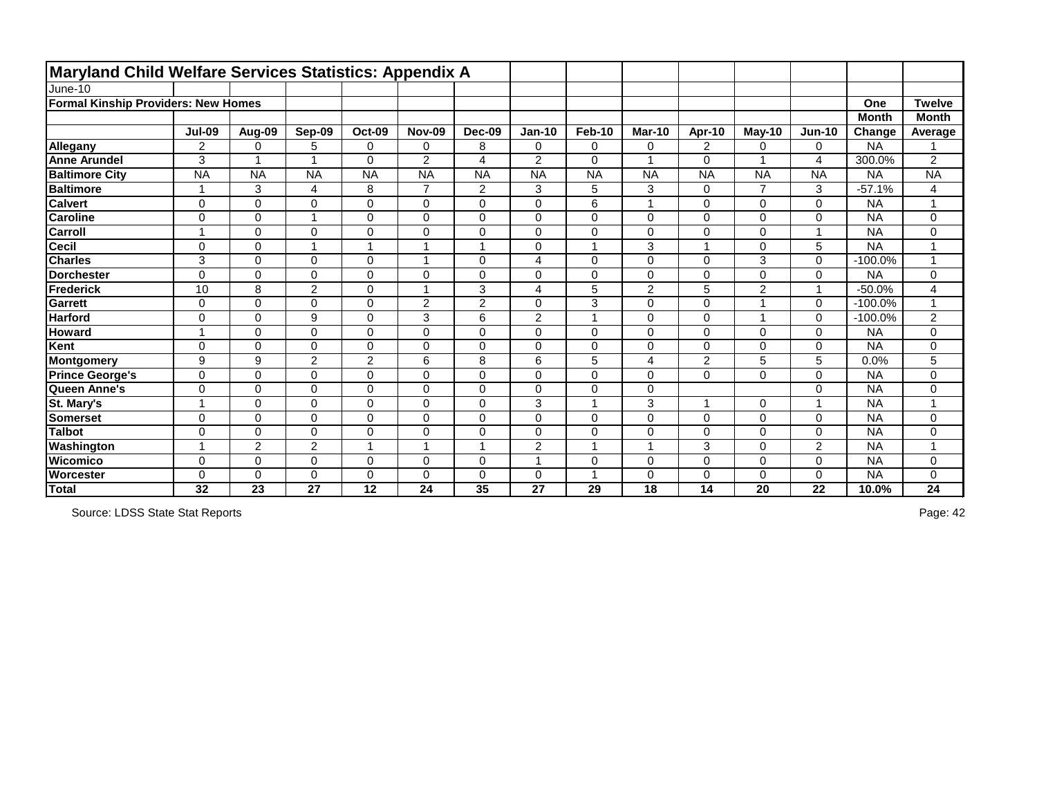# Maryland Child Welfare Services Statistics: Appendix A

June-10

**Formal Kinship Providers: New Homes**

| | Jul-09 | Aug-09 | Sep-09 | Oct-09 | Nov-09 | Dec-09 | Jan-10 | Feb-10 | Mar-10 | Apr-10 | May-10 | Jun-10 | One Month Change | Twelve Month Average |
|---|---|---|---|---|---|---|---|---|---|---|---|---|---|---|
| **Allegany** | 2 | 0 | 5 | 0 | 0 | 8 | 0 | 0 | 0 | 2 | 0 | 0 | NA | 1 |
| **Anne Arundel** | 3 | 1 | 1 | 0 | 2 | 4 | 2 | 0 | 1 | 0 | 1 | 4 | 300.0% | 2 |
| **Baltimore City** | NA | NA | NA | NA | NA | NA | NA | NA | NA | NA | NA | NA | NA | NA |
| **Baltimore** | 1 | 3 | 4 | 8 | 7 | 2 | 3 | 5 | 3 | 0 | 7 | 3 | -57.1% | 4 |
| **Calvert** | 0 | 0 | 0 | 0 | 0 | 0 | 0 | 6 | 1 | 0 | 0 | 0 | NA | 1 |
| **Caroline** | 0 | 0 | 1 | 0 | 0 | 0 | 0 | 0 | 0 | 0 | 0 | 0 | NA | 0 |
| **Carroll** | 1 | 0 | 0 | 0 | 0 | 0 | 0 | 0 | 0 | 0 | 0 | 1 | NA | 0 |
| **Cecil** | 0 | 0 | 1 | 1 | 1 | 1 | 0 | 1 | 3 | 1 | 0 | 5 | NA | 1 |
| **Charles** | 3 | 0 | 0 | 0 | 1 | 0 | 4 | 0 | 0 | 0 | 3 | 0 | -100.0% | 1 |
| **Dorchester** | 0 | 0 | 0 | 0 | 0 | 0 | 0 | 0 | 0 | 0 | 0 | 0 | NA | 0 |
| **Frederick** | 10 | 8 | 2 | 0 | 1 | 3 | 4 | 5 | 2 | 5 | 2 | 1 | -50.0% | 4 |
| **Garrett** | 0 | 0 | 0 | 0 | 2 | 2 | 0 | 3 | 0 | 0 | 1 | 0 | -100.0% | 1 |
| **Harford** | 0 | 0 | 9 | 0 | 3 | 6 | 2 | 1 | 0 | 0 | 1 | 0 | -100.0% | 2 |
| **Howard** | 1 | 0 | 0 | 0 | 0 | 0 | 0 | 0 | 0 | 0 | 0 | 0 | NA | 0 |
| **Kent** | 0 | 0 | 0 | 0 | 0 | 0 | 0 | 0 | 0 | 0 | 0 | 0 | NA | 0 |
| **Montgomery** | 9 | 9 | 2 | 2 | 6 | 8 | 6 | 5 | 4 | 2 | 5 | 5 | 0.0% | 5 |
| **Prince George's** | 0 | 0 | 0 | 0 | 0 | 0 | 0 | 0 | 0 | 0 | 0 | 0 | NA | 0 |
| **Queen Anne's** | 0 | 0 | 0 | 0 | 0 | 0 | 0 | 0 | 0 | | | 0 | NA | 0 |
| **St. Mary's** | 1 | 0 | 0 | 0 | 0 | 0 | 3 | 1 | 3 | 1 | 0 | 1 | NA | 1 |
| **Somerset** | 0 | 0 | 0 | 0 | 0 | 0 | 0 | 0 | 0 | 0 | 0 | 0 | NA | 0 |
| **Talbot** | 0 | 0 | 0 | 0 | 0 | 0 | 0 | 0 | 0 | 0 | 0 | 0 | NA | 0 |
| **Washington** | 1 | 2 | 2 | 1 | 1 | 1 | 2 | 1 | 1 | 3 | 0 | 2 | NA | 1 |
| **Wicomico** | 0 | 0 | 0 | 0 | 0 | 0 | 1 | 0 | 0 | 0 | 0 | 0 | NA | 0 |
| **Worcester** | 0 | 0 | 0 | 0 | 0 | 0 | 0 | 1 | 0 | 0 | 0 | 0 | NA | 0 |
| **Total** | **32** | **23** | **27** | **12** | **24** | **35** | **27** | **29** | **18** | **14** | **20** | **22** | **10.0%** | **24** |

Source: LDSS State Stat Reports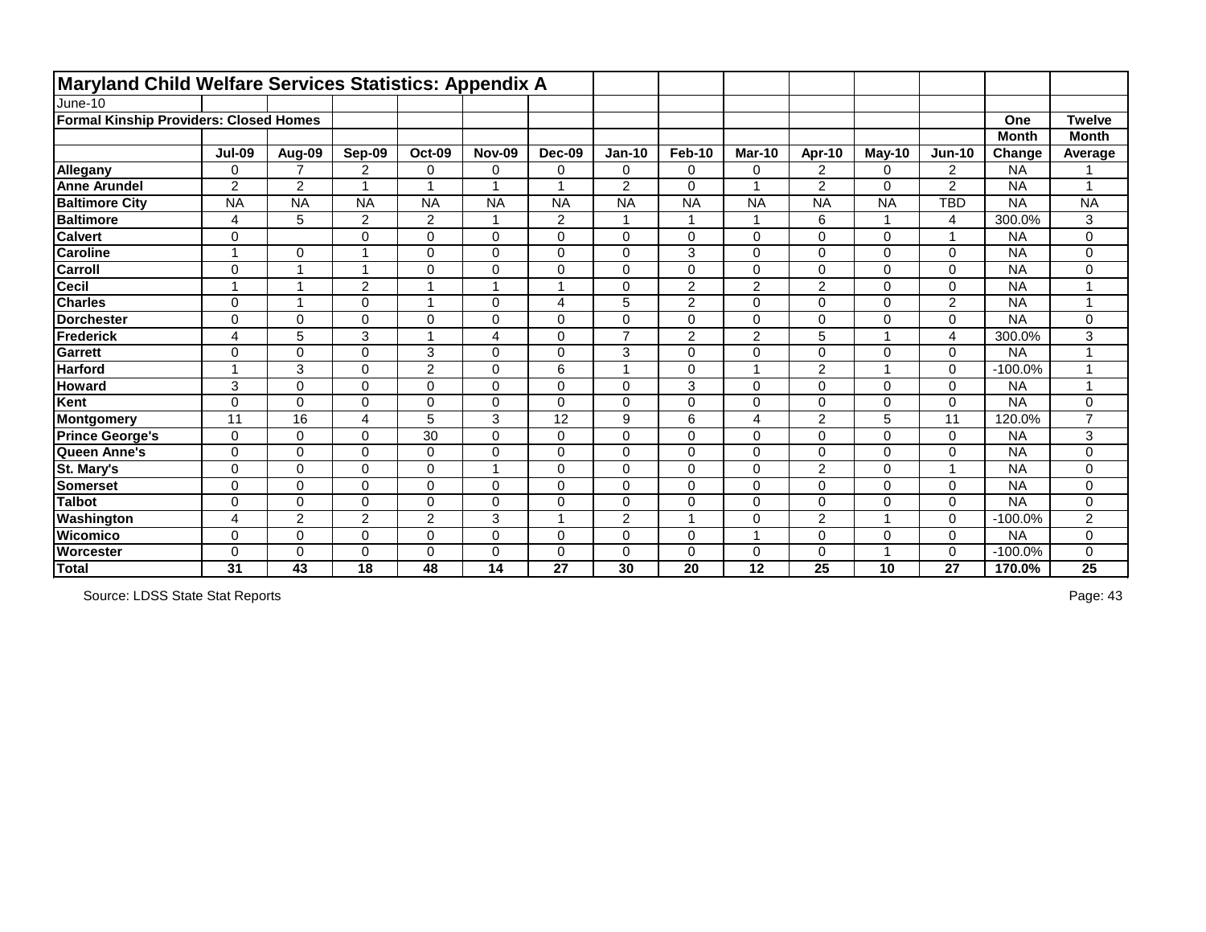# Maryland Child Welfare Services Statistics: Appendix A

June-10

**Formal Kinship Providers: Closed Homes**

| | Jul-09 | Aug-09 | Sep-09 | Oct-09 | Nov-09 | Dec-09 | Jan-10 | Feb-10 | Mar-10 | Apr-10 | May-10 | Jun-10 | One Month Change | Twelve Month Average |
|---|---|---|---|---|---|---|---|---|---|---|---|---|---|---|
| **Allegany** | 0 | 7 | 2 | 0 | 0 | 0 | 0 | 0 | 0 | 2 | 0 | 2 | NA | 1 |
| **Anne Arundel** | 2 | 2 | 1 | 1 | 1 | 1 | 2 | 0 | 1 | 2 | 0 | 2 | NA | 1 |
| **Baltimore City** | NA | NA | NA | NA | NA | NA | NA | NA | NA | NA | NA | TBD | NA | NA |
| **Baltimore** | 4 | 5 | 2 | 2 | 1 | 2 | 1 | 1 | 1 | 6 | 1 | 4 | 300.0% | 3 |
| **Calvert** | 0 | | 0 | 0 | 0 | 0 | 0 | 0 | 0 | 0 | 0 | 1 | NA | 0 |
| **Caroline** | 1 | 0 | 1 | 0 | 0 | 0 | 0 | 3 | 0 | 0 | 0 | 0 | NA | 0 |
| **Carroll** | 0 | 1 | 1 | 0 | 0 | 0 | 0 | 0 | 0 | 0 | 0 | 0 | NA | 0 |
| **Cecil** | 1 | 1 | 2 | 1 | 1 | 1 | 0 | 2 | 2 | 2 | 0 | 0 | NA | 1 |
| **Charles** | 0 | 1 | 0 | 1 | 0 | 4 | 5 | 2 | 0 | 0 | 0 | 2 | NA | 1 |
| **Dorchester** | 0 | 0 | 0 | 0 | 0 | 0 | 0 | 0 | 0 | 0 | 0 | 0 | NA | 0 |
| **Frederick** | 4 | 5 | 3 | 1 | 4 | 0 | 7 | 2 | 2 | 5 | 1 | 4 | 300.0% | 3 |
| **Garrett** | 0 | 0 | 0 | 3 | 0 | 0 | 3 | 0 | 0 | 0 | 0 | 0 | NA | 1 |
| **Harford** | 1 | 3 | 0 | 2 | 0 | 6 | 1 | 0 | 1 | 2 | 1 | 0 | -100.0% | 1 |
| **Howard** | 3 | 0 | 0 | 0 | 0 | 0 | 0 | 3 | 0 | 0 | 0 | 0 | NA | 1 |
| **Kent** | 0 | 0 | 0 | 0 | 0 | 0 | 0 | 0 | 0 | 0 | 0 | 0 | NA | 0 |
| **Montgomery** | 11 | 16 | 4 | 5 | 3 | 12 | 9 | 6 | 4 | 2 | 5 | 11 | 120.0% | 7 |
| **Prince George's** | 0 | 0 | 0 | 30 | 0 | 0 | 0 | 0 | 0 | 0 | 0 | 0 | NA | 3 |
| **Queen Anne's** | 0 | 0 | 0 | 0 | 0 | 0 | 0 | 0 | 0 | 0 | 0 | 0 | NA | 0 |
| **St. Mary's** | 0 | 0 | 0 | 0 | 1 | 0 | 0 | 0 | 0 | 2 | 0 | 1 | NA | 0 |
| **Somerset** | 0 | 0 | 0 | 0 | 0 | 0 | 0 | 0 | 0 | 0 | 0 | 0 | NA | 0 |
| **Talbot** | 0 | 0 | 0 | 0 | 0 | 0 | 0 | 0 | 0 | 0 | 0 | 0 | NA | 0 |
| **Washington** | 4 | 2 | 2 | 2 | 3 | 1 | 2 | 1 | 0 | 2 | 1 | 0 | -100.0% | 2 |
| **Wicomico** | 0 | 0 | 0 | 0 | 0 | 0 | 0 | 0 | 1 | 0 | 0 | 0 | NA | 0 |
| **Worcester** | 0 | 0 | 0 | 0 | 0 | 0 | 0 | 0 | 0 | 0 | 1 | 0 | -100.0% | 0 |
| **Total** | **31** | **43** | **18** | **48** | **14** | **27** | **30** | **20** | **12** | **25** | **10** | **27** | **170.0%** | **25** |

Source: LDSS State Stat Reports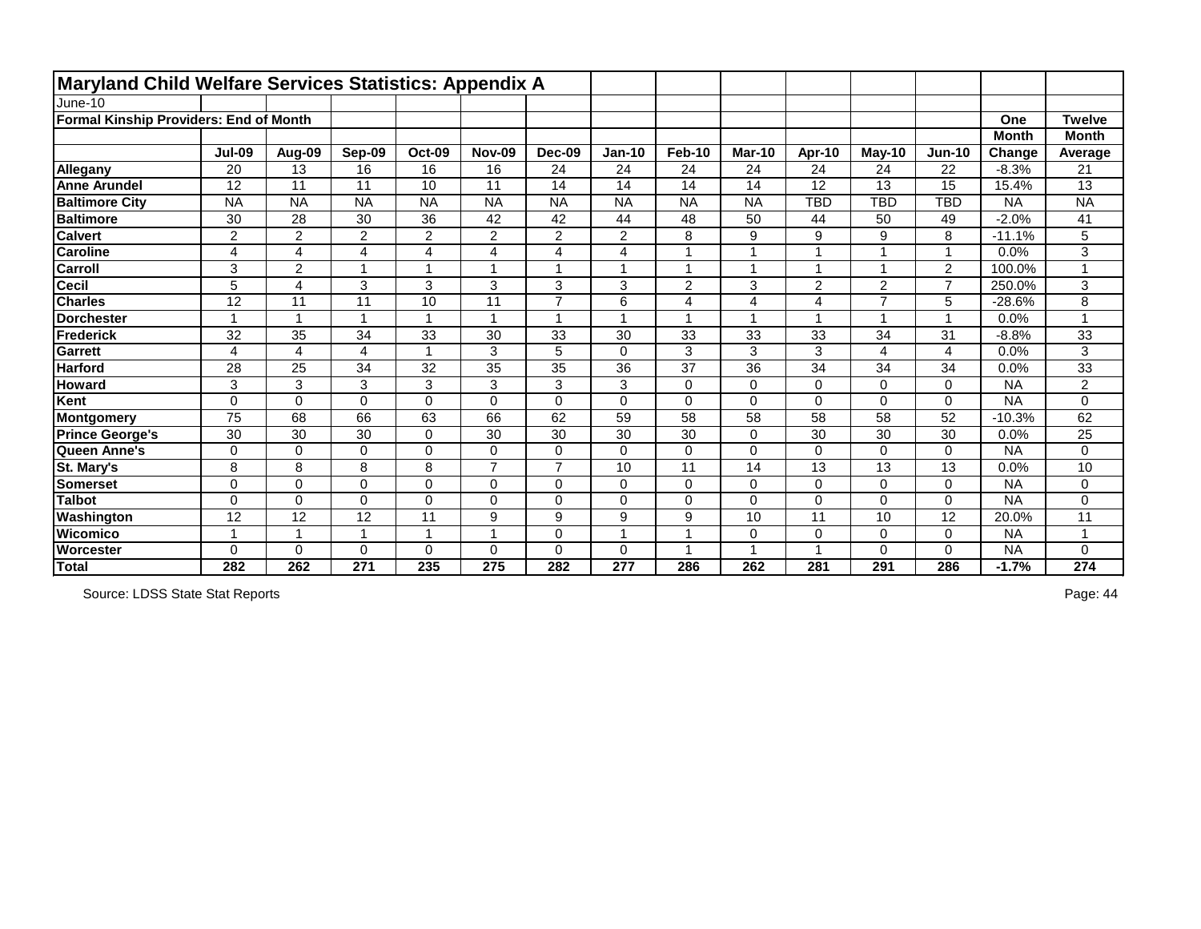# Maryland Child Welfare Services Statistics: Appendix A

June-10

**Formal Kinship Providers: End of Month**

| | Jul-09 | Aug-09 | Sep-09 | Oct-09 | Nov-09 | Dec-09 | Jan-10 | Feb-10 | Mar-10 | Apr-10 | May-10 | Jun-10 | One Month Change | Twelve Month Average |
|---|---|---|---|---|---|---|---|---|---|---|---|---|---|---|
| **Allegany** | 20 | 13 | 16 | 16 | 16 | 24 | 24 | 24 | 24 | 24 | 24 | 22 | -8.3% | 21 |
| **Anne Arundel** | 12 | 11 | 11 | 10 | 11 | 14 | 14 | 14 | 14 | 12 | 13 | 15 | 15.4% | 13 |
| **Baltimore City** | NA | NA | NA | NA | NA | NA | NA | NA | NA | TBD | TBD | TBD | NA | NA |
| **Baltimore** | 30 | 28 | 30 | 36 | 42 | 42 | 44 | 48 | 50 | 44 | 50 | 49 | -2.0% | 41 |
| **Calvert** | 2 | 2 | 2 | 2 | 2 | 2 | 2 | 8 | 9 | 9 | 9 | 8 | -11.1% | 5 |
| **Caroline** | 4 | 4 | 4 | 4 | 4 | 4 | 4 | 1 | 1 | 1 | 1 | 1 | 0.0% | 3 |
| **Carroll** | 3 | 2 | 1 | 1 | 1 | 1 | 1 | 1 | 1 | 1 | 1 | 2 | 100.0% | 1 |
| **Cecil** | 5 | 4 | 3 | 3 | 3 | 3 | 3 | 2 | 3 | 2 | 2 | 7 | 250.0% | 3 |
| **Charles** | 12 | 11 | 11 | 10 | 11 | 7 | 6 | 4 | 4 | 4 | 7 | 5 | -28.6% | 8 |
| **Dorchester** | 1 | 1 | 1 | 1 | 1 | 1 | 1 | 1 | 1 | 1 | 1 | 1 | 0.0% | 1 |
| **Frederick** | 32 | 35 | 34 | 33 | 30 | 33 | 30 | 33 | 33 | 33 | 34 | 31 | -8.8% | 33 |
| **Garrett** | 4 | 4 | 4 | 1 | 3 | 5 | 0 | 3 | 3 | 3 | 4 | 4 | 0.0% | 3 |
| **Harford** | 28 | 25 | 34 | 32 | 35 | 35 | 36 | 37 | 36 | 34 | 34 | 34 | 0.0% | 33 |
| **Howard** | 3 | 3 | 3 | 3 | 3 | 3 | 3 | 0 | 0 | 0 | 0 | 0 | NA | 2 |
| **Kent** | 0 | 0 | 0 | 0 | 0 | 0 | 0 | 0 | 0 | 0 | 0 | 0 | NA | 0 |
| **Montgomery** | 75 | 68 | 66 | 63 | 66 | 62 | 59 | 58 | 58 | 58 | 58 | 52 | -10.3% | 62 |
| **Prince George's** | 30 | 30 | 30 | 0 | 30 | 30 | 30 | 30 | 0 | 30 | 30 | 30 | 0.0% | 25 |
| **Queen Anne's** | 0 | 0 | 0 | 0 | 0 | 0 | 0 | 0 | 0 | 0 | 0 | 0 | NA | 0 |
| **St. Mary's** | 8 | 8 | 8 | 8 | 7 | 7 | 10 | 11 | 14 | 13 | 13 | 13 | 0.0% | 10 |
| **Somerset** | 0 | 0 | 0 | 0 | 0 | 0 | 0 | 0 | 0 | 0 | 0 | 0 | NA | 0 |
| **Talbot** | 0 | 0 | 0 | 0 | 0 | 0 | 0 | 0 | 0 | 0 | 0 | 0 | NA | 0 |
| **Washington** | 12 | 12 | 12 | 11 | 9 | 9 | 9 | 9 | 10 | 11 | 10 | 12 | 20.0% | 11 |
| **Wicomico** | 1 | 1 | 1 | 1 | 1 | 0 | 1 | 1 | 0 | 0 | 0 | 0 | NA | 1 |
| **Worcester** | 0 | 0 | 0 | 0 | 0 | 0 | 0 | 1 | 1 | 1 | 0 | 0 | NA | 0 |
| **Total** | **282** | **262** | **271** | **235** | **275** | **282** | **277** | **286** | **262** | **281** | **291** | **286** | **-1.7%** | **274** |

Source: LDSS State Stat Reports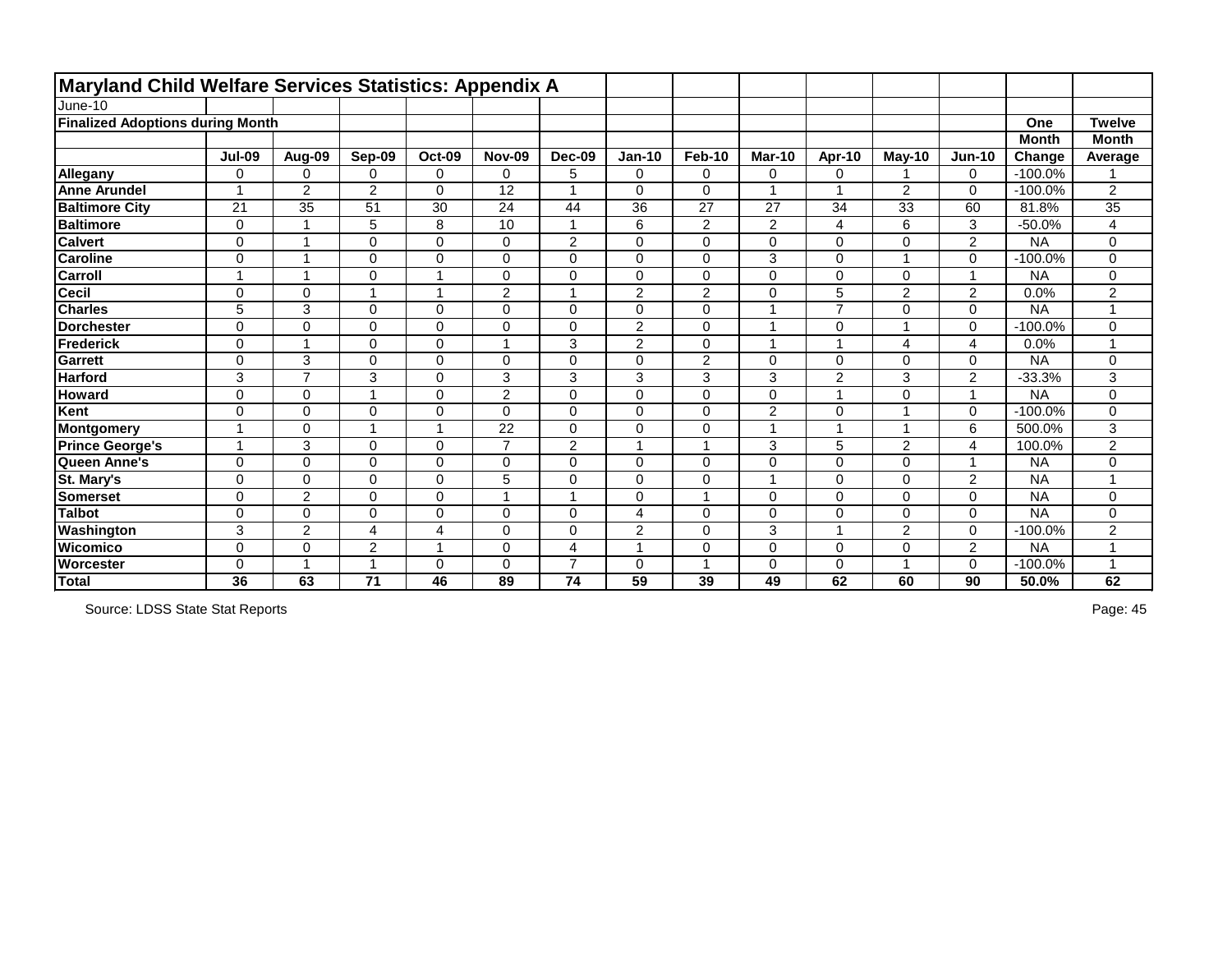# Maryland Child Welfare Services Statistics: Appendix A

June-10

**Finalized Adoptions during Month**

| | Jul-09 | Aug-09 | Sep-09 | Oct-09 | Nov-09 | Dec-09 | Jan-10 | Feb-10 | Mar-10 | Apr-10 | May-10 | Jun-10 | One Month Change | Twelve Month Average |
|---|---|---|---|---|---|---|---|---|---|---|---|---|---|---|
| **Allegany** | 0 | 0 | 0 | 0 | 0 | 5 | 0 | 0 | 0 | 0 | 1 | 0 | -100.0% | 1 |
| **Anne Arundel** | 1 | 2 | 2 | 0 | 12 | 1 | 0 | 0 | 1 | 1 | 2 | 0 | -100.0% | 2 |
| **Baltimore City** | 21 | 35 | 51 | 30 | 24 | 44 | 36 | 27 | 27 | 34 | 33 | 60 | 81.8% | 35 |
| **Baltimore** | 0 | 1 | 5 | 8 | 10 | 1 | 6 | 2 | 2 | 4 | 6 | 3 | -50.0% | 4 |
| **Calvert** | 0 | 1 | 0 | 0 | 0 | 2 | 0 | 0 | 0 | 0 | 0 | 2 | NA | 0 |
| **Caroline** | 0 | 1 | 0 | 0 | 0 | 0 | 0 | 0 | 3 | 0 | 1 | 0 | -100.0% | 0 |
| **Carroll** | 1 | 1 | 0 | 1 | 0 | 0 | 0 | 0 | 0 | 0 | 0 | 1 | NA | 0 |
| **Cecil** | 0 | 0 | 1 | 1 | 2 | 1 | 2 | 2 | 0 | 5 | 2 | 2 | 0.0% | 2 |
| **Charles** | 5 | 3 | 0 | 0 | 0 | 0 | 0 | 0 | 1 | 7 | 0 | 0 | NA | 1 |
| **Dorchester** | 0 | 0 | 0 | 0 | 0 | 0 | 2 | 0 | 1 | 0 | 1 | 0 | -100.0% | 0 |
| **Frederick** | 0 | 1 | 0 | 0 | 1 | 3 | 2 | 0 | 1 | 1 | 4 | 4 | 0.0% | 1 |
| **Garrett** | 0 | 3 | 0 | 0 | 0 | 0 | 0 | 2 | 0 | 0 | 0 | 0 | NA | 0 |
| **Harford** | 3 | 7 | 3 | 0 | 3 | 3 | 3 | 3 | 3 | 2 | 3 | 2 | -33.3% | 3 |
| **Howard** | 0 | 0 | 1 | 0 | 2 | 0 | 0 | 0 | 0 | 1 | 0 | 1 | NA | 0 |
| **Kent** | 0 | 0 | 0 | 0 | 0 | 0 | 0 | 0 | 2 | 0 | 1 | 0 | -100.0% | 0 |
| **Montgomery** | 1 | 0 | 1 | 1 | 22 | 0 | 0 | 0 | 1 | 1 | 1 | 6 | 500.0% | 3 |
| **Prince George's** | 1 | 3 | 0 | 0 | 7 | 2 | 1 | 1 | 3 | 5 | 2 | 4 | 100.0% | 2 |
| **Queen Anne's** | 0 | 0 | 0 | 0 | 0 | 0 | 0 | 0 | 0 | 0 | 0 | 1 | NA | 0 |
| **St. Mary's** | 0 | 0 | 0 | 0 | 5 | 0 | 0 | 0 | 1 | 0 | 0 | 2 | NA | 1 |
| **Somerset** | 0 | 2 | 0 | 0 | 1 | 1 | 0 | 1 | 0 | 0 | 0 | 0 | NA | 0 |
| **Talbot** | 0 | 0 | 0 | 0 | 0 | 0 | 4 | 0 | 0 | 0 | 0 | 0 | NA | 0 |
| **Washington** | 3 | 2 | 4 | 4 | 0 | 0 | 2 | 0 | 3 | 1 | 2 | 0 | -100.0% | 2 |
| **Wicomico** | 0 | 0 | 2 | 1 | 0 | 4 | 1 | 0 | 0 | 0 | 0 | 2 | NA | 1 |
| **Worcester** | 0 | 1 | 1 | 0 | 0 | 7 | 0 | 1 | 0 | 0 | 1 | 0 | -100.0% | 1 |
| **Total** | **36** | **63** | **71** | **46** | **89** | **74** | **59** | **39** | **49** | **62** | **60** | **90** | **50.0%** | **62** |

Source: LDSS State Stat Reports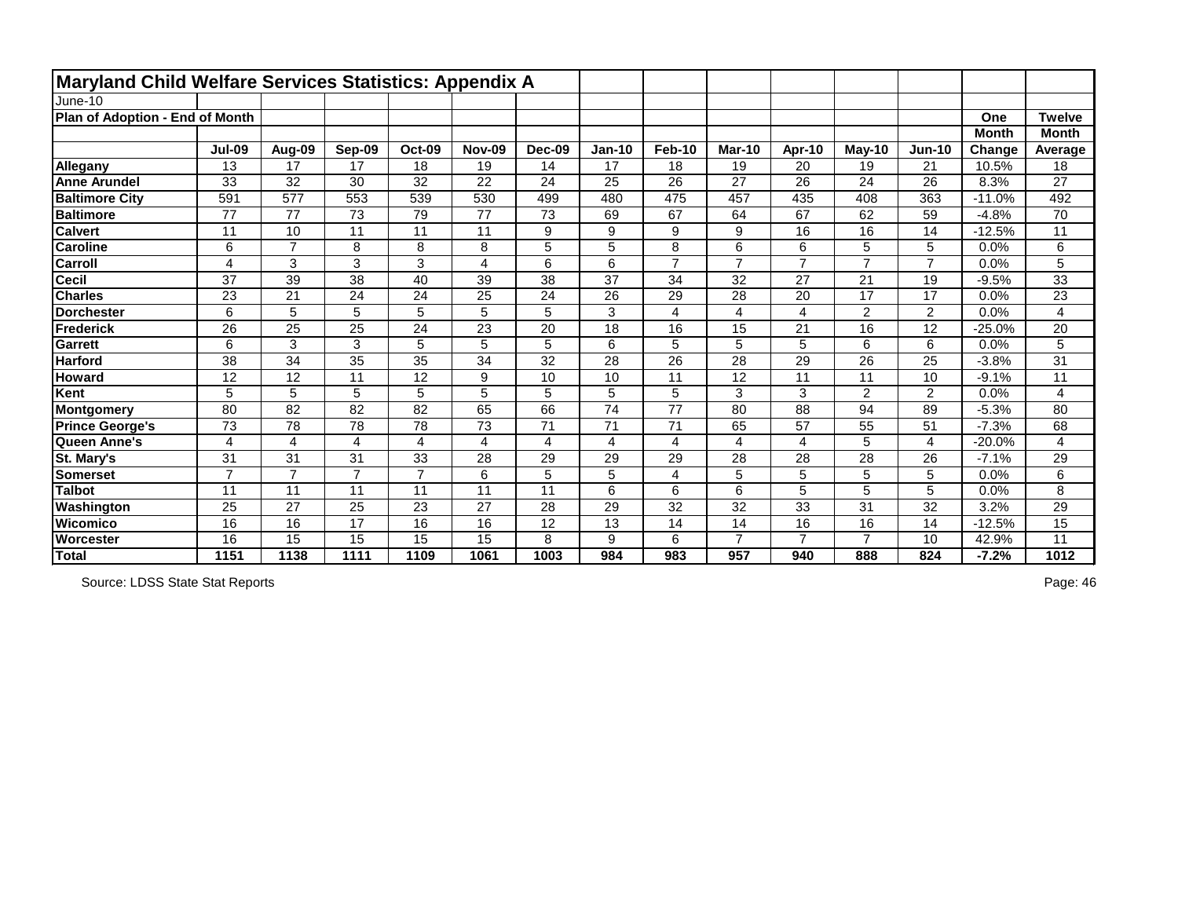# Maryland Child Welfare Services Statistics: Appendix A

June-10

**Plan of Adoption - End of Month**

| | Jul-09 | Aug-09 | Sep-09 | Oct-09 | Nov-09 | Dec-09 | Jan-10 | Feb-10 | Mar-10 | Apr-10 | May-10 | Jun-10 | One Month Change | Twelve Month Average |
|---|---|---|---|---|---|---|---|---|---|---|---|---|---|---|
| **Allegany** | 13 | 17 | 17 | 18 | 19 | 14 | 17 | 18 | 19 | 20 | 19 | 21 | 10.5% | 18 |
| **Anne Arundel** | 33 | 32 | 30 | 32 | 22 | 24 | 25 | 26 | 27 | 26 | 24 | 26 | 8.3% | 27 |
| **Baltimore City** | 591 | 577 | 553 | 539 | 530 | 499 | 480 | 475 | 457 | 435 | 408 | 363 | -11.0% | 492 |
| **Baltimore** | 77 | 77 | 73 | 79 | 77 | 73 | 69 | 67 | 64 | 67 | 62 | 59 | -4.8% | 70 |
| **Calvert** | 11 | 10 | 11 | 11 | 11 | 9 | 9 | 9 | 9 | 16 | 16 | 14 | -12.5% | 11 |
| **Caroline** | 6 | 7 | 8 | 8 | 8 | 5 | 5 | 8 | 6 | 6 | 5 | 5 | 0.0% | 6 |
| **Carroll** | 4 | 3 | 3 | 3 | 4 | 6 | 6 | 7 | 7 | 7 | 7 | 7 | 0.0% | 5 |
| **Cecil** | 37 | 39 | 38 | 40 | 39 | 38 | 37 | 34 | 32 | 27 | 21 | 19 | -9.5% | 33 |
| **Charles** | 23 | 21 | 24 | 24 | 25 | 24 | 26 | 29 | 28 | 20 | 17 | 17 | 0.0% | 23 |
| **Dorchester** | 6 | 5 | 5 | 5 | 5 | 5 | 3 | 4 | 4 | 4 | 2 | 2 | 0.0% | 4 |
| **Frederick** | 26 | 25 | 25 | 24 | 23 | 20 | 18 | 16 | 15 | 21 | 16 | 12 | -25.0% | 20 |
| **Garrett** | 6 | 3 | 3 | 5 | 5 | 5 | 6 | 5 | 5 | 5 | 6 | 6 | 0.0% | 5 |
| **Harford** | 38 | 34 | 35 | 35 | 34 | 32 | 28 | 26 | 28 | 29 | 26 | 25 | -3.8% | 31 |
| **Howard** | 12 | 12 | 11 | 12 | 9 | 10 | 10 | 11 | 12 | 11 | 11 | 10 | -9.1% | 11 |
| **Kent** | 5 | 5 | 5 | 5 | 5 | 5 | 5 | 5 | 3 | 3 | 2 | 2 | 0.0% | 4 |
| **Montgomery** | 80 | 82 | 82 | 82 | 65 | 66 | 74 | 77 | 80 | 88 | 94 | 89 | -5.3% | 80 |
| **Prince George's** | 73 | 78 | 78 | 78 | 73 | 71 | 71 | 71 | 65 | 57 | 55 | 51 | -7.3% | 68 |
| **Queen Anne's** | 4 | 4 | 4 | 4 | 4 | 4 | 4 | 4 | 4 | 4 | 5 | 4 | -20.0% | 4 |
| **St. Mary's** | 31 | 31 | 31 | 33 | 28 | 29 | 29 | 29 | 28 | 28 | 28 | 26 | -7.1% | 29 |
| **Somerset** | 7 | 7 | 7 | 7 | 6 | 5 | 5 | 4 | 5 | 5 | 5 | 5 | 0.0% | 6 |
| **Talbot** | 11 | 11 | 11 | 11 | 11 | 11 | 6 | 6 | 6 | 5 | 5 | 5 | 0.0% | 8 |
| **Washington** | 25 | 27 | 25 | 23 | 27 | 28 | 29 | 32 | 32 | 33 | 31 | 32 | 3.2% | 29 |
| **Wicomico** | 16 | 16 | 17 | 16 | 16 | 12 | 13 | 14 | 14 | 16 | 16 | 14 | -12.5% | 15 |
| **Worcester** | 16 | 15 | 15 | 15 | 15 | 8 | 9 | 6 | 7 | 7 | 7 | 10 | 42.9% | 11 |
| **Total** | **1151** | **1138** | **1111** | **1109** | **1061** | **1003** | **984** | **983** | **957** | **940** | **888** | **824** | **-7.2%** | **1012** |

Source: LDSS State Stat Reports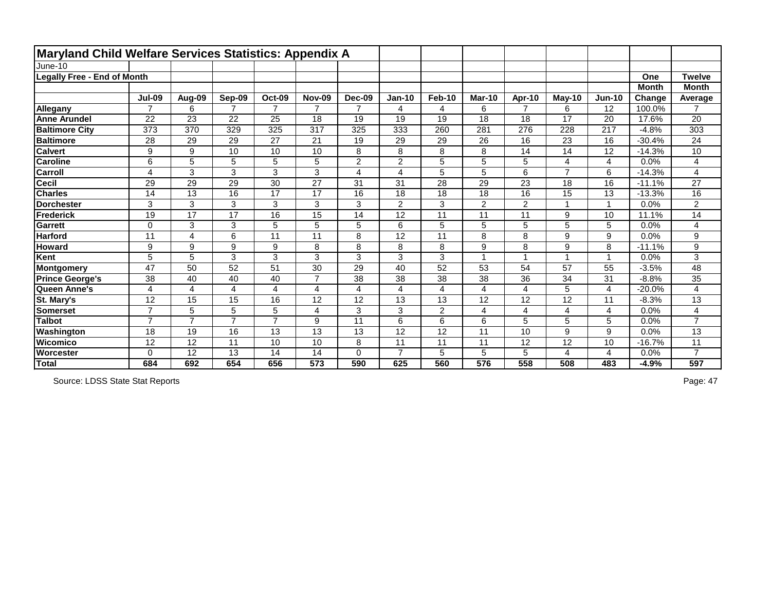## Maryland Child Welfare Services Statistics: Appendix A

June-10

**Legally Free - End of Month**

| | Jul-09 | Aug-09 | Sep-09 | Oct-09 | Nov-09 | Dec-09 | Jan-10 | Feb-10 | Mar-10 | Apr-10 | May-10 | Jun-10 | One Month Change | Twelve Month Average |
|---|---|---|---|---|---|---|---|---|---|---|---|---|---|---|
| **Allegany** | 7 | 6 | 7 | 7 | 7 | 7 | 4 | 4 | 6 | 7 | 6 | 12 | 100.0% | 7 |
| **Anne Arundel** | 22 | 23 | 22 | 25 | 18 | 19 | 19 | 19 | 18 | 18 | 17 | 20 | 17.6% | 20 |
| **Baltimore City** | 373 | 370 | 329 | 325 | 317 | 325 | 333 | 260 | 281 | 276 | 228 | 217 | -4.8% | 303 |
| **Baltimore** | 28 | 29 | 29 | 27 | 21 | 19 | 29 | 29 | 26 | 16 | 23 | 16 | -30.4% | 24 |
| **Calvert** | 9 | 9 | 10 | 10 | 10 | 8 | 8 | 8 | 8 | 14 | 14 | 12 | -14.3% | 10 |
| **Caroline** | 6 | 5 | 5 | 5 | 5 | 2 | 2 | 5 | 5 | 5 | 4 | 4 | 0.0% | 4 |
| **Carroll** | 4 | 3 | 3 | 3 | 3 | 4 | 4 | 5 | 5 | 6 | 7 | 6 | -14.3% | 4 |
| **Cecil** | 29 | 29 | 29 | 30 | 27 | 31 | 31 | 28 | 29 | 23 | 18 | 16 | -11.1% | 27 |
| **Charles** | 14 | 13 | 16 | 17 | 17 | 16 | 18 | 18 | 18 | 16 | 15 | 13 | -13.3% | 16 |
| **Dorchester** | 3 | 3 | 3 | 3 | 3 | 3 | 2 | 3 | 2 | 2 | 1 | 1 | 0.0% | 2 |
| **Frederick** | 19 | 17 | 17 | 16 | 15 | 14 | 12 | 11 | 11 | 11 | 9 | 10 | 11.1% | 14 |
| **Garrett** | 0 | 3 | 3 | 5 | 5 | 5 | 6 | 5 | 5 | 5 | 5 | 5 | 0.0% | 4 |
| **Harford** | 11 | 4 | 6 | 11 | 11 | 8 | 12 | 11 | 8 | 8 | 9 | 9 | 0.0% | 9 |
| **Howard** | 9 | 9 | 9 | 9 | 8 | 8 | 8 | 8 | 9 | 8 | 9 | 8 | -11.1% | 9 |
| **Kent** | 5 | 5 | 3 | 3 | 3 | 3 | 3 | 3 | 1 | 1 | 1 | 1 | 0.0% | 3 |
| **Montgomery** | 47 | 50 | 52 | 51 | 30 | 29 | 40 | 52 | 53 | 54 | 57 | 55 | -3.5% | 48 |
| **Prince George's** | 38 | 40 | 40 | 40 | 7 | 38 | 38 | 38 | 38 | 36 | 34 | 31 | -8.8% | 35 |
| **Queen Anne's** | 4 | 4 | 4 | 4 | 4 | 4 | 4 | 4 | 4 | 4 | 5 | 4 | -20.0% | 4 |
| **St. Mary's** | 12 | 15 | 15 | 16 | 12 | 12 | 13 | 13 | 12 | 12 | 12 | 11 | -8.3% | 13 |
| **Somerset** | 7 | 5 | 5 | 5 | 4 | 3 | 3 | 2 | 4 | 4 | 4 | 4 | 0.0% | 4 |
| **Talbot** | 7 | 7 | 7 | 7 | 9 | 11 | 6 | 6 | 6 | 5 | 5 | 5 | 0.0% | 7 |
| **Washington** | 18 | 19 | 16 | 13 | 13 | 13 | 12 | 12 | 11 | 10 | 9 | 9 | 0.0% | 13 |
| **Wicomico** | 12 | 12 | 11 | 10 | 10 | 8 | 11 | 11 | 11 | 12 | 12 | 10 | -16.7% | 11 |
| **Worcester** | 0 | 12 | 13 | 14 | 14 | 0 | 7 | 5 | 5 | 5 | 4 | 4 | 0.0% | 7 |
| **Total** | **684** | **692** | **654** | **656** | **573** | **590** | **625** | **560** | **576** | **558** | **508** | **483** | **-4.9%** | **597** |

Source: LDSS State Stat Reports